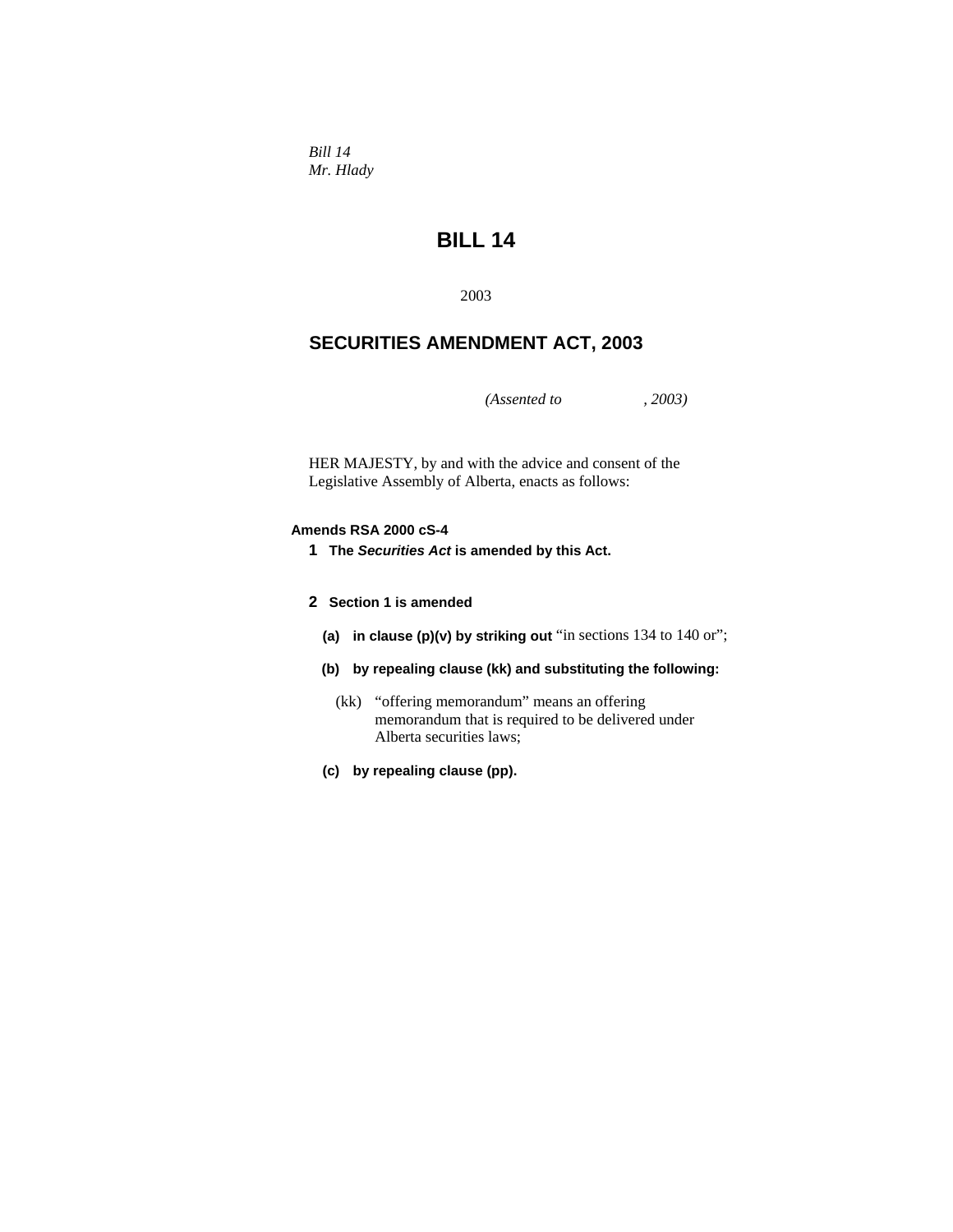*Bill 14*
*Mr. Hlady*

# BILL 14

2003

## SECURITIES AMENDMENT ACT, 2003

*(Assented to , 2003)*

HER MAJESTY, by and with the advice and consent of the Legislative Assembly of Alberta, enacts as follows:

**Amends RSA 2000 cS-4**

**1** **The *Securities Act* is amended by this Act.**

**2** **Section 1 is amended**

**(a)** **in clause (p)(v) by striking out** "in sections 134 to 140 or";

**(b)** **by repealing clause (kk) and substituting the following:**

(kk) "offering memorandum" means an offering memorandum that is required to be delivered under Alberta securities laws;

**(c)** **by repealing clause (pp).**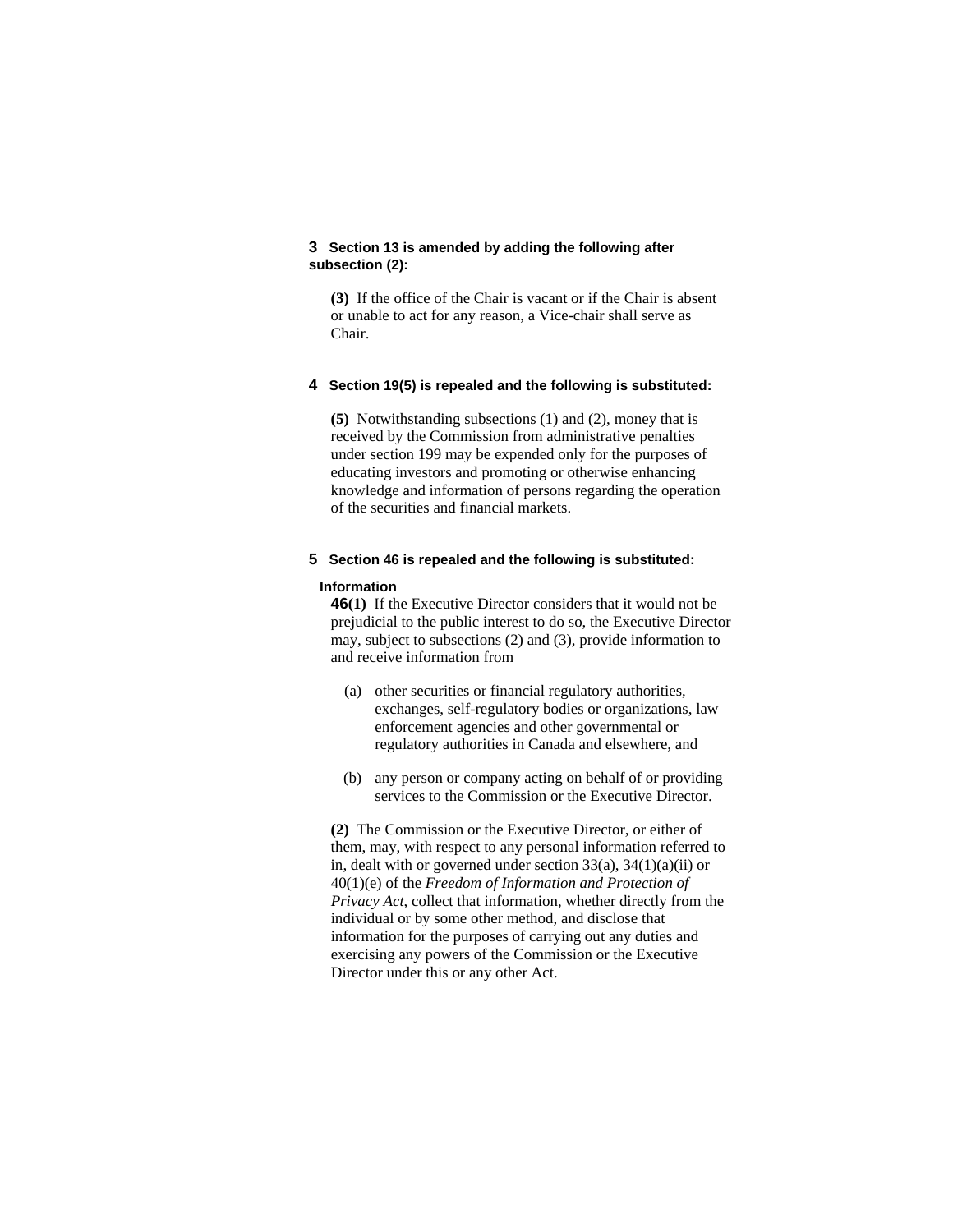**3 Section 13 is amended by adding the following after subsection (2):**

**(3)** If the office of the Chair is vacant or if the Chair is absent or unable to act for any reason, a Vice-chair shall serve as Chair.

**4 Section 19(5) is repealed and the following is substituted:**

**(5)** Notwithstanding subsections (1) and (2), money that is received by the Commission from administrative penalties under section 199 may be expended only for the purposes of educating investors and promoting or otherwise enhancing knowledge and information of persons regarding the operation of the securities and financial markets.

**5 Section 46 is repealed and the following is substituted:**

**Information**

**46(1)** If the Executive Director considers that it would not be prejudicial to the public interest to do so, the Executive Director may, subject to subsections (2) and (3), provide information to and receive information from

- (a) other securities or financial regulatory authorities, exchanges, self-regulatory bodies or organizations, law enforcement agencies and other governmental or regulatory authorities in Canada and elsewhere, and
- (b) any person or company acting on behalf of or providing services to the Commission or the Executive Director.

**(2)** The Commission or the Executive Director, or either of them, may, with respect to any personal information referred to in, dealt with or governed under section 33(a), 34(1)(a)(ii) or 40(1)(e) of the *Freedom of Information and Protection of Privacy Act*, collect that information, whether directly from the individual or by some other method, and disclose that information for the purposes of carrying out any duties and exercising any powers of the Commission or the Executive Director under this or any other Act.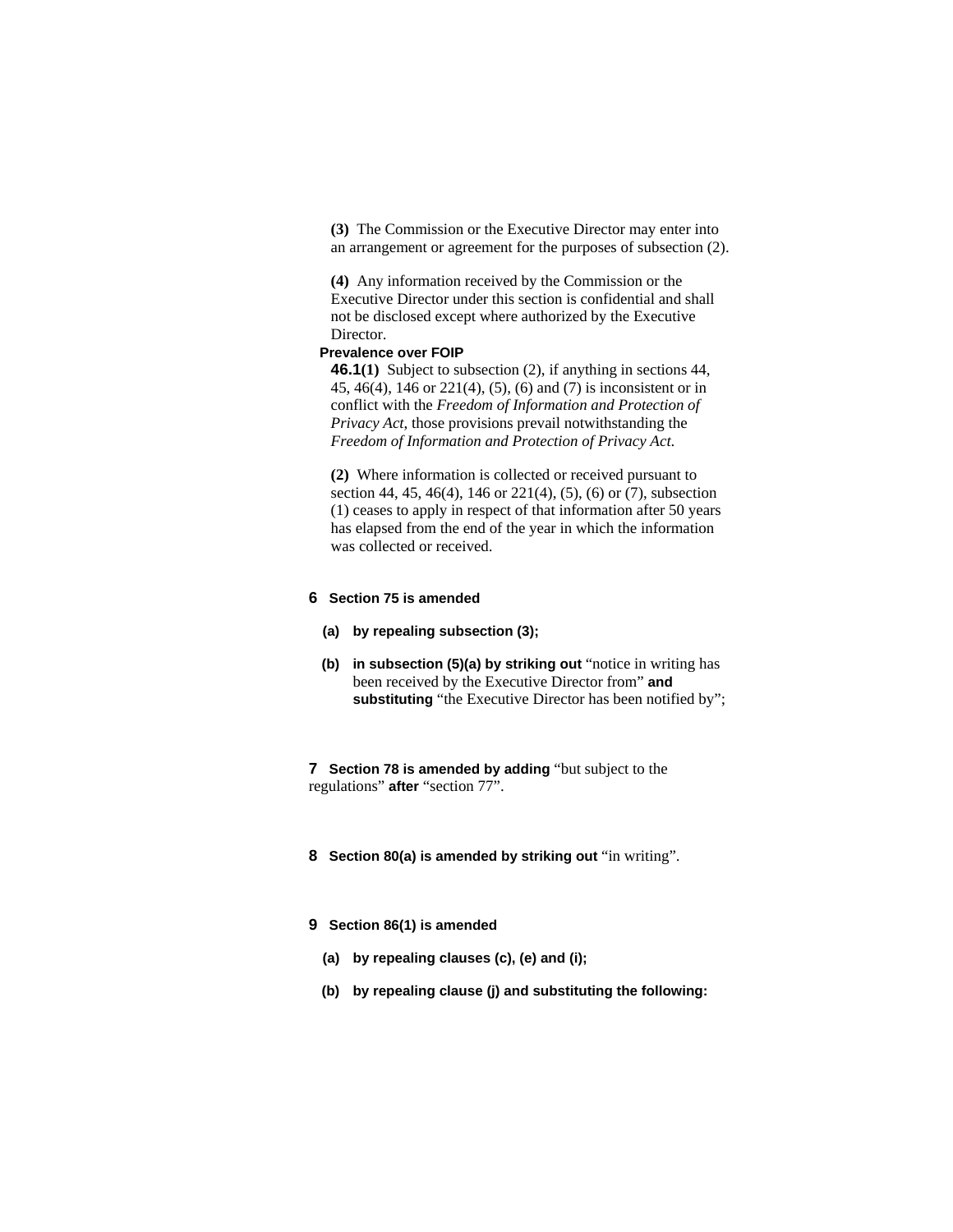**(3)** The Commission or the Executive Director may enter into an arrangement or agreement for the purposes of subsection (2).

**(4)** Any information received by the Commission or the Executive Director under this section is confidential and shall not be disclosed except where authorized by the Executive Director.

**Prevalence over FOIP**

**46.1(1)** Subject to subsection (2), if anything in sections 44, 45, 46(4), 146 or 221(4), (5), (6) and (7) is inconsistent or in conflict with the *Freedom of Information and Protection of Privacy Act*, those provisions prevail notwithstanding the *Freedom of Information and Protection of Privacy Act.*

**(2)** Where information is collected or received pursuant to section 44, 45, 46(4), 146 or 221(4), (5), (6) or (7), subsection (1) ceases to apply in respect of that information after 50 years has elapsed from the end of the year in which the information was collected or received.

**6 Section 75 is amended**

**(a) by repealing subsection (3);**

**(b) in subsection (5)(a) by striking out** "notice in writing has been received by the Executive Director from" **and substituting** "the Executive Director has been notified by";

**7 Section 78 is amended by adding** "but subject to the regulations" **after** "section 77".

**8 Section 80(a) is amended by striking out** "in writing".

**9 Section 86(1) is amended**

**(a) by repealing clauses (c), (e) and (i);**

**(b) by repealing clause (j) and substituting the following:**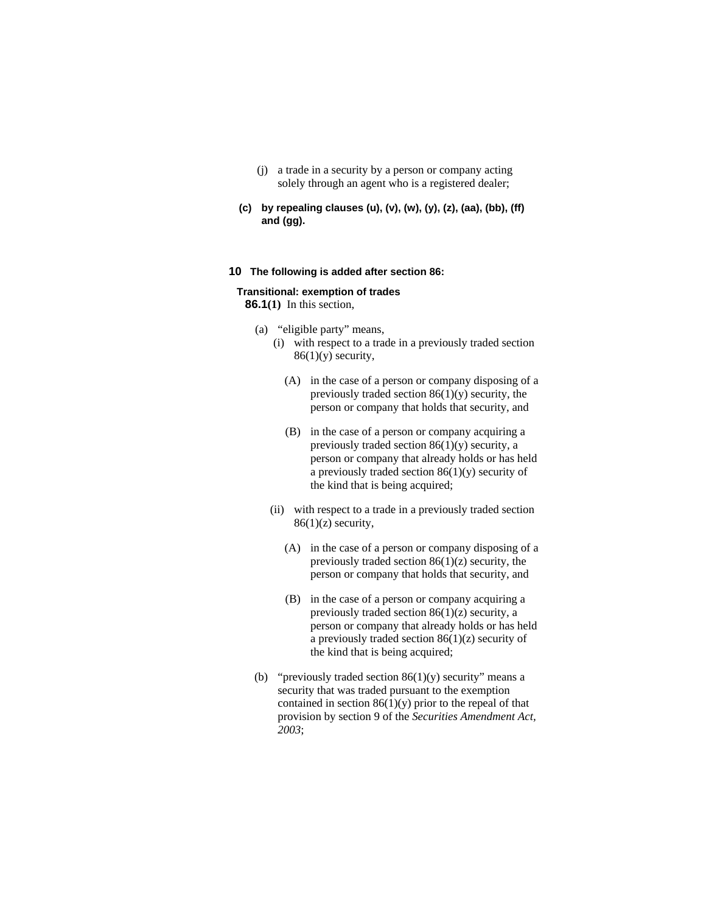(j) a trade in a security by a person or company acting solely through an agent who is a registered dealer;

**(c) by repealing clauses (u), (v), (w), (y), (z), (aa), (bb), (ff) and (gg).**

**10 The following is added after section 86:**

**Transitional: exemption of trades**

**86.1(1)** In this section,

(a) "eligible party" means,

(i) with respect to a trade in a previously traded section 86(1)(y) security,

(A) in the case of a person or company disposing of a previously traded section 86(1)(y) security, the person or company that holds that security, and

(B) in the case of a person or company acquiring a previously traded section 86(1)(y) security, a person or company that already holds or has held a previously traded section 86(1)(y) security of the kind that is being acquired;

(ii) with respect to a trade in a previously traded section 86(1)(z) security,

(A) in the case of a person or company disposing of a previously traded section 86(1)(z) security, the person or company that holds that security, and

(B) in the case of a person or company acquiring a previously traded section 86(1)(z) security, a person or company that already holds or has held a previously traded section 86(1)(z) security of the kind that is being acquired;

(b) "previously traded section 86(1)(y) security" means a security that was traded pursuant to the exemption contained in section 86(1)(y) prior to the repeal of that provision by section 9 of the *Securities Amendment Act, 2003*;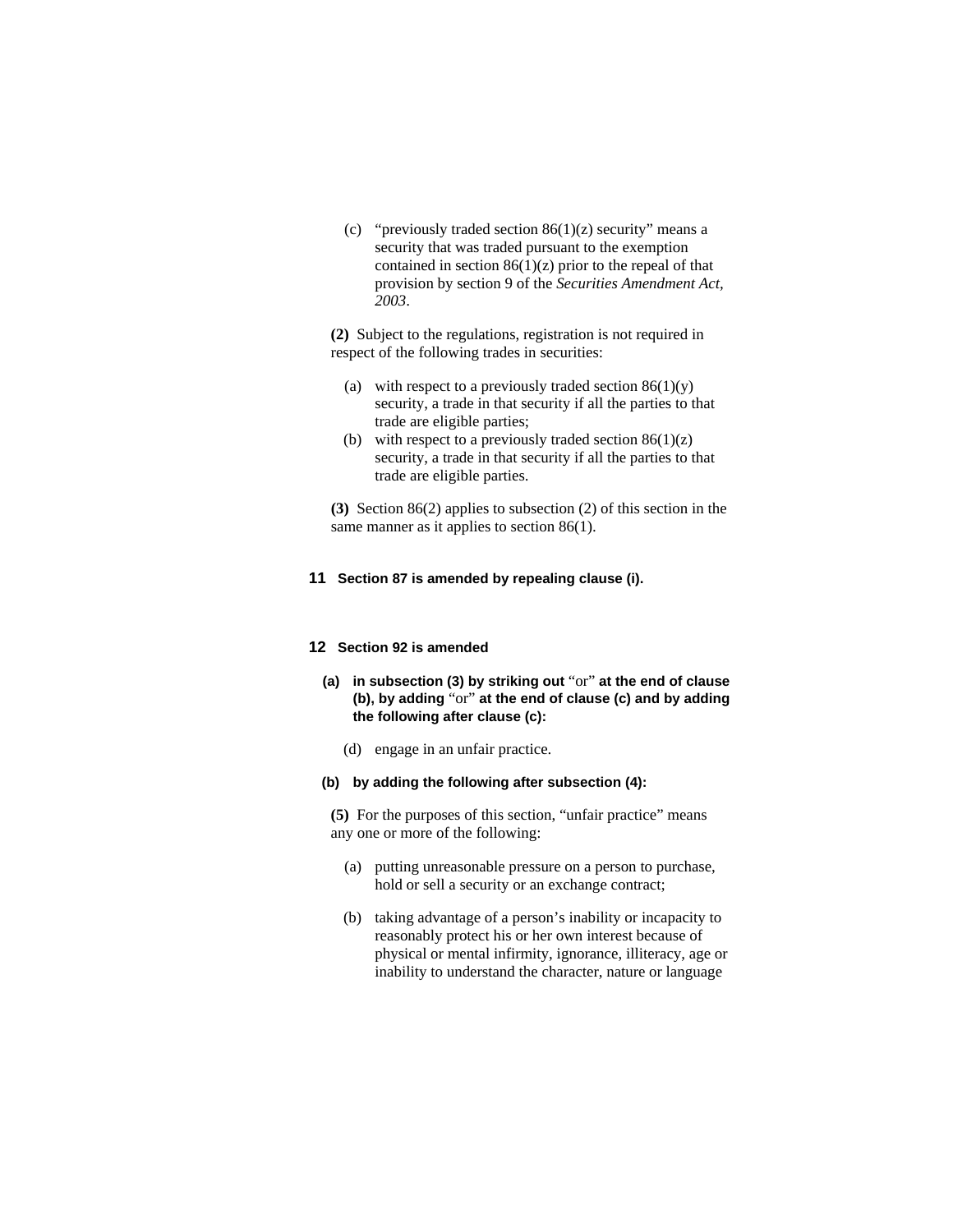(c) "previously traded section 86(1)(z) security" means a security that was traded pursuant to the exemption contained in section 86(1)(z) prior to the repeal of that provision by section 9 of the *Securities Amendment Act, 2003*.

**(2)** Subject to the regulations, registration is not required in respect of the following trades in securities:

(a) with respect to a previously traded section 86(1)(y) security, a trade in that security if all the parties to that trade are eligible parties;

(b) with respect to a previously traded section 86(1)(z) security, a trade in that security if all the parties to that trade are eligible parties.

**(3)** Section 86(2) applies to subsection (2) of this section in the same manner as it applies to section 86(1).

**11 Section 87 is amended by repealing clause (i).**

**12 Section 92 is amended**

**(a) in subsection (3) by striking out** "or" **at the end of clause (b), by adding** "or" **at the end of clause (c) and by adding the following after clause (c):**

(d) engage in an unfair practice.

**(b) by adding the following after subsection (4):**

**(5)** For the purposes of this section, "unfair practice" means any one or more of the following:

(a) putting unreasonable pressure on a person to purchase, hold or sell a security or an exchange contract;

(b) taking advantage of a person's inability or incapacity to reasonably protect his or her own interest because of physical or mental infirmity, ignorance, illiteracy, age or inability to understand the character, nature or language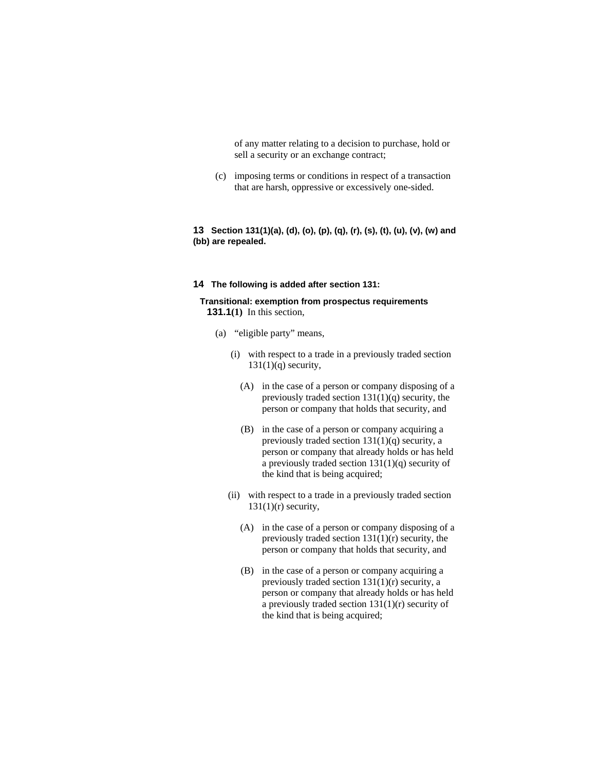of any matter relating to a decision to purchase, hold or sell a security or an exchange contract;

(c) imposing terms or conditions in respect of a transaction that are harsh, oppressive or excessively one-sided.

**13 Section 131(1)(a), (d), (o), (p), (q), (r), (s), (t), (u), (v), (w) and (bb) are repealed.**

**14 The following is added after section 131:**

**Transitional: exemption from prospectus requirements**

**131.1(1)** In this section,

(a) "eligible party" means,

(i) with respect to a trade in a previously traded section 131(1)(q) security,

(A) in the case of a person or company disposing of a previously traded section 131(1)(q) security, the person or company that holds that security, and

(B) in the case of a person or company acquiring a previously traded section 131(1)(q) security, a person or company that already holds or has held a previously traded section 131(1)(q) security of the kind that is being acquired;

(ii) with respect to a trade in a previously traded section 131(1)(r) security,

(A) in the case of a person or company disposing of a previously traded section 131(1)(r) security, the person or company that holds that security, and

(B) in the case of a person or company acquiring a previously traded section 131(1)(r) security, a person or company that already holds or has held a previously traded section 131(1)(r) security of the kind that is being acquired;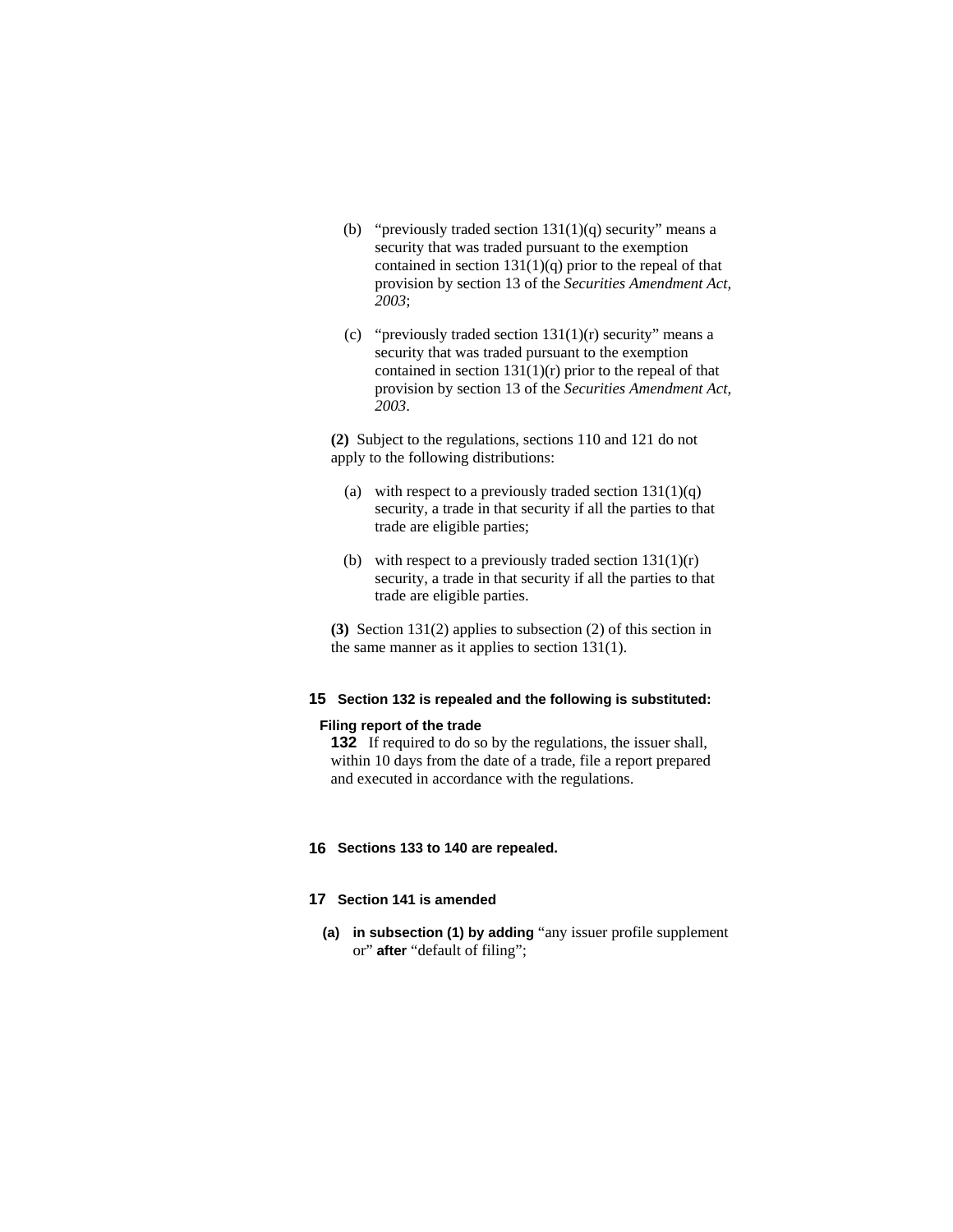(b) "previously traded section 131(1)(q) security" means a security that was traded pursuant to the exemption contained in section 131(1)(q) prior to the repeal of that provision by section 13 of the *Securities Amendment Act, 2003*;

(c) "previously traded section 131(1)(r) security" means a security that was traded pursuant to the exemption contained in section 131(1)(r) prior to the repeal of that provision by section 13 of the *Securities Amendment Act, 2003*.

**(2)** Subject to the regulations, sections 110 and 121 do not apply to the following distributions:

(a) with respect to a previously traded section 131(1)(q) security, a trade in that security if all the parties to that trade are eligible parties;

(b) with respect to a previously traded section 131(1)(r) security, a trade in that security if all the parties to that trade are eligible parties.

**(3)** Section 131(2) applies to subsection (2) of this section in the same manner as it applies to section 131(1).

**15 Section 132 is repealed and the following is substituted:**

**Filing report of the trade**

**132** If required to do so by the regulations, the issuer shall, within 10 days from the date of a trade, file a report prepared and executed in accordance with the regulations.

**16 Sections 133 to 140 are repealed.**

**17 Section 141 is amended**

**(a) in subsection (1) by adding** "any issuer profile supplement or" **after** "default of filing";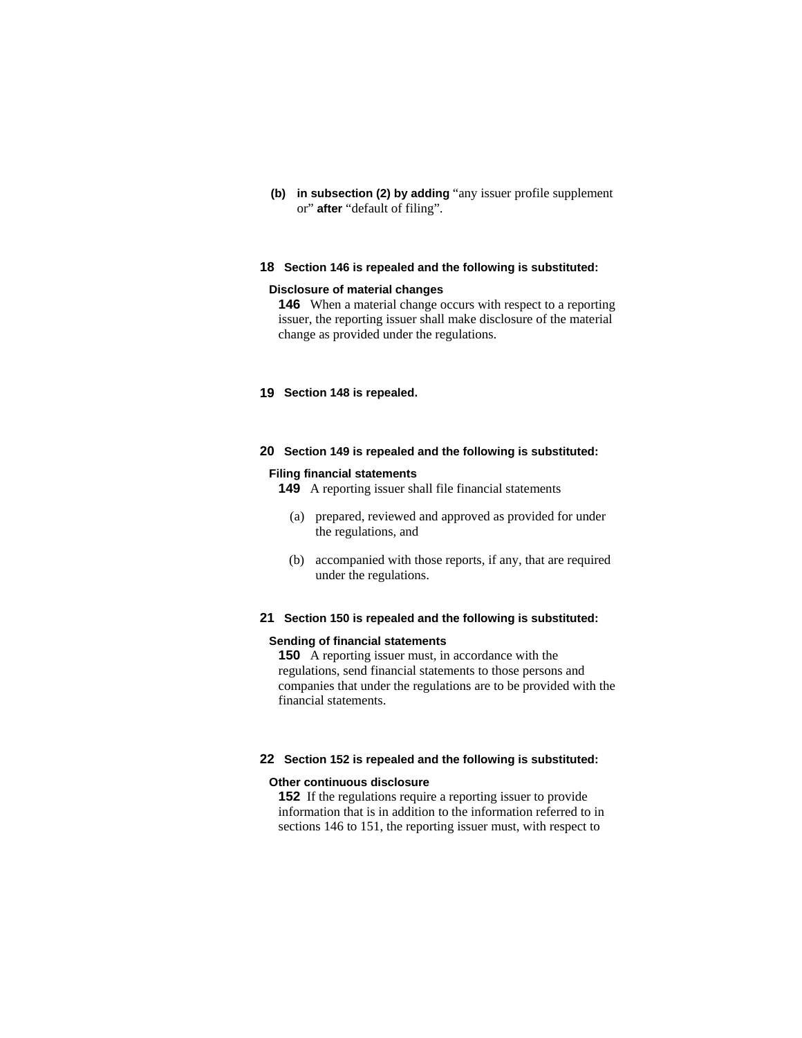**(b)** **in subsection (2) by adding** "any issuer profile supplement or" **after** "default of filing".

**18** **Section 146 is repealed and the following is substituted:**

**Disclosure of material changes**

**146** When a material change occurs with respect to a reporting issuer, the reporting issuer shall make disclosure of the material change as provided under the regulations.

**19** **Section 148 is repealed.**

**20** **Section 149 is repealed and the following is substituted:**

**Filing financial statements**

**149** A reporting issuer shall file financial statements

(a) prepared, reviewed and approved as provided for under the regulations, and

(b) accompanied with those reports, if any, that are required under the regulations.

**21** **Section 150 is repealed and the following is substituted:**

**Sending of financial statements**

**150** A reporting issuer must, in accordance with the regulations, send financial statements to those persons and companies that under the regulations are to be provided with the financial statements.

**22** **Section 152 is repealed and the following is substituted:**

**Other continuous disclosure**

**152** If the regulations require a reporting issuer to provide information that is in addition to the information referred to in sections 146 to 151, the reporting issuer must, with respect to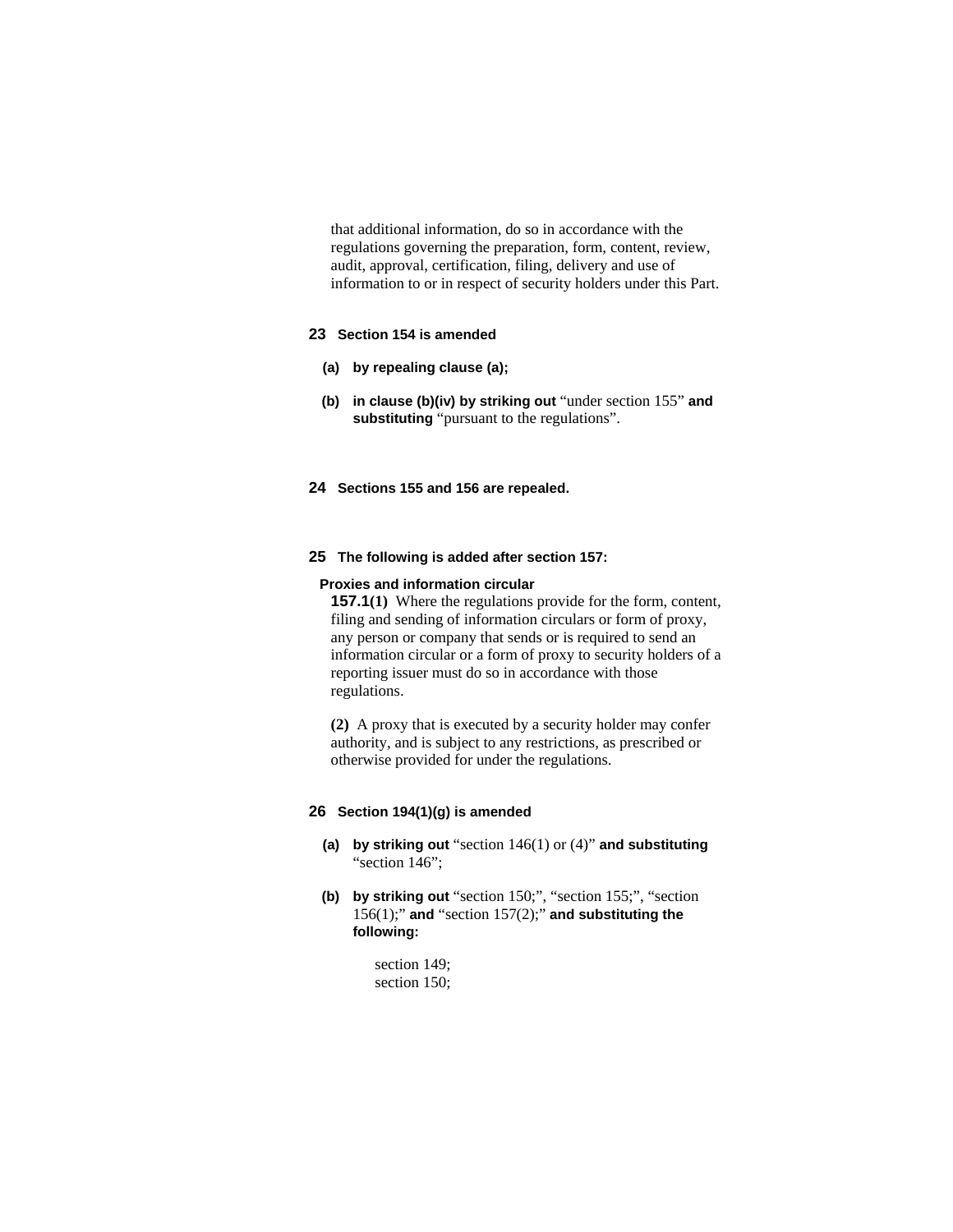that additional information, do so in accordance with the regulations governing the preparation, form, content, review, audit, approval, certification, filing, delivery and use of information to or in respect of security holders under this Part.

**23 Section 154 is amended**

**(a) by repealing clause (a);**

**(b) in clause (b)(iv) by striking out** "under section 155" **and substituting** "pursuant to the regulations".

**24 Sections 155 and 156 are repealed.**

**25 The following is added after section 157:**

**Proxies and information circular**

**157.1(1)** Where the regulations provide for the form, content, filing and sending of information circulars or form of proxy, any person or company that sends or is required to send an information circular or a form of proxy to security holders of a reporting issuer must do so in accordance with those regulations.

**(2)** A proxy that is executed by a security holder may confer authority, and is subject to any restrictions, as prescribed or otherwise provided for under the regulations.

**26 Section 194(1)(g) is amended**

**(a) by striking out** "section 146(1) or (4)" **and substituting** "section 146";

**(b) by striking out** "section 150;", "section 155;", "section 156(1);" **and** "section 157(2);" **and substituting the following:**

section 149;
section 150;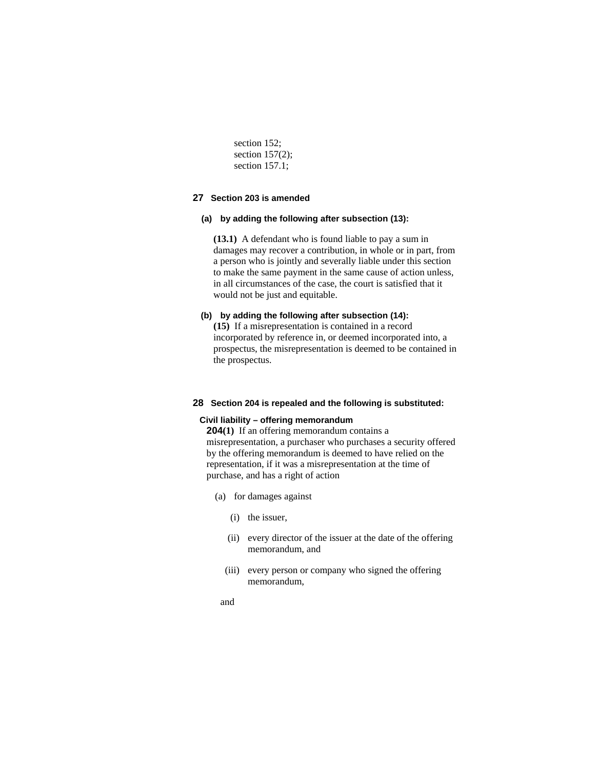section 152;
section 157(2);
section 157.1;

**27 Section 203 is amended**

**(a) by adding the following after subsection (13):**

**(13.1)** A defendant who is found liable to pay a sum in damages may recover a contribution, in whole or in part, from a person who is jointly and severally liable under this section to make the same payment in the same cause of action unless, in all circumstances of the case, the court is satisfied that it would not be just and equitable.

**(b) by adding the following after subsection (14):**

**(15)** If a misrepresentation is contained in a record incorporated by reference in, or deemed incorporated into, a prospectus, the misrepresentation is deemed to be contained in the prospectus.

**28 Section 204 is repealed and the following is substituted:**

**Civil liability – offering memorandum**

**204(1)** If an offering memorandum contains a misrepresentation, a purchaser who purchases a security offered by the offering memorandum is deemed to have relied on the representation, if it was a misrepresentation at the time of purchase, and has a right of action

(a) for damages against

(i) the issuer,

(ii) every director of the issuer at the date of the offering memorandum, and

(iii) every person or company who signed the offering memorandum,

and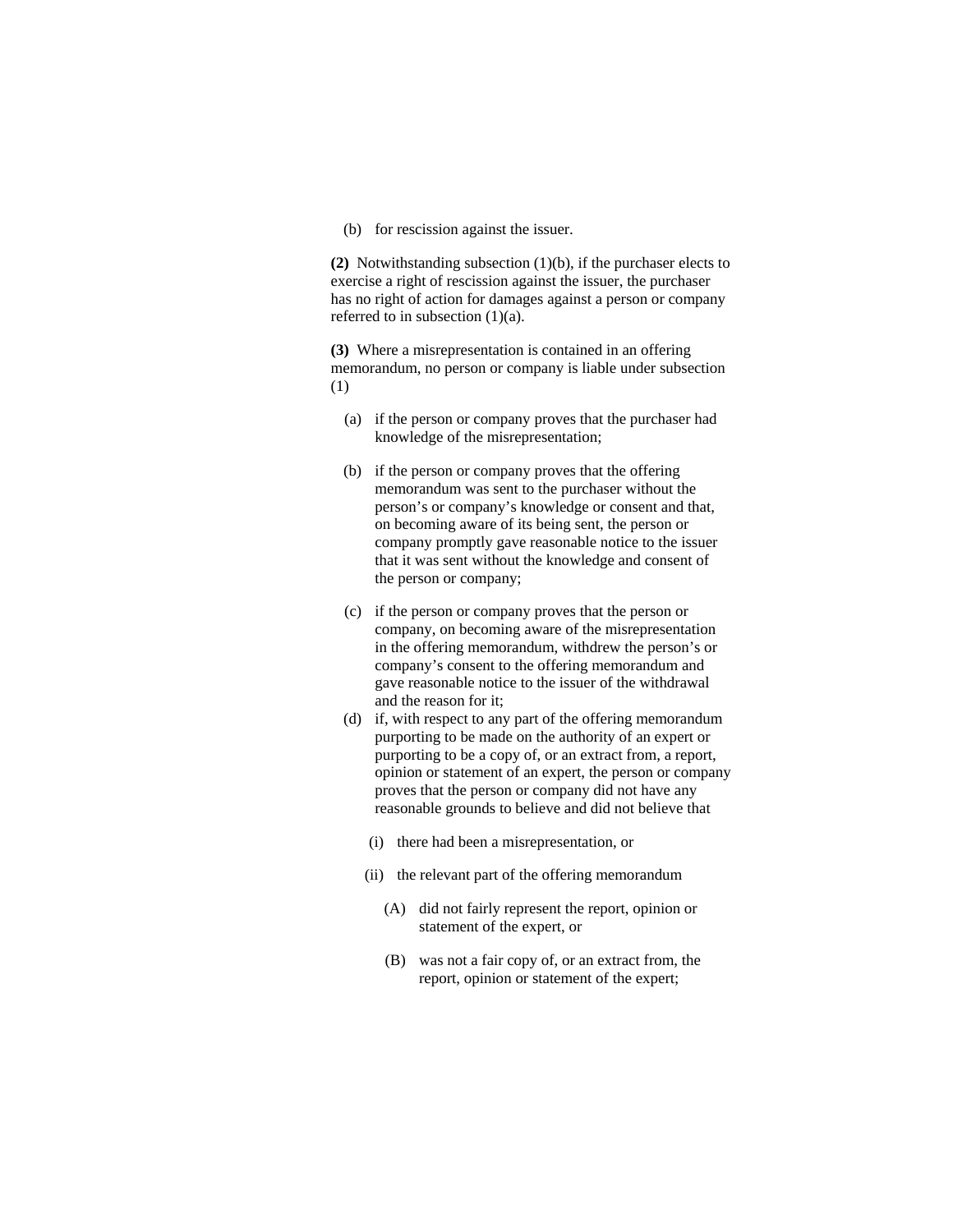(b) for rescission against the issuer.

**(2)** Notwithstanding subsection (1)(b), if the purchaser elects to exercise a right of rescission against the issuer, the purchaser has no right of action for damages against a person or company referred to in subsection (1)(a).

**(3)** Where a misrepresentation is contained in an offering memorandum, no person or company is liable under subsection (1)

(a) if the person or company proves that the purchaser had knowledge of the misrepresentation;

(b) if the person or company proves that the offering memorandum was sent to the purchaser without the person's or company's knowledge or consent and that, on becoming aware of its being sent, the person or company promptly gave reasonable notice to the issuer that it was sent without the knowledge and consent of the person or company;

(c) if the person or company proves that the person or company, on becoming aware of the misrepresentation in the offering memorandum, withdrew the person's or company's consent to the offering memorandum and gave reasonable notice to the issuer of the withdrawal and the reason for it;

(d) if, with respect to any part of the offering memorandum purporting to be made on the authority of an expert or purporting to be a copy of, or an extract from, a report, opinion or statement of an expert, the person or company proves that the person or company did not have any reasonable grounds to believe and did not believe that

(i) there had been a misrepresentation, or

(ii) the relevant part of the offering memorandum

(A) did not fairly represent the report, opinion or statement of the expert, or

(B) was not a fair copy of, or an extract from, the report, opinion or statement of the expert;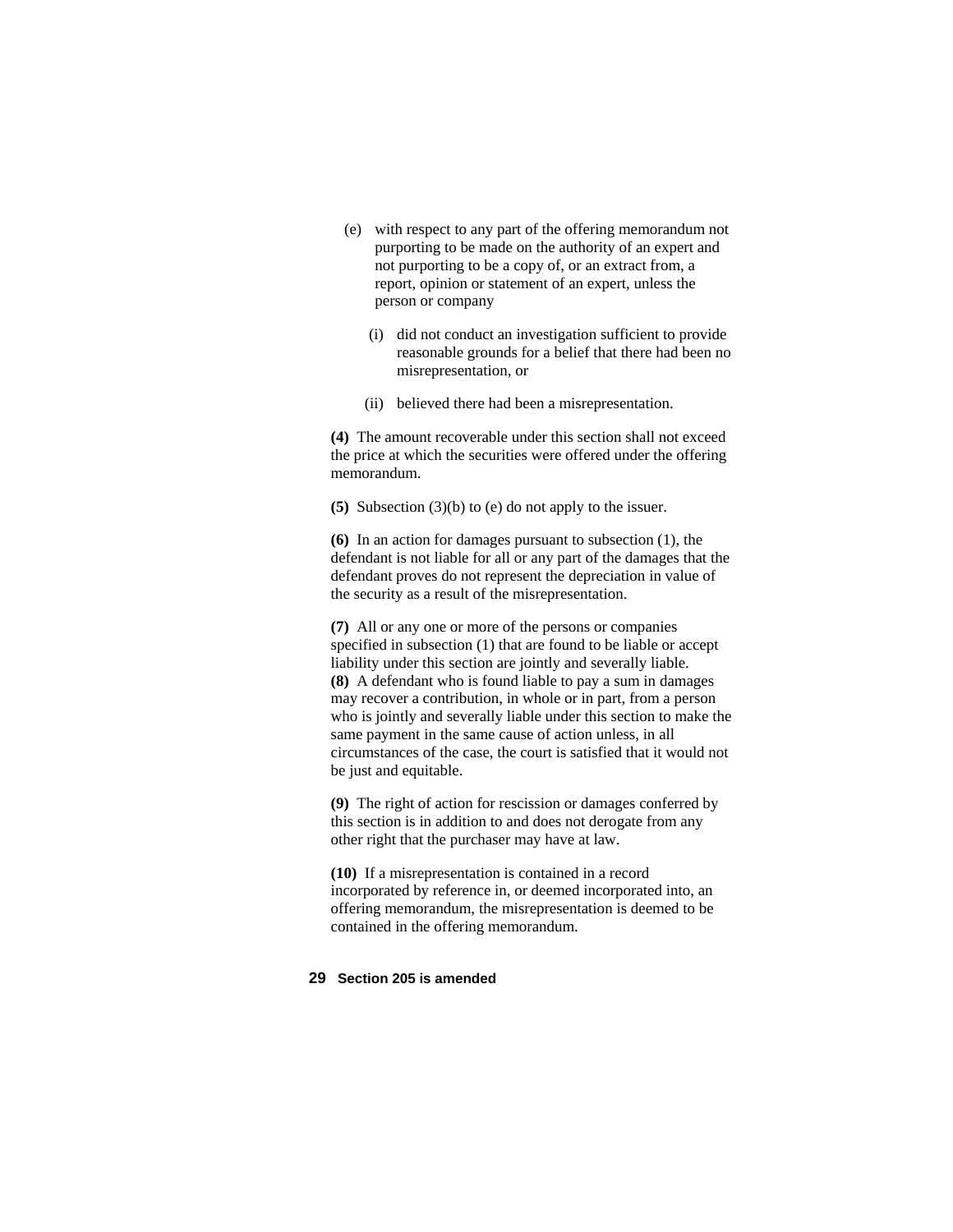(e) with respect to any part of the offering memorandum not purporting to be made on the authority of an expert and not purporting to be a copy of, or an extract from, a report, opinion or statement of an expert, unless the person or company

(i) did not conduct an investigation sufficient to provide reasonable grounds for a belief that there had been no misrepresentation, or

(ii) believed there had been a misrepresentation.

**(4)** The amount recoverable under this section shall not exceed the price at which the securities were offered under the offering memorandum.

**(5)** Subsection (3)(b) to (e) do not apply to the issuer.

**(6)** In an action for damages pursuant to subsection (1), the defendant is not liable for all or any part of the damages that the defendant proves do not represent the depreciation in value of the security as a result of the misrepresentation.

**(7)** All or any one or more of the persons or companies specified in subsection (1) that are found to be liable or accept liability under this section are jointly and severally liable.

**(8)** A defendant who is found liable to pay a sum in damages may recover a contribution, in whole or in part, from a person who is jointly and severally liable under this section to make the same payment in the same cause of action unless, in all circumstances of the case, the court is satisfied that it would not be just and equitable.

**(9)** The right of action for rescission or damages conferred by this section is in addition to and does not derogate from any other right that the purchaser may have at law.

**(10)** If a misrepresentation is contained in a record incorporated by reference in, or deemed incorporated into, an offering memorandum, the misrepresentation is deemed to be contained in the offering memorandum.

**29 Section 205 is amended**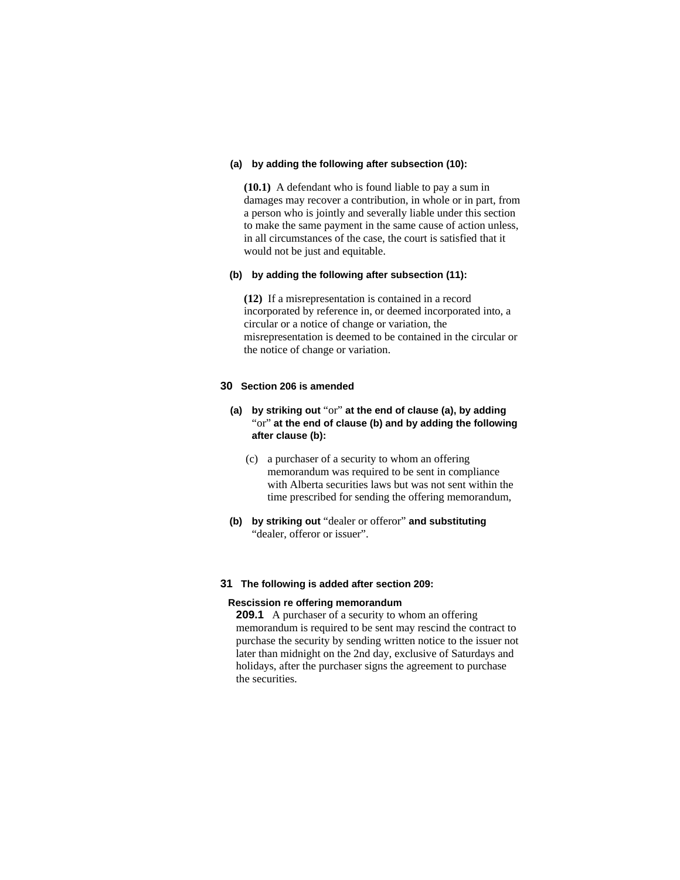**(a) by adding the following after subsection (10):**

**(10.1)** A defendant who is found liable to pay a sum in damages may recover a contribution, in whole or in part, from a person who is jointly and severally liable under this section to make the same payment in the same cause of action unless, in all circumstances of the case, the court is satisfied that it would not be just and equitable.

**(b) by adding the following after subsection (11):**

**(12)** If a misrepresentation is contained in a record incorporated by reference in, or deemed incorporated into, a circular or a notice of change or variation, the misrepresentation is deemed to be contained in the circular or the notice of change or variation.

**30 Section 206 is amended**

**(a) by striking out** "or" **at the end of clause (a), by adding** "or" **at the end of clause (b) and by adding the following after clause (b):**

(c) a purchaser of a security to whom an offering memorandum was required to be sent in compliance with Alberta securities laws but was not sent within the time prescribed for sending the offering memorandum,

**(b) by striking out** "dealer or offeror" **and substituting** "dealer, offeror or issuer".

**31 The following is added after section 209:**

**Rescission re offering memorandum**

**209.1** A purchaser of a security to whom an offering memorandum is required to be sent may rescind the contract to purchase the security by sending written notice to the issuer not later than midnight on the 2nd day, exclusive of Saturdays and holidays, after the purchaser signs the agreement to purchase the securities.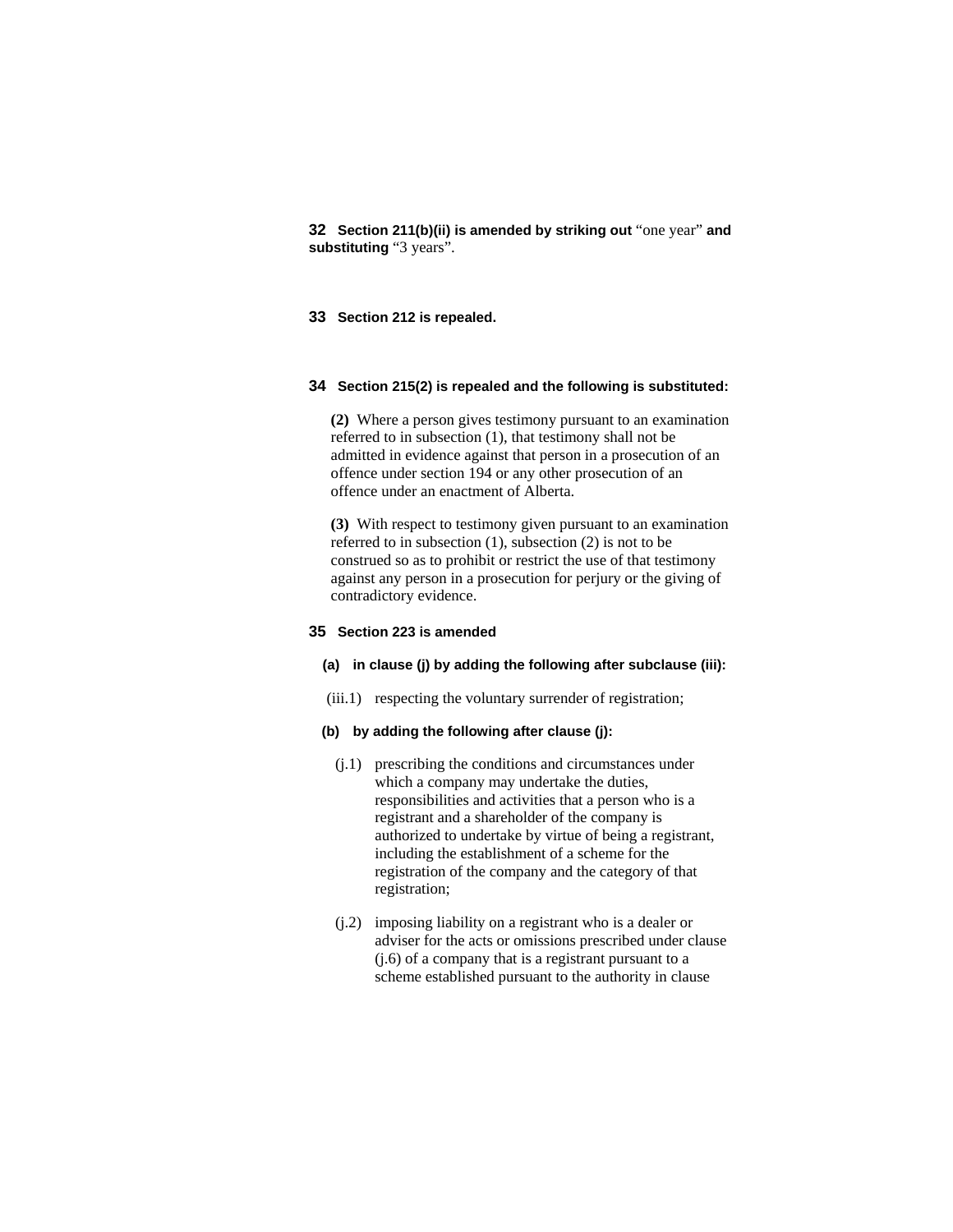**32** **Section 211(b)(ii) is amended by striking out** "one year" **and substituting** "3 years".

**33** **Section 212 is repealed.**

**34** **Section 215(2) is repealed and the following is substituted:**

> **(2)** Where a person gives testimony pursuant to an examination referred to in subsection (1), that testimony shall not be admitted in evidence against that person in a prosecution of an offence under section 194 or any other prosecution of an offence under an enactment of Alberta.
>
> **(3)** With respect to testimony given pursuant to an examination referred to in subsection (1), subsection (2) is not to be construed so as to prohibit or restrict the use of that testimony against any person in a prosecution for perjury or the giving of contradictory evidence.

**35** **Section 223 is amended**

**(a)** **in clause (j) by adding the following after subclause (iii):**

> (iii.1) respecting the voluntary surrender of registration;

**(b)** **by adding the following after clause (j):**

> (j.1) prescribing the conditions and circumstances under which a company may undertake the duties, responsibilities and activities that a person who is a registrant and a shareholder of the company is authorized to undertake by virtue of being a registrant, including the establishment of a scheme for the registration of the company and the category of that registration;
>
> (j.2) imposing liability on a registrant who is a dealer or adviser for the acts or omissions prescribed under clause (j.6) of a company that is a registrant pursuant to a scheme established pursuant to the authority in clause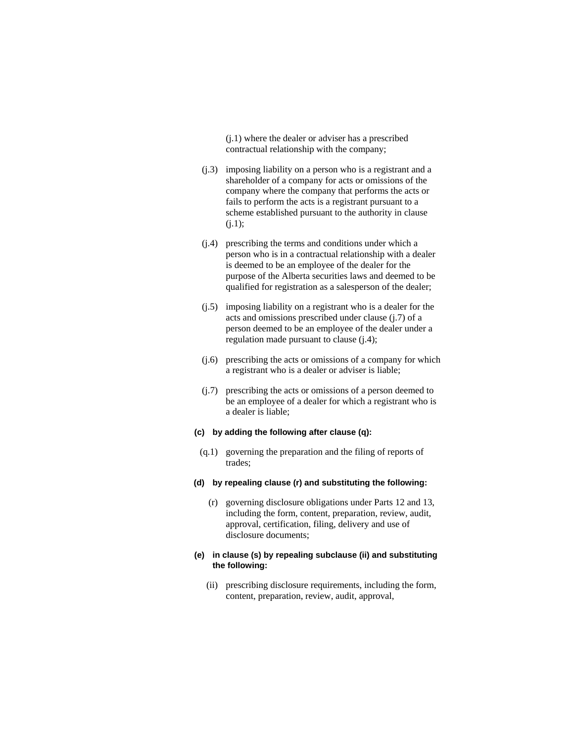(j.1) where the dealer or adviser has a prescribed contractual relationship with the company;

(j.3) imposing liability on a person who is a registrant and a shareholder of a company for acts or omissions of the company where the company that performs the acts or fails to perform the acts is a registrant pursuant to a scheme established pursuant to the authority in clause (j.1);

(j.4) prescribing the terms and conditions under which a person who is in a contractual relationship with a dealer is deemed to be an employee of the dealer for the purpose of the Alberta securities laws and deemed to be qualified for registration as a salesperson of the dealer;

(j.5) imposing liability on a registrant who is a dealer for the acts and omissions prescribed under clause (j.7) of a person deemed to be an employee of the dealer under a regulation made pursuant to clause (j.4);

(j.6) prescribing the acts or omissions of a company for which a registrant who is a dealer or adviser is liable;

(j.7) prescribing the acts or omissions of a person deemed to be an employee of a dealer for which a registrant who is a dealer is liable;

**(c) by adding the following after clause (q):**

(q.1) governing the preparation and the filing of reports of trades;

**(d) by repealing clause (r) and substituting the following:**

(r) governing disclosure obligations under Parts 12 and 13, including the form, content, preparation, review, audit, approval, certification, filing, delivery and use of disclosure documents;

**(e) in clause (s) by repealing subclause (ii) and substituting the following:**

(ii) prescribing disclosure requirements, including the form, content, preparation, review, audit, approval,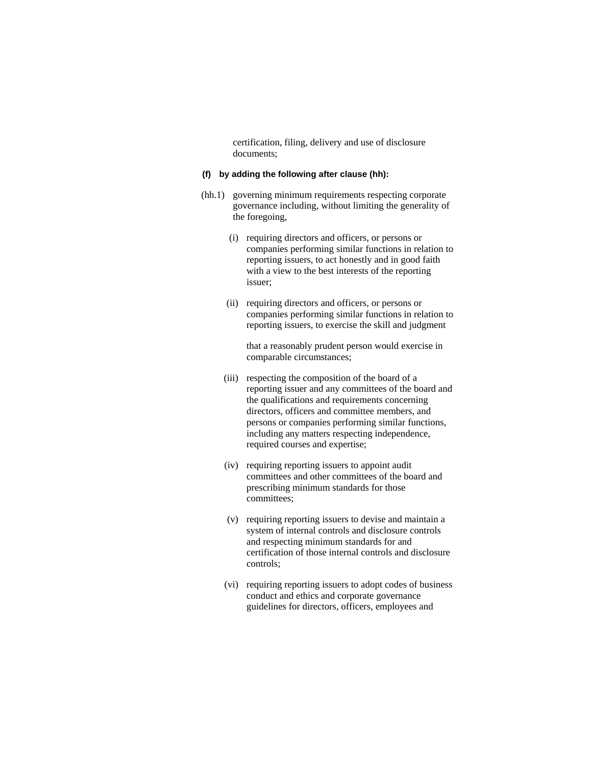certification, filing, delivery and use of disclosure documents;

**(f) by adding the following after clause (hh):**

(hh.1) governing minimum requirements respecting corporate governance including, without limiting the generality of the foregoing,

(i) requiring directors and officers, or persons or companies performing similar functions in relation to reporting issuers, to act honestly and in good faith with a view to the best interests of the reporting issuer;

(ii) requiring directors and officers, or persons or companies performing similar functions in relation to reporting issuers, to exercise the skill and judgment that a reasonably prudent person would exercise in comparable circumstances;

(iii) respecting the composition of the board of a reporting issuer and any committees of the board and the qualifications and requirements concerning directors, officers and committee members, and persons or companies performing similar functions, including any matters respecting independence, required courses and expertise;

(iv) requiring reporting issuers to appoint audit committees and other committees of the board and prescribing minimum standards for those committees;

(v) requiring reporting issuers to devise and maintain a system of internal controls and disclosure controls and respecting minimum standards for and certification of those internal controls and disclosure controls;

(vi) requiring reporting issuers to adopt codes of business conduct and ethics and corporate governance guidelines for directors, officers, employees and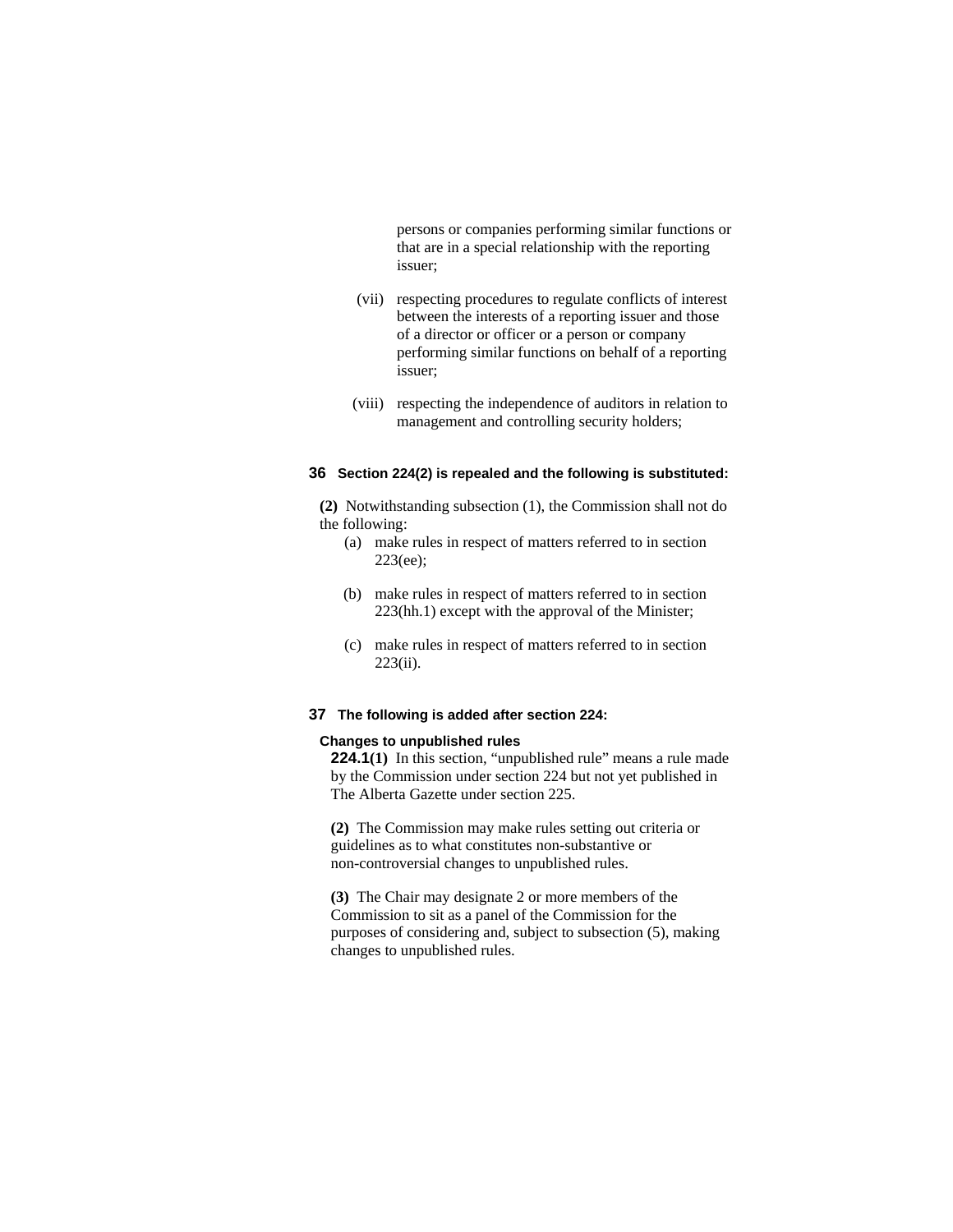persons or companies performing similar functions or that are in a special relationship with the reporting issuer;

(vii) respecting procedures to regulate conflicts of interest between the interests of a reporting issuer and those of a director or officer or a person or company performing similar functions on behalf of a reporting issuer;

(viii) respecting the independence of auditors in relation to management and controlling security holders;

**36 Section 224(2) is repealed and the following is substituted:**

**(2)** Notwithstanding subsection (1), the Commission shall not do the following:

(a) make rules in respect of matters referred to in section 223(ee);

(b) make rules in respect of matters referred to in section 223(hh.1) except with the approval of the Minister;

(c) make rules in respect of matters referred to in section 223(ii).

**37 The following is added after section 224:**

**Changes to unpublished rules**

**224.1(1)** In this section, "unpublished rule" means a rule made by the Commission under section 224 but not yet published in The Alberta Gazette under section 225.

**(2)** The Commission may make rules setting out criteria or guidelines as to what constitutes non-substantive or non-controversial changes to unpublished rules.

**(3)** The Chair may designate 2 or more members of the Commission to sit as a panel of the Commission for the purposes of considering and, subject to subsection (5), making changes to unpublished rules.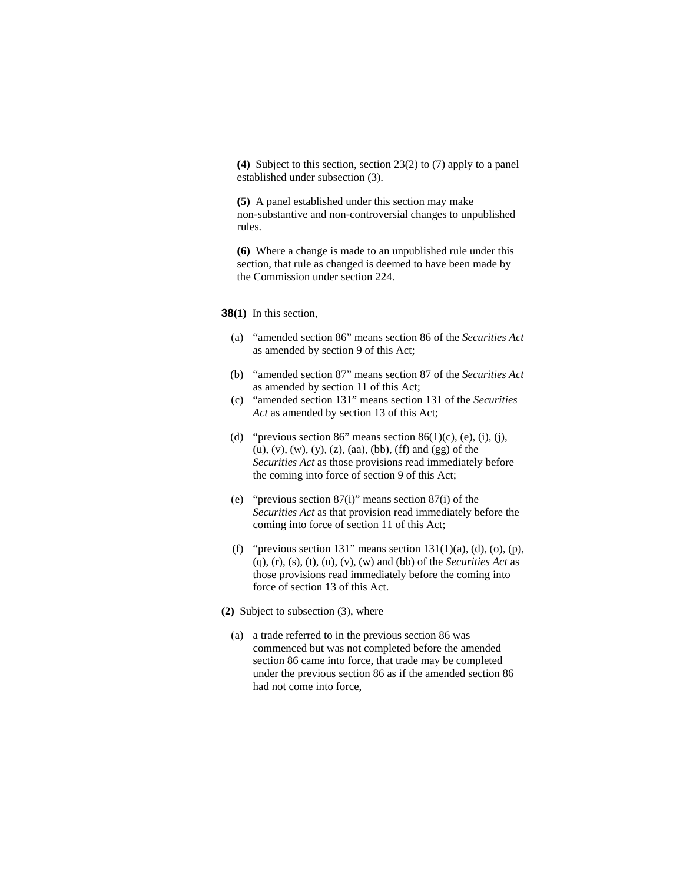**(4)** Subject to this section, section 23(2) to (7) apply to a panel established under subsection (3).

**(5)** A panel established under this section may make non-substantive and non-controversial changes to unpublished rules.

**(6)** Where a change is made to an unpublished rule under this section, that rule as changed is deemed to have been made by the Commission under section 224.

**38(1)** In this section,

(a) "amended section 86" means section 86 of the *Securities Act* as amended by section 9 of this Act;

(b) "amended section 87" means section 87 of the *Securities Act* as amended by section 11 of this Act;

(c) "amended section 131" means section 131 of the *Securities Act* as amended by section 13 of this Act;

(d) "previous section 86" means section 86(1)(c), (e), (i), (j), (u), (v), (w), (y), (z), (aa), (bb), (ff) and (gg) of the *Securities Act* as those provisions read immediately before the coming into force of section 9 of this Act;

(e) "previous section 87(i)" means section 87(i) of the *Securities Act* as that provision read immediately before the coming into force of section 11 of this Act;

(f) "previous section 131" means section 131(1)(a), (d), (o), (p), (q), (r), (s), (t), (u), (v), (w) and (bb) of the *Securities Act* as those provisions read immediately before the coming into force of section 13 of this Act.

**(2)** Subject to subsection (3), where

(a) a trade referred to in the previous section 86 was commenced but was not completed before the amended section 86 came into force, that trade may be completed under the previous section 86 as if the amended section 86 had not come into force,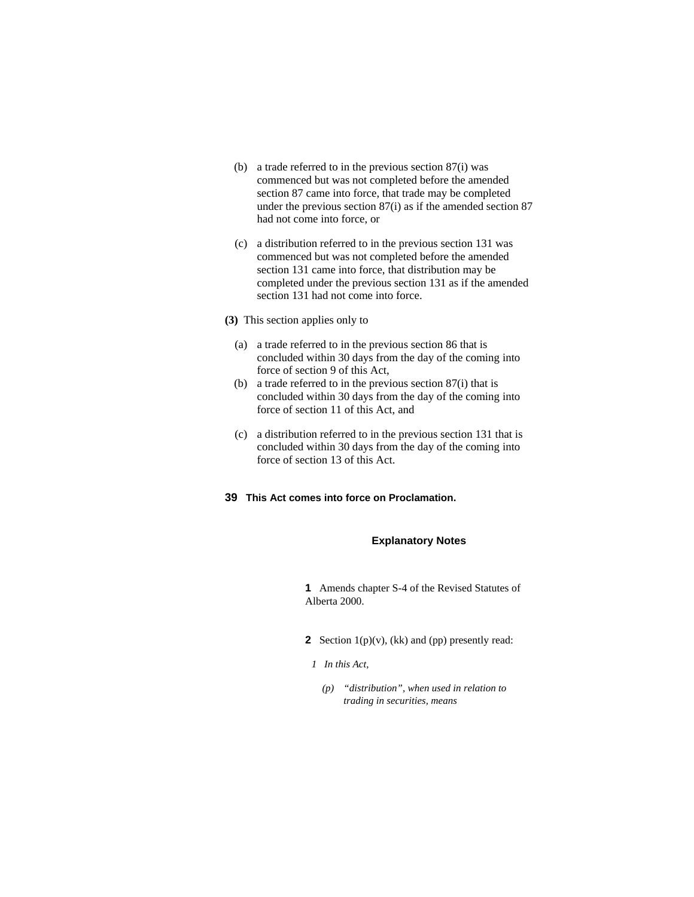(b) a trade referred to in the previous section 87(i) was commenced but was not completed before the amended section 87 came into force, that trade may be completed under the previous section 87(i) as if the amended section 87 had not come into force, or

(c) a distribution referred to in the previous section 131 was commenced but was not completed before the amended section 131 came into force, that distribution may be completed under the previous section 131 as if the amended section 131 had not come into force.

**(3)** This section applies only to

(a) a trade referred to in the previous section 86 that is concluded within 30 days from the day of the coming into force of section 9 of this Act,

(b) a trade referred to in the previous section 87(i) that is concluded within 30 days from the day of the coming into force of section 11 of this Act, and

(c) a distribution referred to in the previous section 131 that is concluded within 30 days from the day of the coming into force of section 13 of this Act.

**39 This Act comes into force on Proclamation.**

## Explanatory Notes

**1** Amends chapter S-4 of the Revised Statutes of Alberta 2000.

**2** Section 1(p)(v), (kk) and (pp) presently read:

*1 In this Act,*

*(p) "distribution", when used in relation to trading in securities, means*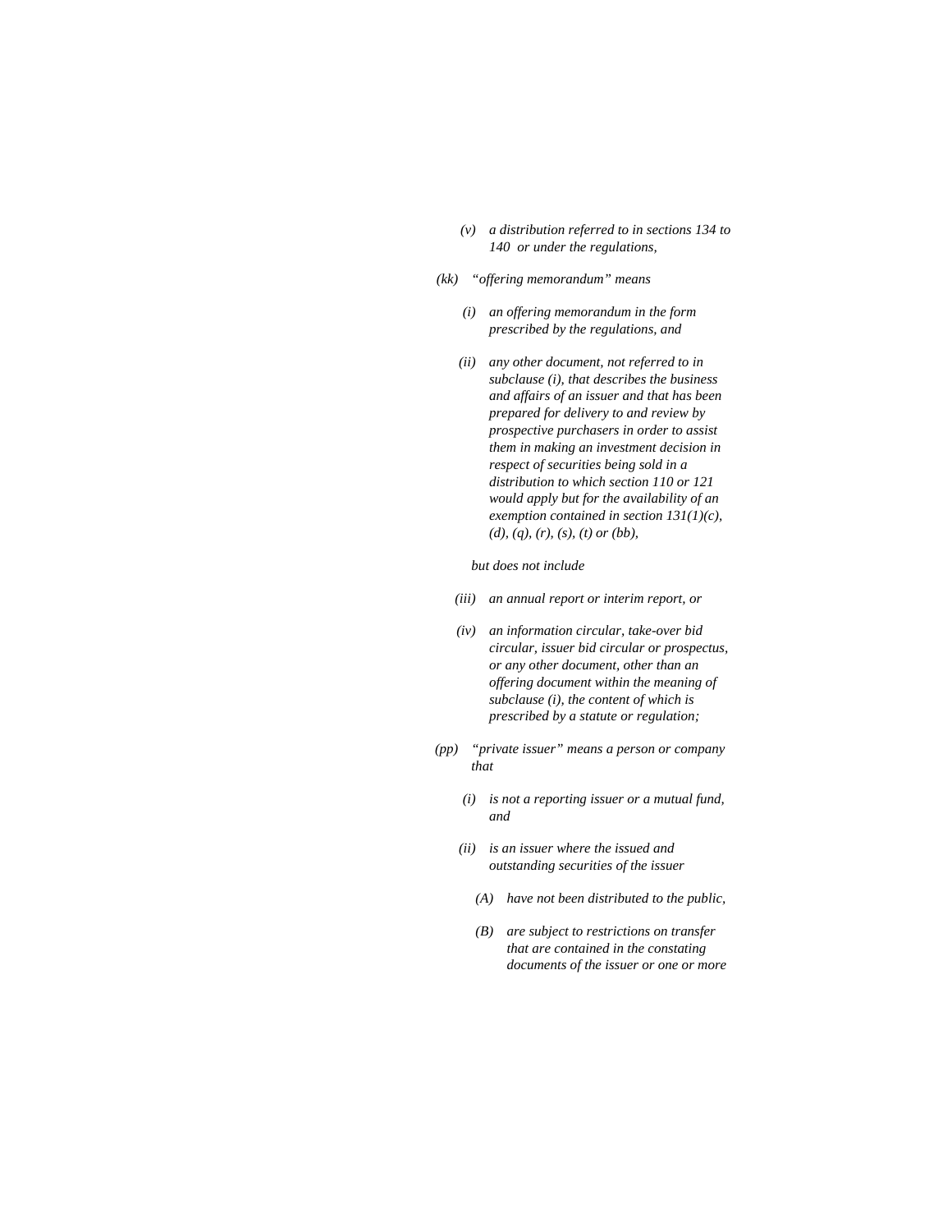*(v)* *a distribution referred to in sections 134 to 140 or under the regulations,*

*(kk)* *"offering memorandum" means*

*(i)* *an offering memorandum in the form prescribed by the regulations, and*

*(ii)* *any other document, not referred to in subclause (i), that describes the business and affairs of an issuer and that has been prepared for delivery to and review by prospective purchasers in order to assist them in making an investment decision in respect of securities being sold in a distribution to which section 110 or 121 would apply but for the availability of an exemption contained in section 131(1)(c), (d), (q), (r), (s), (t) or (bb),*

*but does not include*

*(iii)* *an annual report or interim report, or*

*(iv)* *an information circular, take-over bid circular, issuer bid circular or prospectus, or any other document, other than an offering document within the meaning of subclause (i), the content of which is prescribed by a statute or regulation;*

*(pp)* *"private issuer" means a person or company that*

*(i)* *is not a reporting issuer or a mutual fund, and*

*(ii)* *is an issuer where the issued and outstanding securities of the issuer*

*(A)* *have not been distributed to the public,*

*(B)* *are subject to restrictions on transfer that are contained in the constating documents of the issuer or one or more*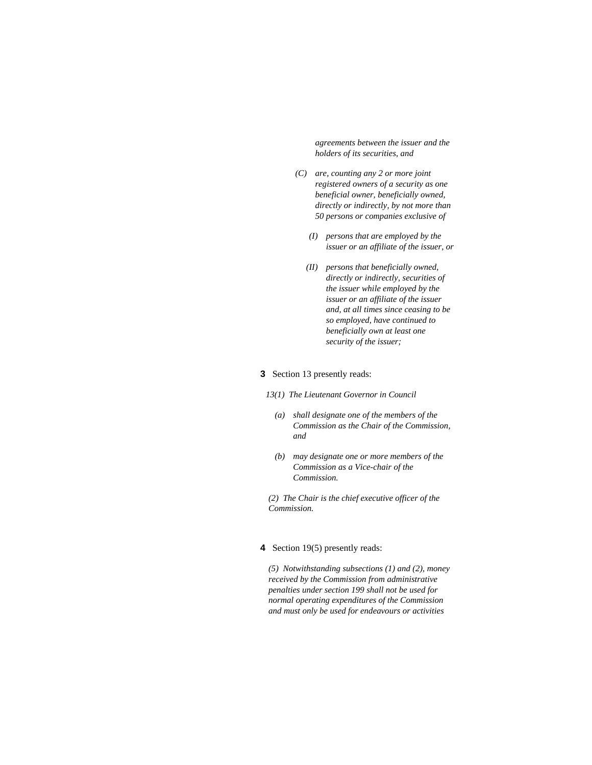*agreements between the issuer and the holders of its securities, and*

*(C) are, counting any 2 or more joint registered owners of a security as one beneficial owner, beneficially owned, directly or indirectly, by not more than 50 persons or companies exclusive of*

*(I) persons that are employed by the issuer or an affiliate of the issuer, or*

*(II) persons that beneficially owned, directly or indirectly, securities of the issuer while employed by the issuer or an affiliate of the issuer and, at all times since ceasing to be so employed, have continued to beneficially own at least one security of the issuer;*

**3** Section 13 presently reads:

*13(1) The Lieutenant Governor in Council*

*(a) shall designate one of the members of the Commission as the Chair of the Commission, and*

*(b) may designate one or more members of the Commission as a Vice-chair of the Commission.*

*(2) The Chair is the chief executive officer of the Commission.*

**4** Section 19(5) presently reads:

*(5) Notwithstanding subsections (1) and (2), money received by the Commission from administrative penalties under section 199 shall not be used for normal operating expenditures of the Commission and must only be used for endeavours or activities*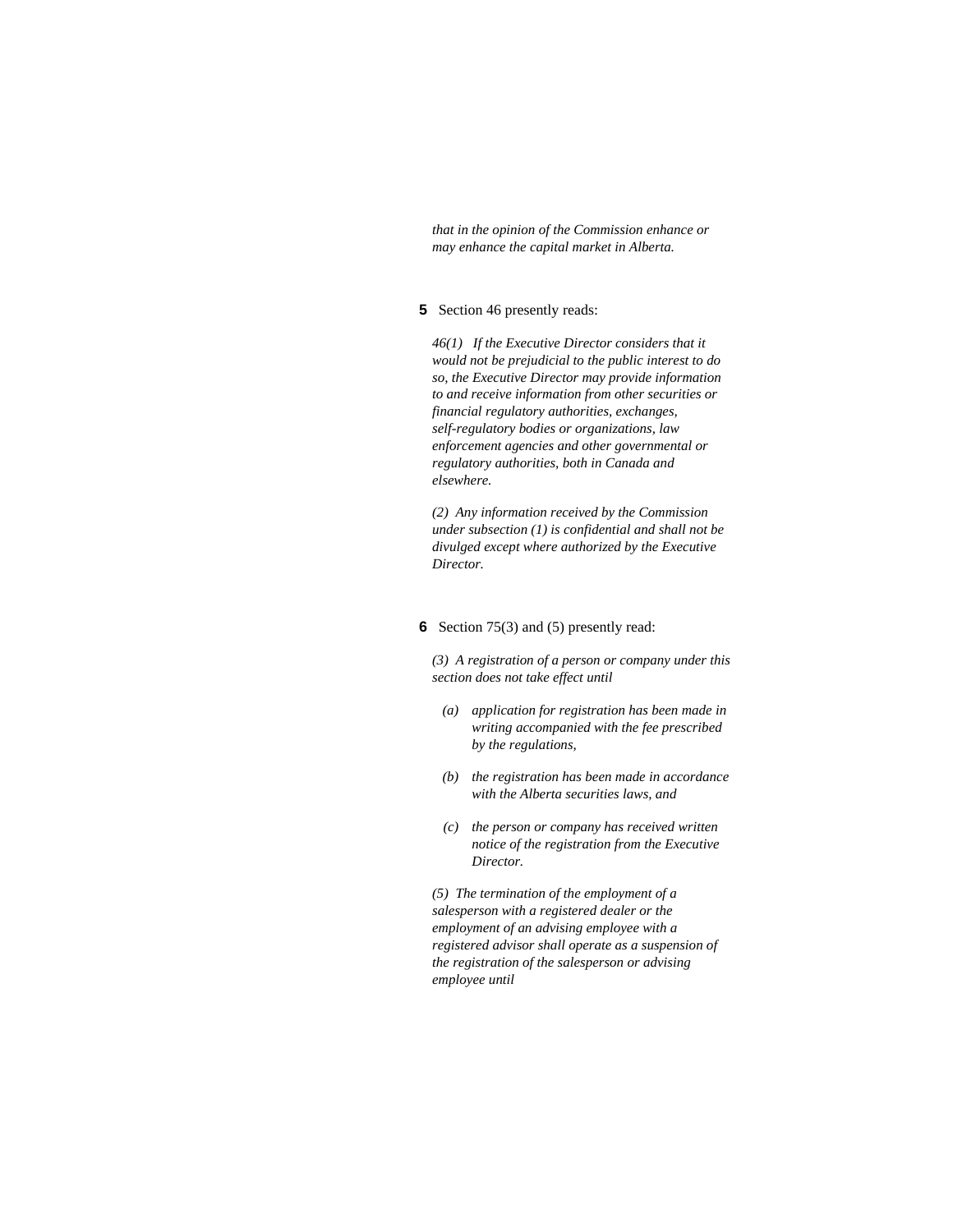*that in the opinion of the Commission enhance or may enhance the capital market in Alberta.*

**5** Section 46 presently reads:

*46(1) If the Executive Director considers that it would not be prejudicial to the public interest to do so, the Executive Director may provide information to and receive information from other securities or financial regulatory authorities, exchanges, self-regulatory bodies or organizations, law enforcement agencies and other governmental or regulatory authorities, both in Canada and elsewhere.*

*(2) Any information received by the Commission under subsection (1) is confidential and shall not be divulged except where authorized by the Executive Director.*

**6** Section 75(3) and (5) presently read:

*(3) A registration of a person or company under this section does not take effect until*

- *(a) application for registration has been made in writing accompanied with the fee prescribed by the regulations,*
- *(b) the registration has been made in accordance with the Alberta securities laws, and*
- *(c) the person or company has received written notice of the registration from the Executive Director.*

*(5) The termination of the employment of a salesperson with a registered dealer or the employment of an advising employee with a registered advisor shall operate as a suspension of the registration of the salesperson or advising employee until*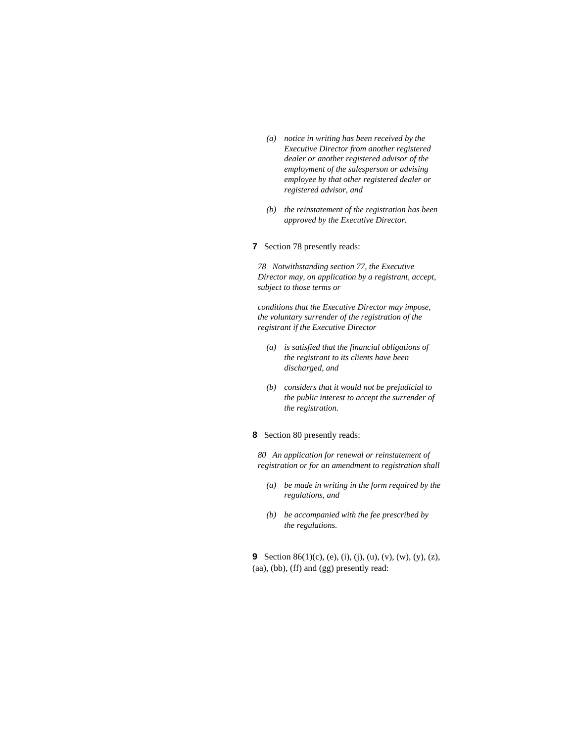*(a) notice in writing has been received by the Executive Director from another registered dealer or another registered advisor of the employment of the salesperson or advising employee by that other registered dealer or registered advisor, and*

*(b) the reinstatement of the registration has been approved by the Executive Director.*

**7** Section 78 presently reads:

*78 Notwithstanding section 77, the Executive Director may, on application by a registrant, accept, subject to those terms or*

*conditions that the Executive Director may impose, the voluntary surrender of the registration of the registrant if the Executive Director*

*(a) is satisfied that the financial obligations of the registrant to its clients have been discharged, and*

*(b) considers that it would not be prejudicial to the public interest to accept the surrender of the registration.*

**8** Section 80 presently reads:

*80 An application for renewal or reinstatement of registration or for an amendment to registration shall*

*(a) be made in writing in the form required by the regulations, and*

*(b) be accompanied with the fee prescribed by the regulations.*

**9** Section 86(1)(c), (e), (i), (j), (u), (v), (w), (y), (z), (aa), (bb), (ff) and (gg) presently read: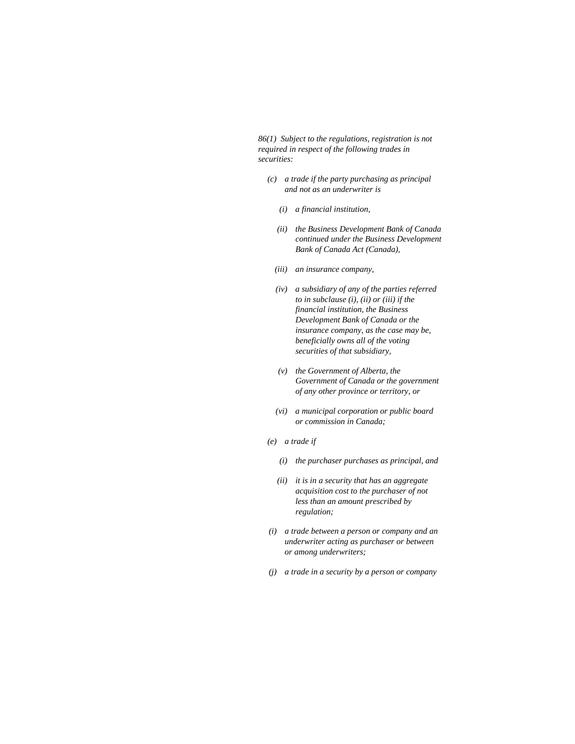*86(1) Subject to the regulations, registration is not required in respect of the following trades in securities:*

- *(c) a trade if the party purchasing as principal and not as an underwriter is*
  - *(i) a financial institution,*
  - *(ii) the Business Development Bank of Canada continued under the Business Development Bank of Canada Act (Canada),*
  - *(iii) an insurance company,*
  - *(iv) a subsidiary of any of the parties referred to in subclause (i), (ii) or (iii) if the financial institution, the Business Development Bank of Canada or the insurance company, as the case may be, beneficially owns all of the voting securities of that subsidiary,*
  - *(v) the Government of Alberta, the Government of Canada or the government of any other province or territory, or*
  - *(vi) a municipal corporation or public board or commission in Canada;*
- *(e) a trade if*
  - *(i) the purchaser purchases as principal, and*
  - *(ii) it is in a security that has an aggregate acquisition cost to the purchaser of not less than an amount prescribed by regulation;*
- *(i) a trade between a person or company and an underwriter acting as purchaser or between or among underwriters;*
- *(j) a trade in a security by a person or company*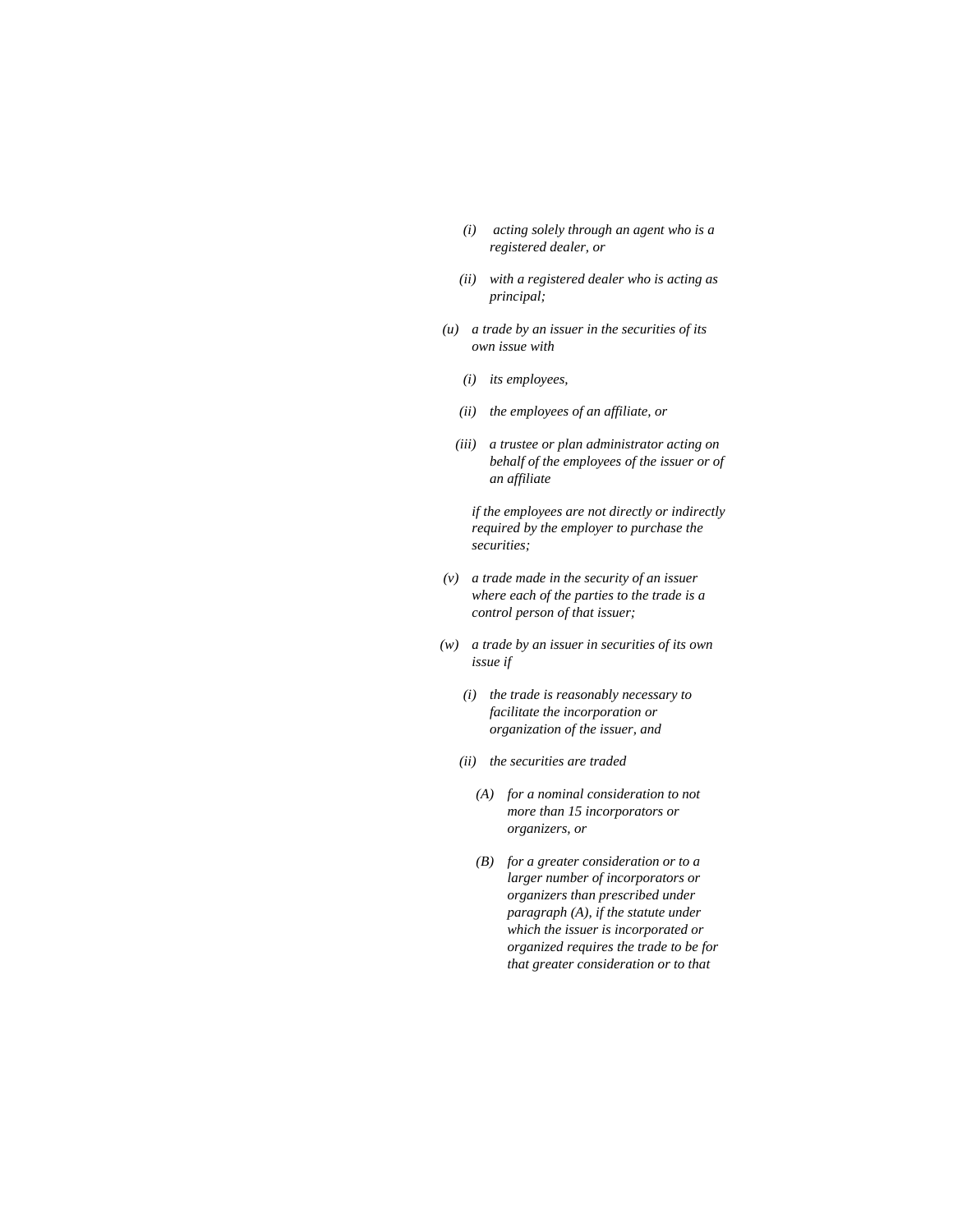*(i) acting solely through an agent who is a registered dealer, or*

*(ii) with a registered dealer who is acting as principal;*

*(u) a trade by an issuer in the securities of its own issue with*

*(i) its employees,*

*(ii) the employees of an affiliate, or*

*(iii) a trustee or plan administrator acting on behalf of the employees of the issuer or of an affiliate*

*if the employees are not directly or indirectly required by the employer to purchase the securities;*

*(v) a trade made in the security of an issuer where each of the parties to the trade is a control person of that issuer;*

*(w) a trade by an issuer in securities of its own issue if*

*(i) the trade is reasonably necessary to facilitate the incorporation or organization of the issuer, and*

*(ii) the securities are traded*

*(A) for a nominal consideration to not more than 15 incorporators or organizers, or*

*(B) for a greater consideration or to a larger number of incorporators or organizers than prescribed under paragraph (A), if the statute under which the issuer is incorporated or organized requires the trade to be for that greater consideration or to that*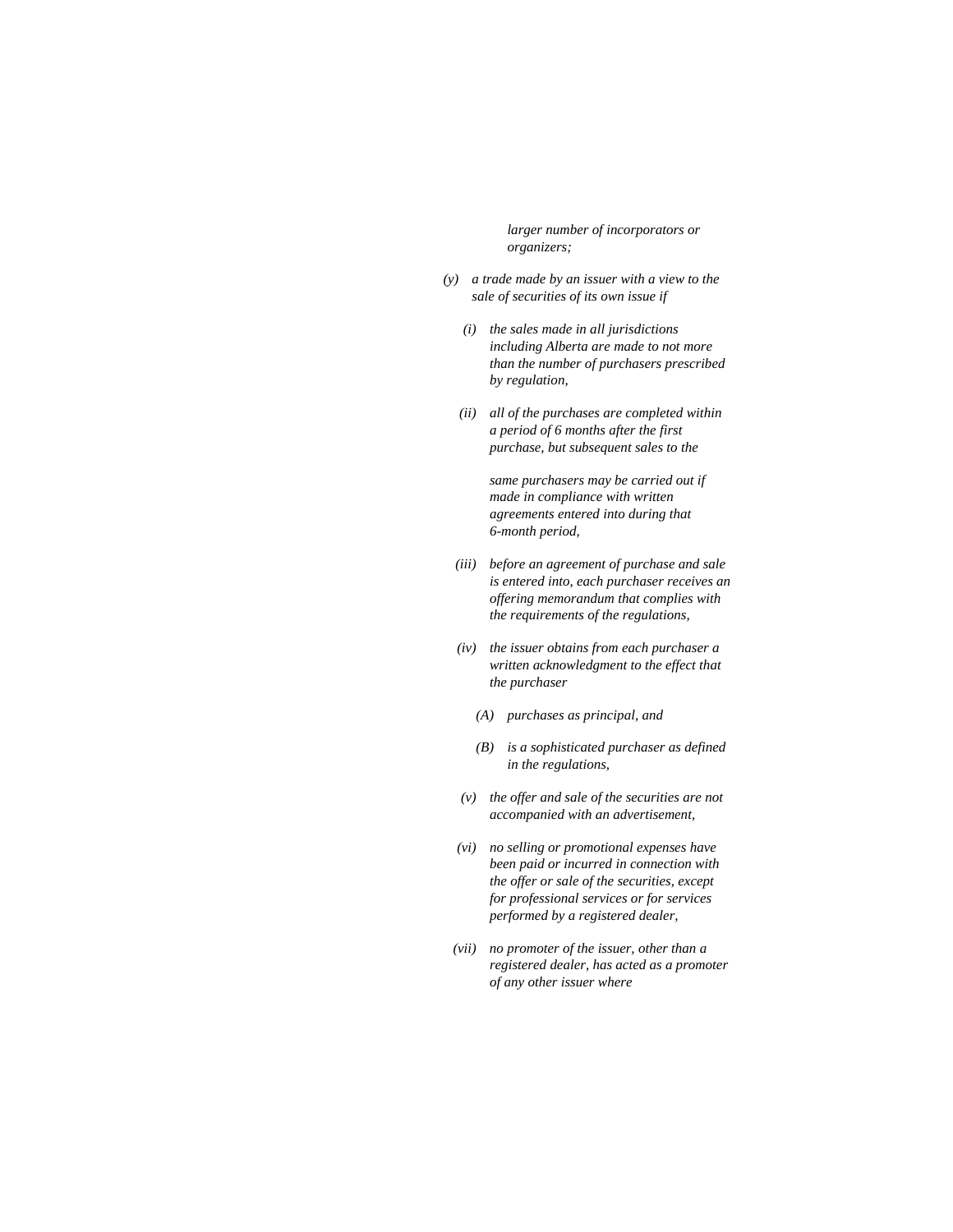*larger number of incorporators or organizers;*

*(y) a trade made by an issuer with a view to the sale of securities of its own issue if*

*(i) the sales made in all jurisdictions including Alberta are made to not more than the number of purchasers prescribed by regulation,*

*(ii) all of the purchases are completed within a period of 6 months after the first purchase, but subsequent sales to the same purchasers may be carried out if made in compliance with written agreements entered into during that 6-month period,*

*(iii) before an agreement of purchase and sale is entered into, each purchaser receives an offering memorandum that complies with the requirements of the regulations,*

*(iv) the issuer obtains from each purchaser a written acknowledgment to the effect that the purchaser*

*(A) purchases as principal, and*

*(B) is a sophisticated purchaser as defined in the regulations,*

*(v) the offer and sale of the securities are not accompanied with an advertisement,*

*(vi) no selling or promotional expenses have been paid or incurred in connection with the offer or sale of the securities, except for professional services or for services performed by a registered dealer,*

*(vii) no promoter of the issuer, other than a registered dealer, has acted as a promoter of any other issuer where*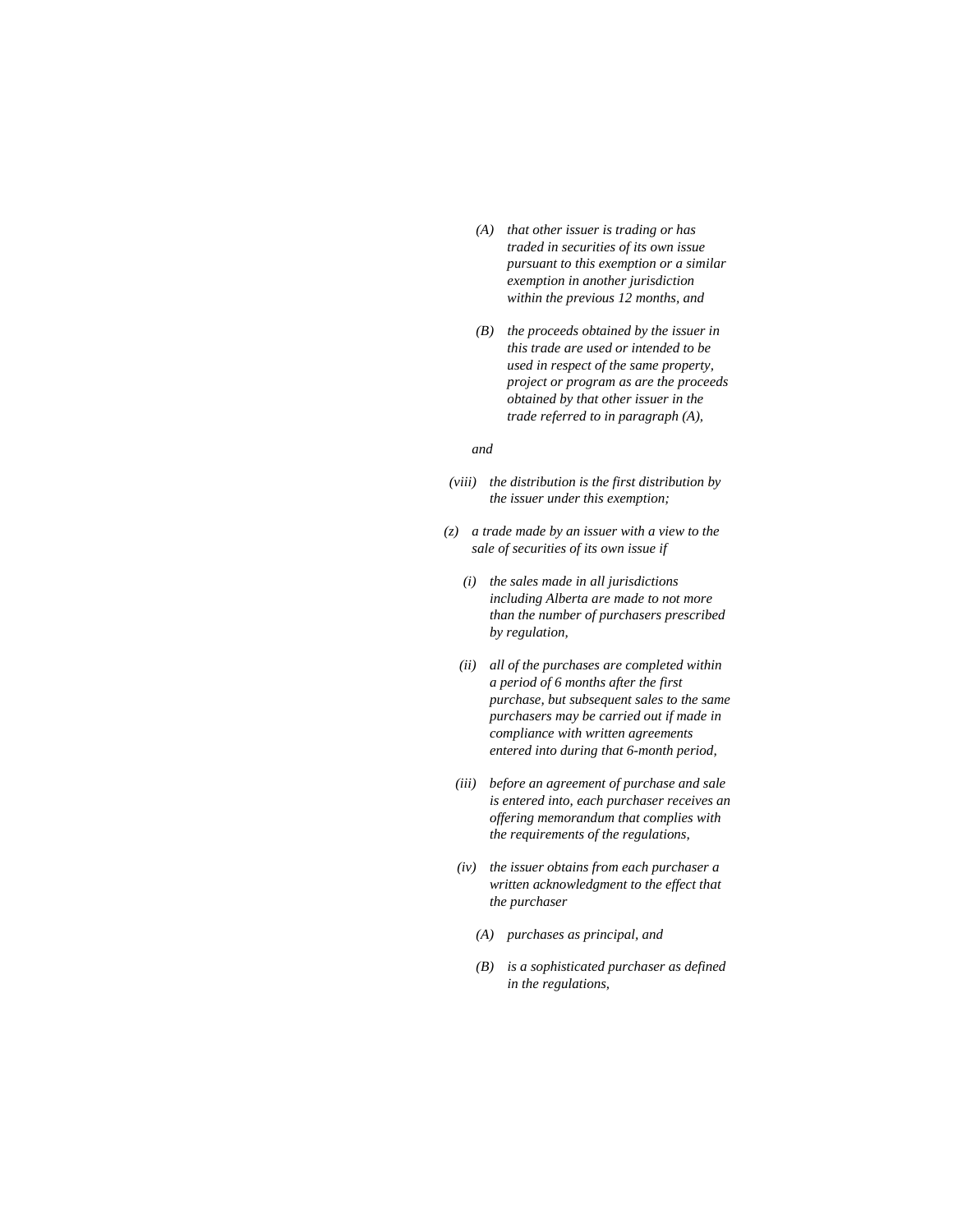*(A) that other issuer is trading or has traded in securities of its own issue pursuant to this exemption or a similar exemption in another jurisdiction within the previous 12 months, and*

*(B) the proceeds obtained by the issuer in this trade are used or intended to be used in respect of the same property, project or program as are the proceeds obtained by that other issuer in the trade referred to in paragraph (A),*

*and*

*(viii) the distribution is the first distribution by the issuer under this exemption;*

*(z) a trade made by an issuer with a view to the sale of securities of its own issue if*

*(i) the sales made in all jurisdictions including Alberta are made to not more than the number of purchasers prescribed by regulation,*

*(ii) all of the purchases are completed within a period of 6 months after the first purchase, but subsequent sales to the same purchasers may be carried out if made in compliance with written agreements entered into during that 6-month period,*

*(iii) before an agreement of purchase and sale is entered into, each purchaser receives an offering memorandum that complies with the requirements of the regulations,*

*(iv) the issuer obtains from each purchaser a written acknowledgment to the effect that the purchaser*

*(A) purchases as principal, and*

*(B) is a sophisticated purchaser as defined in the regulations,*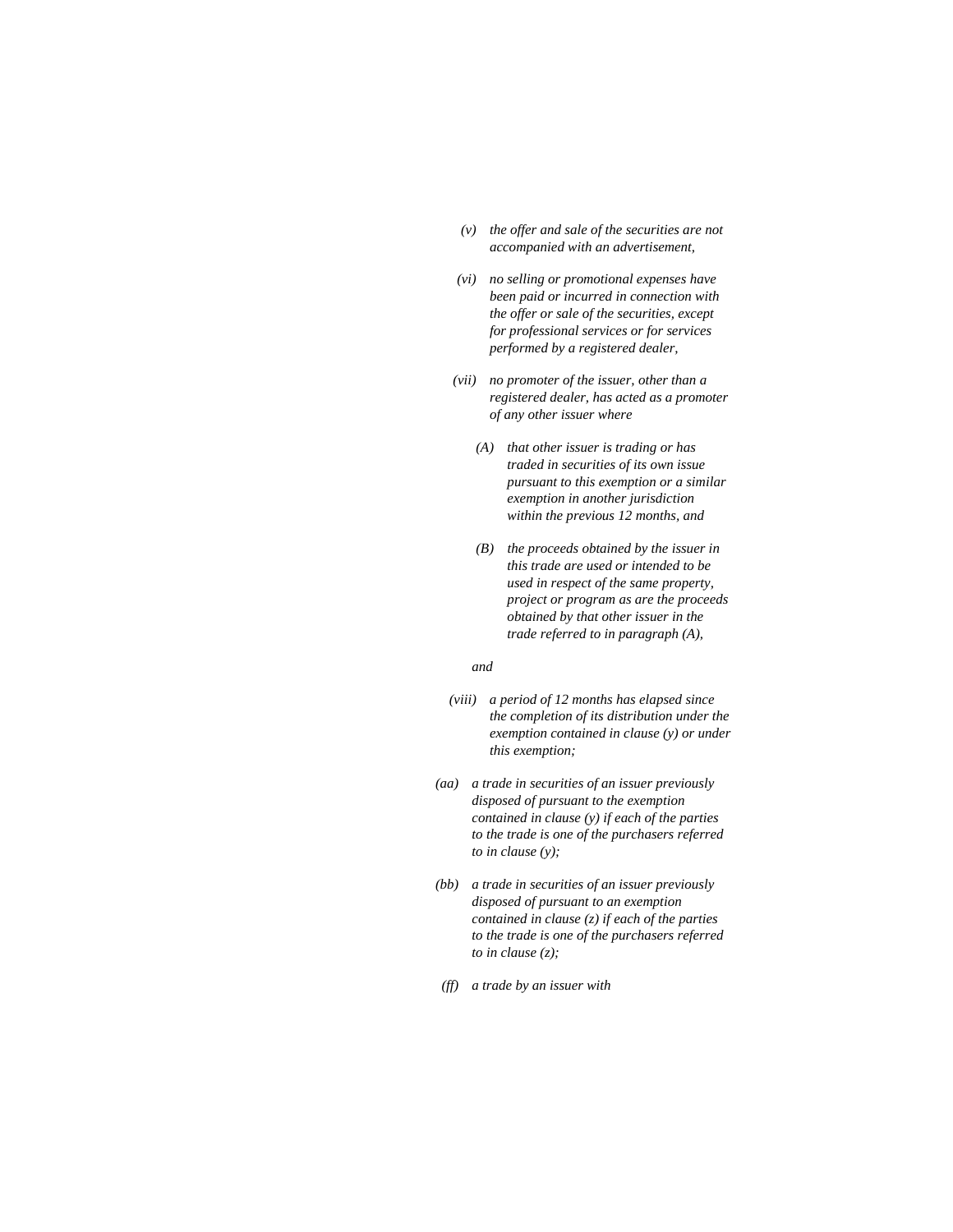*(v) the offer and sale of the securities are not accompanied with an advertisement,*

*(vi) no selling or promotional expenses have been paid or incurred in connection with the offer or sale of the securities, except for professional services or for services performed by a registered dealer,*

*(vii) no promoter of the issuer, other than a registered dealer, has acted as a promoter of any other issuer where*

*(A) that other issuer is trading or has traded in securities of its own issue pursuant to this exemption or a similar exemption in another jurisdiction within the previous 12 months, and*

*(B) the proceeds obtained by the issuer in this trade are used or intended to be used in respect of the same property, project or program as are the proceeds obtained by that other issuer in the trade referred to in paragraph (A),*

*and*

*(viii) a period of 12 months has elapsed since the completion of its distribution under the exemption contained in clause (y) or under this exemption;*

*(aa) a trade in securities of an issuer previously disposed of pursuant to the exemption contained in clause (y) if each of the parties to the trade is one of the purchasers referred to in clause (y);*

*(bb) a trade in securities of an issuer previously disposed of pursuant to an exemption contained in clause (z) if each of the parties to the trade is one of the purchasers referred to in clause (z);*

*(ff) a trade by an issuer with*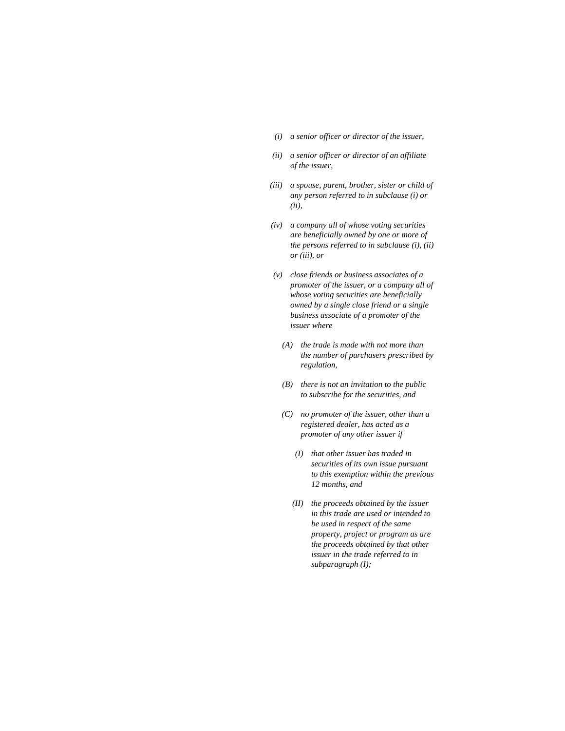*(i) a senior officer or director of the issuer,*

*(ii) a senior officer or director of an affiliate of the issuer,*

*(iii) a spouse, parent, brother, sister or child of any person referred to in subclause (i) or (ii),*

*(iv) a company all of whose voting securities are beneficially owned by one or more of the persons referred to in subclause (i), (ii) or (iii), or*

*(v) close friends or business associates of a promoter of the issuer, or a company all of whose voting securities are beneficially owned by a single close friend or a single business associate of a promoter of the issuer where*

*(A) the trade is made with not more than the number of purchasers prescribed by regulation,*

*(B) there is not an invitation to the public to subscribe for the securities, and*

*(C) no promoter of the issuer, other than a registered dealer, has acted as a promoter of any other issuer if*

*(I) that other issuer has traded in securities of its own issue pursuant to this exemption within the previous 12 months, and*

*(II) the proceeds obtained by the issuer in this trade are used or intended to be used in respect of the same property, project or program as are the proceeds obtained by that other issuer in the trade referred to in subparagraph (I);*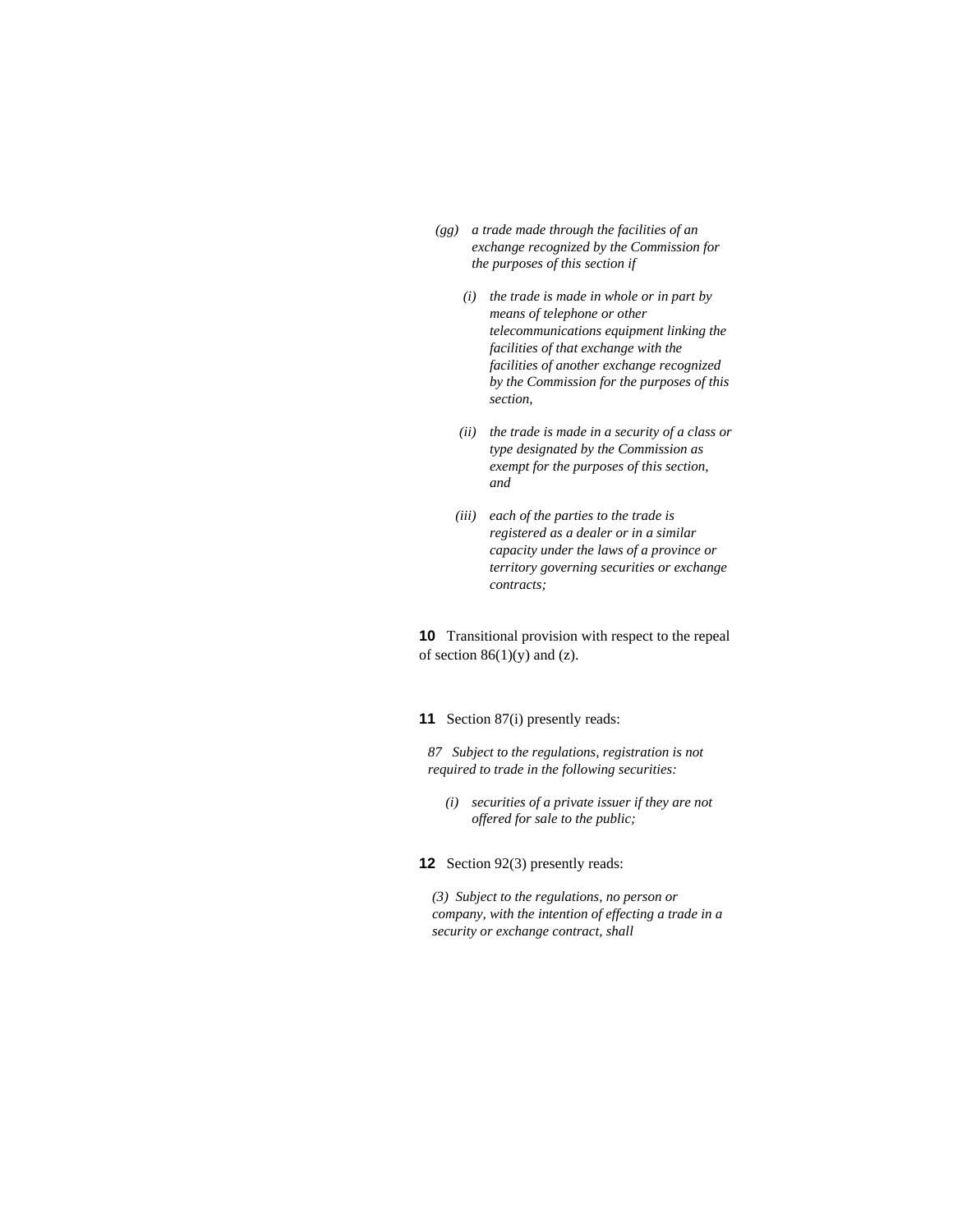*(gg) a trade made through the facilities of an exchange recognized by the Commission for the purposes of this section if*

*(i) the trade is made in whole or in part by means of telephone or other telecommunications equipment linking the facilities of that exchange with the facilities of another exchange recognized by the Commission for the purposes of this section,*

*(ii) the trade is made in a security of a class or type designated by the Commission as exempt for the purposes of this section, and*

*(iii) each of the parties to the trade is registered as a dealer or in a similar capacity under the laws of a province or territory governing securities or exchange contracts;*

**10** Transitional provision with respect to the repeal of section 86(1)(y) and (z).

**11** Section 87(i) presently reads:

*87 Subject to the regulations, registration is not required to trade in the following securities:*

*(i) securities of a private issuer if they are not offered for sale to the public;*

**12** Section 92(3) presently reads:

*(3) Subject to the regulations, no person or company, with the intention of effecting a trade in a security or exchange contract, shall*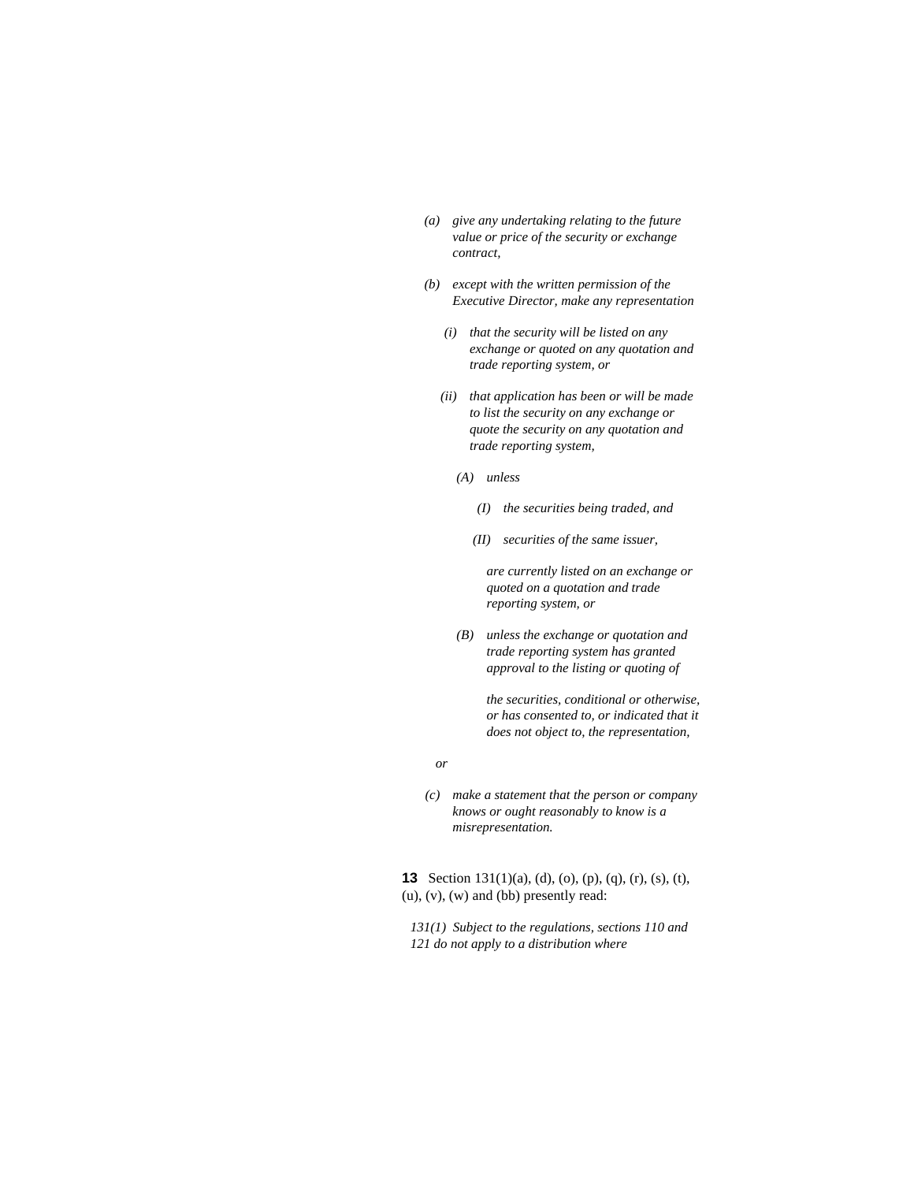*(a) give any undertaking relating to the future value or price of the security or exchange contract,*

*(b) except with the written permission of the Executive Director, make any representation*

*(i) that the security will be listed on any exchange or quoted on any quotation and trade reporting system, or*

*(ii) that application has been or will be made to list the security on any exchange or quote the security on any quotation and trade reporting system,*

*(A) unless*

*(I) the securities being traded, and*

*(II) securities of the same issuer,*

*are currently listed on an exchange or quoted on a quotation and trade reporting system, or*

*(B) unless the exchange or quotation and trade reporting system has granted approval to the listing or quoting of*

*the securities, conditional or otherwise, or has consented to, or indicated that it does not object to, the representation,*

*or*

*(c) make a statement that the person or company knows or ought reasonably to know is a misrepresentation.*

**13** Section 131(1)(a), (d), (o), (p), (q), (r), (s), (t), (u), (v), (w) and (bb) presently read:

*131(1) Subject to the regulations, sections 110 and 121 do not apply to a distribution where*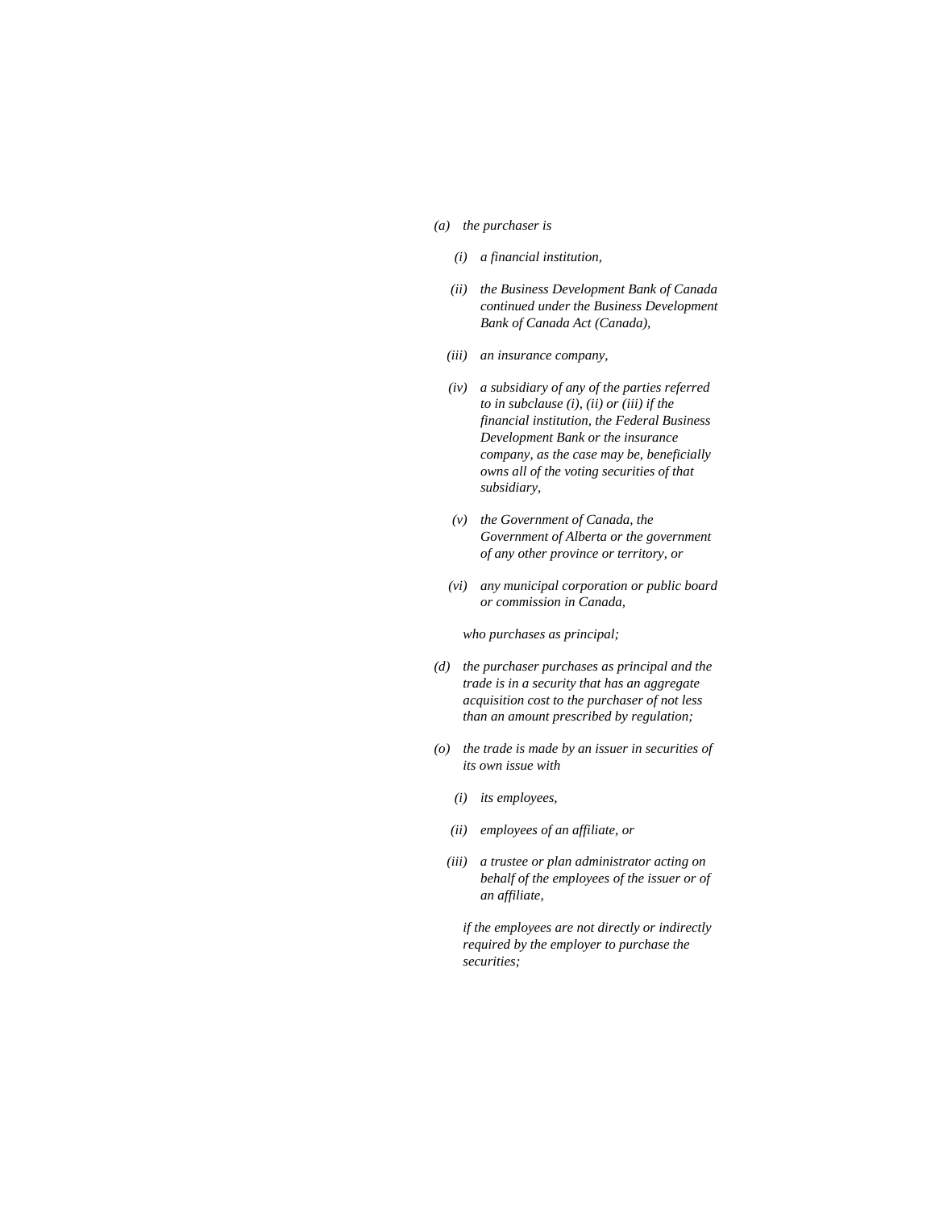*(a) the purchaser is*

*(i) a financial institution,*

*(ii) the Business Development Bank of Canada continued under the Business Development Bank of Canada Act (Canada),*

*(iii) an insurance company,*

*(iv) a subsidiary of any of the parties referred to in subclause (i), (ii) or (iii) if the financial institution, the Federal Business Development Bank or the insurance company, as the case may be, beneficially owns all of the voting securities of that subsidiary,*

*(v) the Government of Canada, the Government of Alberta or the government of any other province or territory, or*

*(vi) any municipal corporation or public board or commission in Canada,*

*who purchases as principal;*

*(d) the purchaser purchases as principal and the trade is in a security that has an aggregate acquisition cost to the purchaser of not less than an amount prescribed by regulation;*

*(o) the trade is made by an issuer in securities of its own issue with*

*(i) its employees,*

*(ii) employees of an affiliate, or*

*(iii) a trustee or plan administrator acting on behalf of the employees of the issuer or of an affiliate,*

*if the employees are not directly or indirectly required by the employer to purchase the securities;*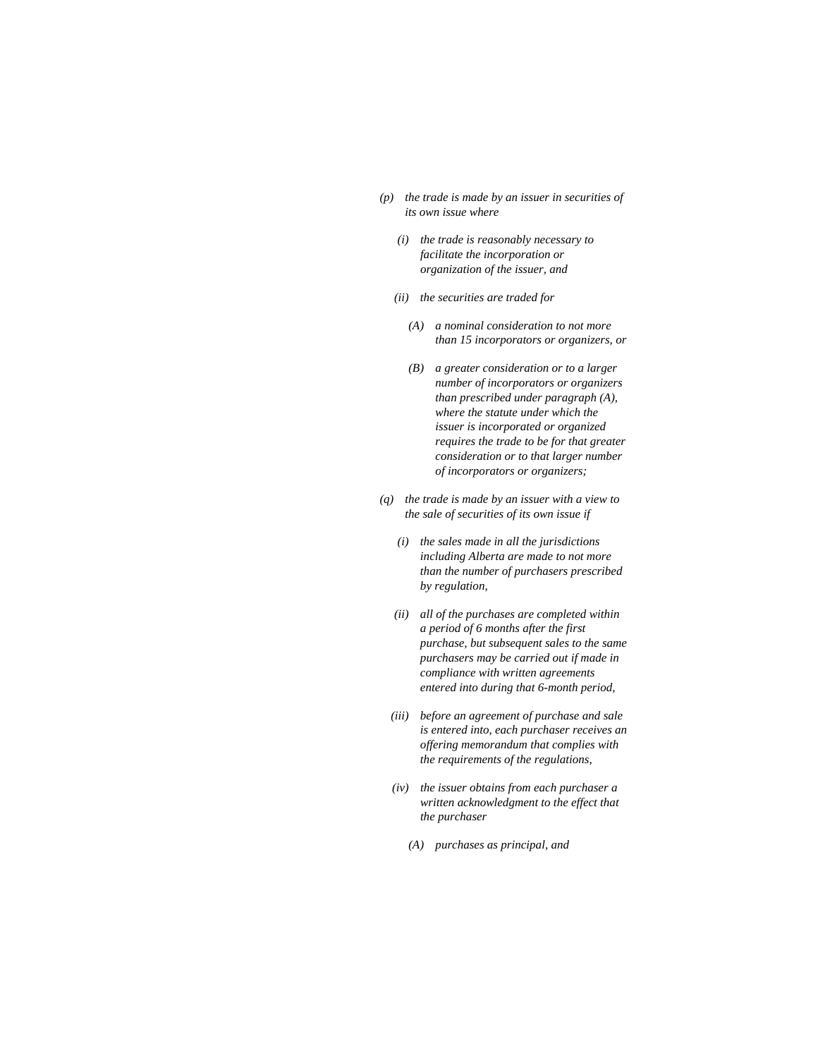*(p) the trade is made by an issuer in securities of its own issue where*

*(i) the trade is reasonably necessary to facilitate the incorporation or organization of the issuer, and*

*(ii) the securities are traded for*

*(A) a nominal consideration to not more than 15 incorporators or organizers, or*

*(B) a greater consideration or to a larger number of incorporators or organizers than prescribed under paragraph (A), where the statute under which the issuer is incorporated or organized requires the trade to be for that greater consideration or to that larger number of incorporators or organizers;*

*(q) the trade is made by an issuer with a view to the sale of securities of its own issue if*

*(i) the sales made in all the jurisdictions including Alberta are made to not more than the number of purchasers prescribed by regulation,*

*(ii) all of the purchases are completed within a period of 6 months after the first purchase, but subsequent sales to the same purchasers may be carried out if made in compliance with written agreements entered into during that 6-month period,*

*(iii) before an agreement of purchase and sale is entered into, each purchaser receives an offering memorandum that complies with the requirements of the regulations,*

*(iv) the issuer obtains from each purchaser a written acknowledgment to the effect that the purchaser*

*(A) purchases as principal, and*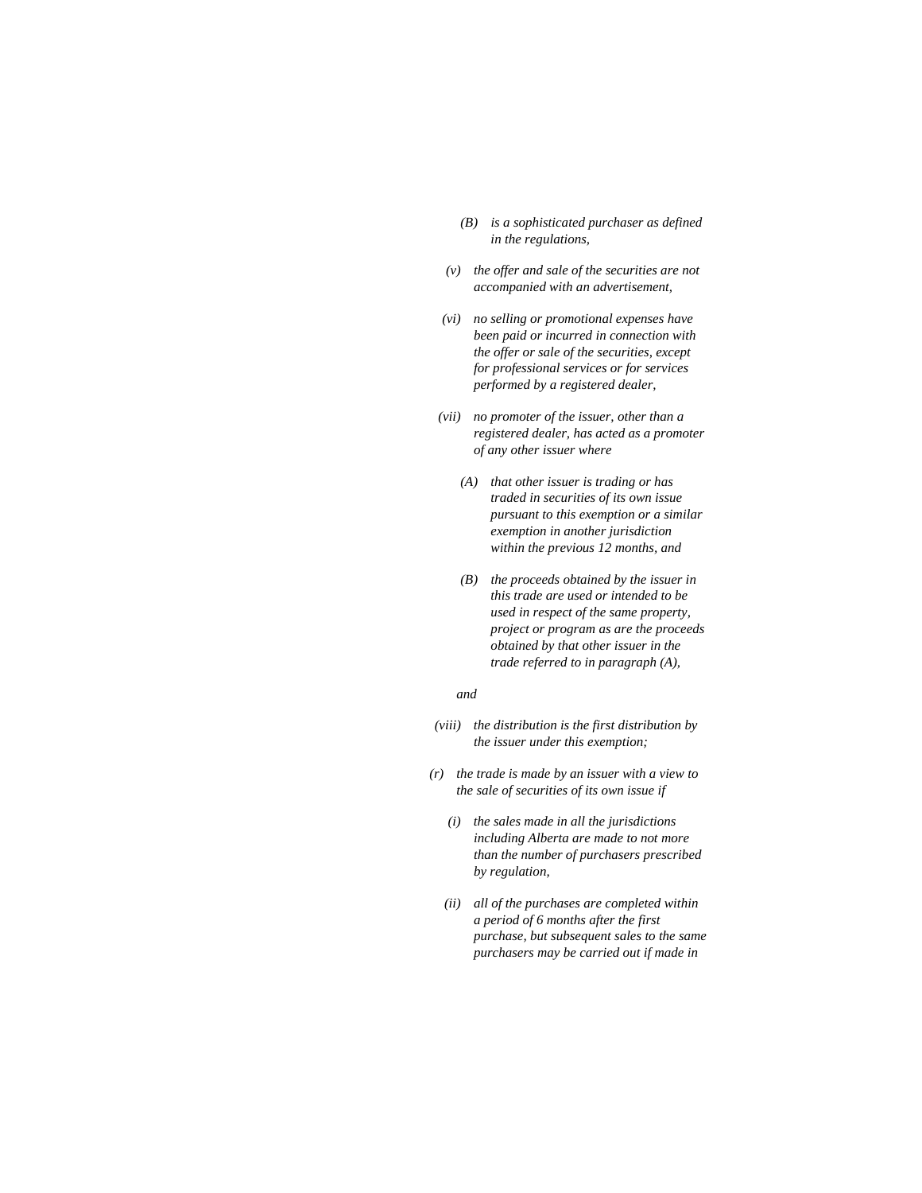*(B) is a sophisticated purchaser as defined in the regulations,*

*(v) the offer and sale of the securities are not accompanied with an advertisement,*

*(vi) no selling or promotional expenses have been paid or incurred in connection with the offer or sale of the securities, except for professional services or for services performed by a registered dealer,*

*(vii) no promoter of the issuer, other than a registered dealer, has acted as a promoter of any other issuer where*

*(A) that other issuer is trading or has traded in securities of its own issue pursuant to this exemption or a similar exemption in another jurisdiction within the previous 12 months, and*

*(B) the proceeds obtained by the issuer in this trade are used or intended to be used in respect of the same property, project or program as are the proceeds obtained by that other issuer in the trade referred to in paragraph (A),*

*and*

*(viii) the distribution is the first distribution by the issuer under this exemption;*

*(r) the trade is made by an issuer with a view to the sale of securities of its own issue if*

*(i) the sales made in all the jurisdictions including Alberta are made to not more than the number of purchasers prescribed by regulation,*

*(ii) all of the purchases are completed within a period of 6 months after the first purchase, but subsequent sales to the same purchasers may be carried out if made in*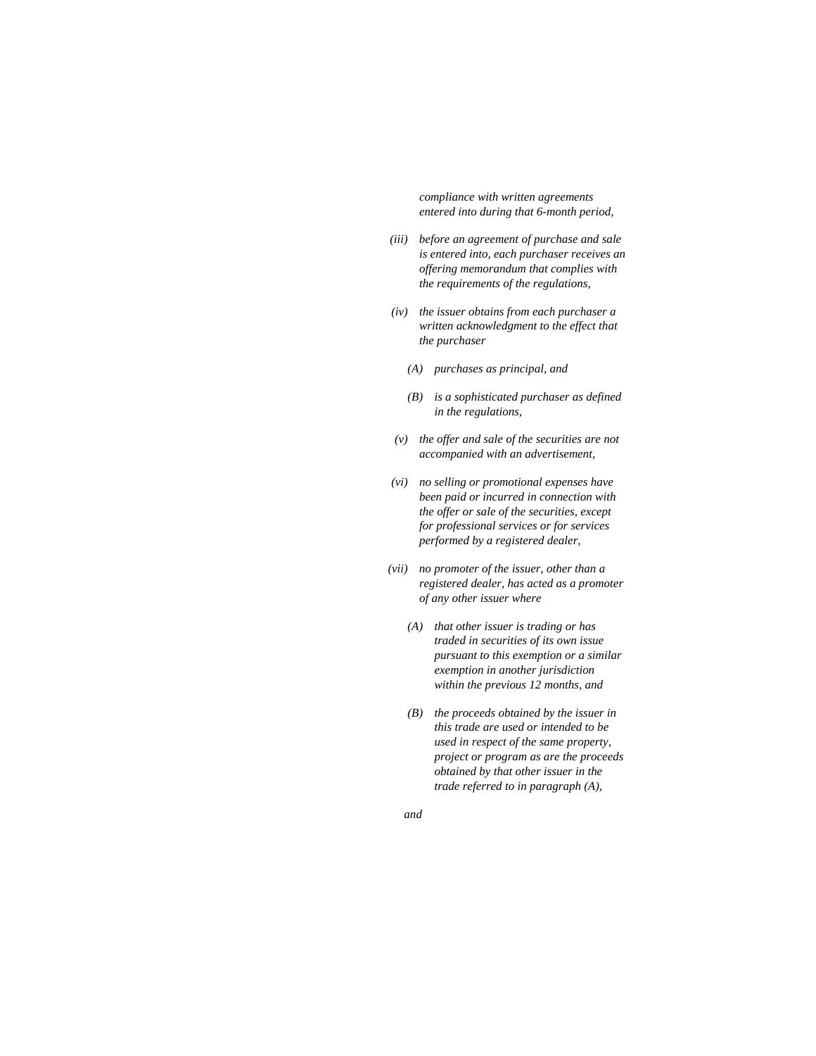*compliance with written agreements entered into during that 6-month period,*

*(iii) before an agreement of purchase and sale is entered into, each purchaser receives an offering memorandum that complies with the requirements of the regulations,*

*(iv) the issuer obtains from each purchaser a written acknowledgment to the effect that the purchaser*

*(A) purchases as principal, and*

*(B) is a sophisticated purchaser as defined in the regulations,*

*(v) the offer and sale of the securities are not accompanied with an advertisement,*

*(vi) no selling or promotional expenses have been paid or incurred in connection with the offer or sale of the securities, except for professional services or for services performed by a registered dealer,*

*(vii) no promoter of the issuer, other than a registered dealer, has acted as a promoter of any other issuer where*

*(A) that other issuer is trading or has traded in securities of its own issue pursuant to this exemption or a similar exemption in another jurisdiction within the previous 12 months, and*

*(B) the proceeds obtained by the issuer in this trade are used or intended to be used in respect of the same property, project or program as are the proceeds obtained by that other issuer in the trade referred to in paragraph (A),*

*and*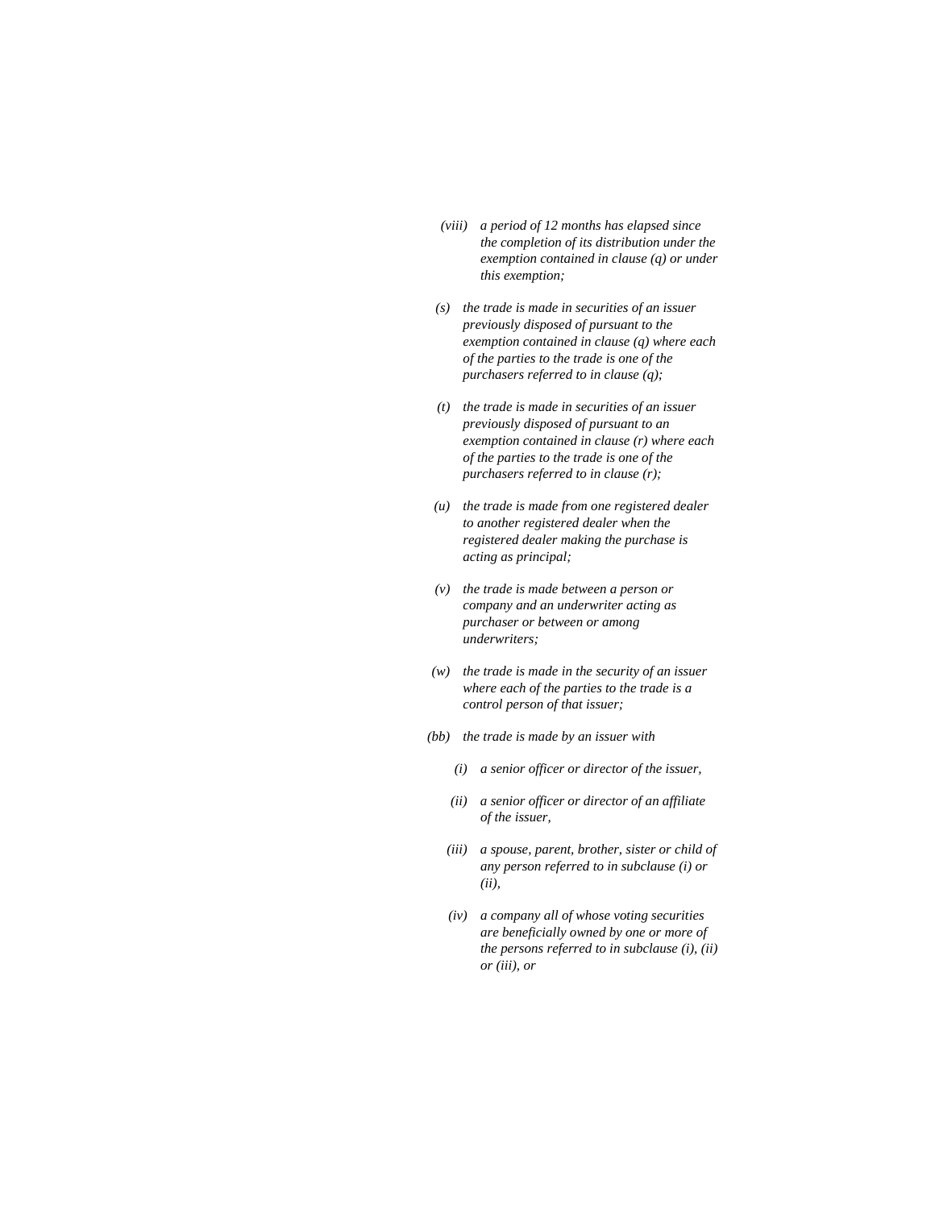*(viii) a period of 12 months has elapsed since the completion of its distribution under the exemption contained in clause (q) or under this exemption;*

*(s) the trade is made in securities of an issuer previously disposed of pursuant to the exemption contained in clause (q) where each of the parties to the trade is one of the purchasers referred to in clause (q);*

*(t) the trade is made in securities of an issuer previously disposed of pursuant to an exemption contained in clause (r) where each of the parties to the trade is one of the purchasers referred to in clause (r);*

*(u) the trade is made from one registered dealer to another registered dealer when the registered dealer making the purchase is acting as principal;*

*(v) the trade is made between a person or company and an underwriter acting as purchaser or between or among underwriters;*

*(w) the trade is made in the security of an issuer where each of the parties to the trade is a control person of that issuer;*

*(bb) the trade is made by an issuer with*

*(i) a senior officer or director of the issuer,*

*(ii) a senior officer or director of an affiliate of the issuer,*

*(iii) a spouse, parent, brother, sister or child of any person referred to in subclause (i) or (ii),*

*(iv) a company all of whose voting securities are beneficially owned by one or more of the persons referred to in subclause (i), (ii) or (iii), or*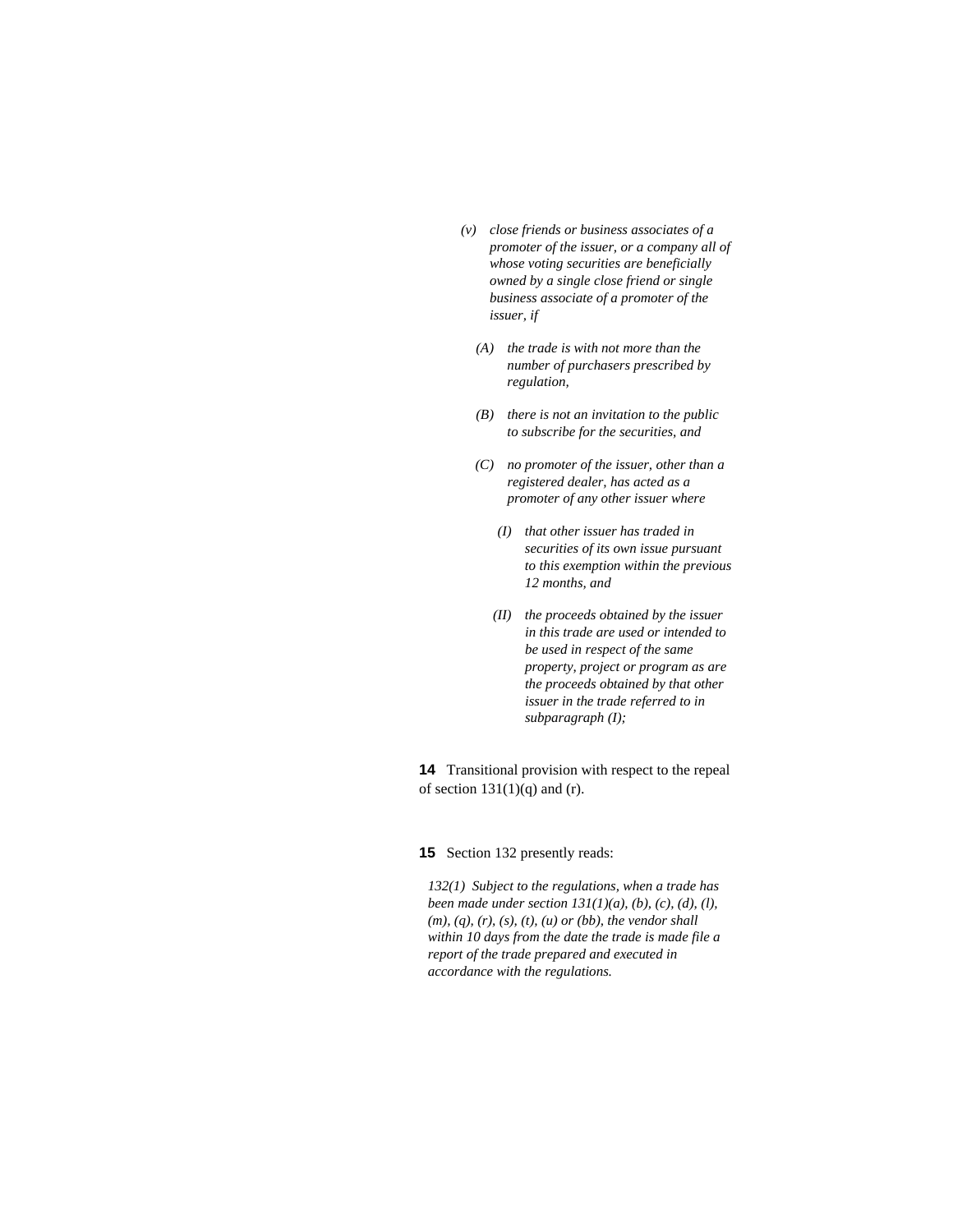*(v) close friends or business associates of a promoter of the issuer, or a company all of whose voting securities are beneficially owned by a single close friend or single business associate of a promoter of the issuer, if*

*(A) the trade is with not more than the number of purchasers prescribed by regulation,*

*(B) there is not an invitation to the public to subscribe for the securities, and*

*(C) no promoter of the issuer, other than a registered dealer, has acted as a promoter of any other issuer where*

*(I) that other issuer has traded in securities of its own issue pursuant to this exemption within the previous 12 months, and*

*(II) the proceeds obtained by the issuer in this trade are used or intended to be used in respect of the same property, project or program as are the proceeds obtained by that other issuer in the trade referred to in subparagraph (I);*

**14** Transitional provision with respect to the repeal of section 131(1)(q) and (r).

**15** Section 132 presently reads:

*132(1) Subject to the regulations, when a trade has been made under section 131(1)(a), (b), (c), (d), (l), (m), (q), (r), (s), (t), (u) or (bb), the vendor shall within 10 days from the date the trade is made file a report of the trade prepared and executed in accordance with the regulations.*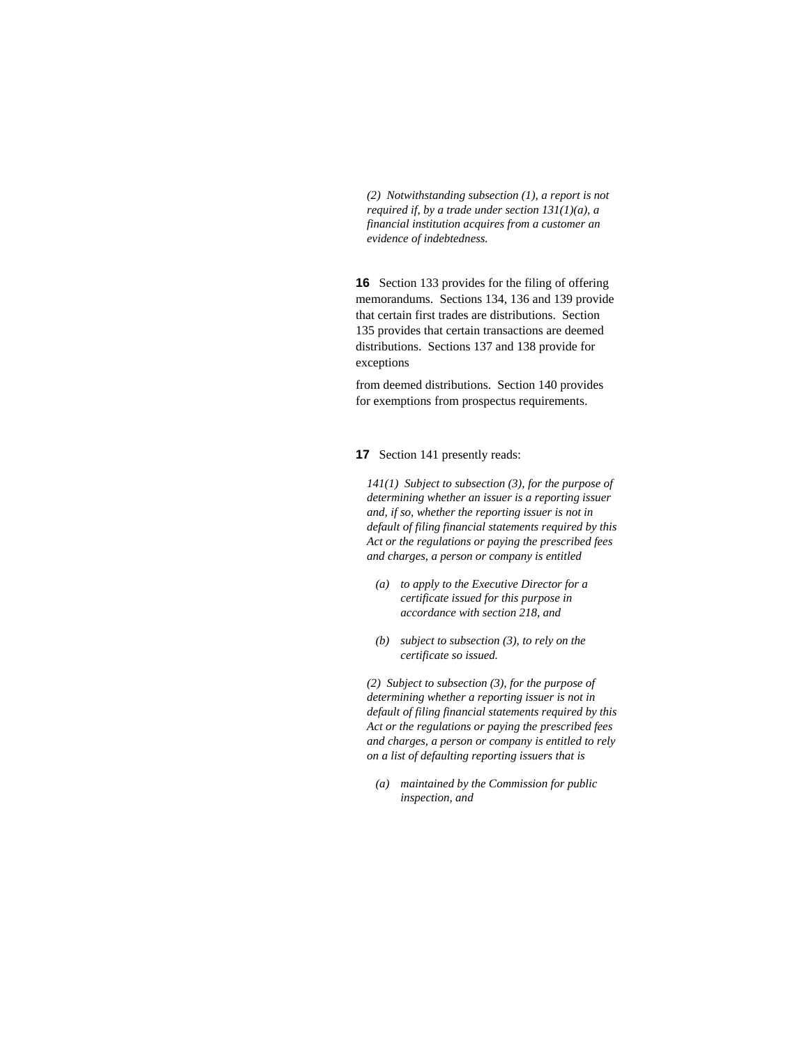*(2) Notwithstanding subsection (1), a report is not required if, by a trade under section 131(1)(a), a financial institution acquires from a customer an evidence of indebtedness.*

**16** Section 133 provides for the filing of offering memorandums. Sections 134, 136 and 139 provide that certain first trades are distributions. Section 135 provides that certain transactions are deemed distributions. Sections 137 and 138 provide for exceptions from deemed distributions. Section 140 provides for exemptions from prospectus requirements.

**17** Section 141 presently reads:

*141(1) Subject to subsection (3), for the purpose of determining whether an issuer is a reporting issuer and, if so, whether the reporting issuer is not in default of filing financial statements required by this Act or the regulations or paying the prescribed fees and charges, a person or company is entitled*

- *(a) to apply to the Executive Director for a certificate issued for this purpose in accordance with section 218, and*
- *(b) subject to subsection (3), to rely on the certificate so issued.*

*(2) Subject to subsection (3), for the purpose of determining whether a reporting issuer is not in default of filing financial statements required by this Act or the regulations or paying the prescribed fees and charges, a person or company is entitled to rely on a list of defaulting reporting issuers that is*

- *(a) maintained by the Commission for public inspection, and*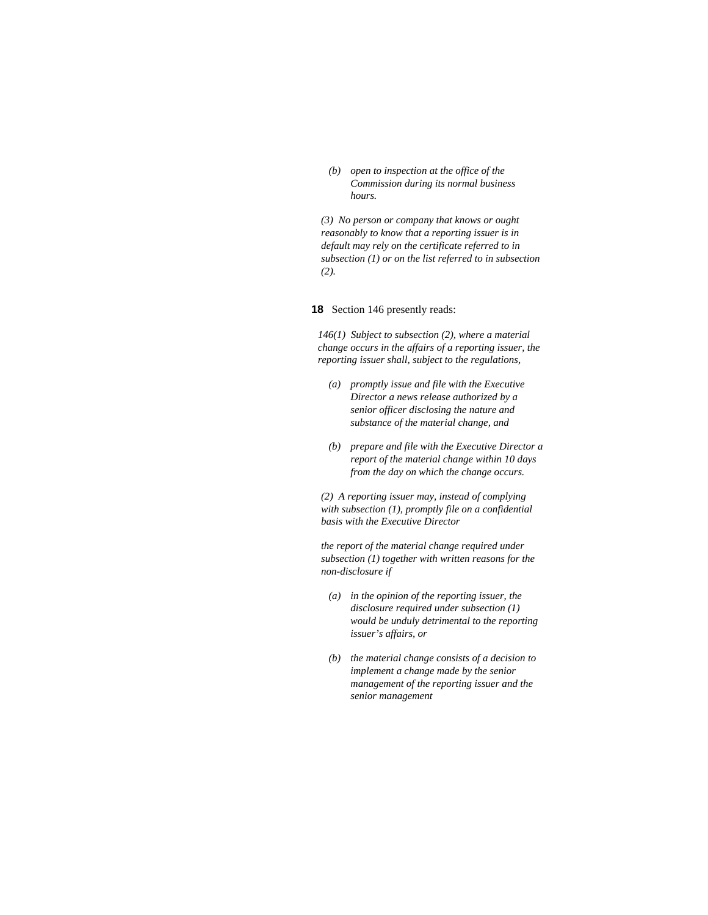*(b) open to inspection at the office of the Commission during its normal business hours.*

*(3) No person or company that knows or ought reasonably to know that a reporting issuer is in default may rely on the certificate referred to in subsection (1) or on the list referred to in subsection (2).*

**18** Section 146 presently reads:

*146(1) Subject to subsection (2), where a material change occurs in the affairs of a reporting issuer, the reporting issuer shall, subject to the regulations,*

*(a) promptly issue and file with the Executive Director a news release authorized by a senior officer disclosing the nature and substance of the material change, and*

*(b) prepare and file with the Executive Director a report of the material change within 10 days from the day on which the change occurs.*

*(2) A reporting issuer may, instead of complying with subsection (1), promptly file on a confidential basis with the Executive Director*

*the report of the material change required under subsection (1) together with written reasons for the non-disclosure if*

*(a) in the opinion of the reporting issuer, the disclosure required under subsection (1) would be unduly detrimental to the reporting issuer's affairs, or*

*(b) the material change consists of a decision to implement a change made by the senior management of the reporting issuer and the senior management*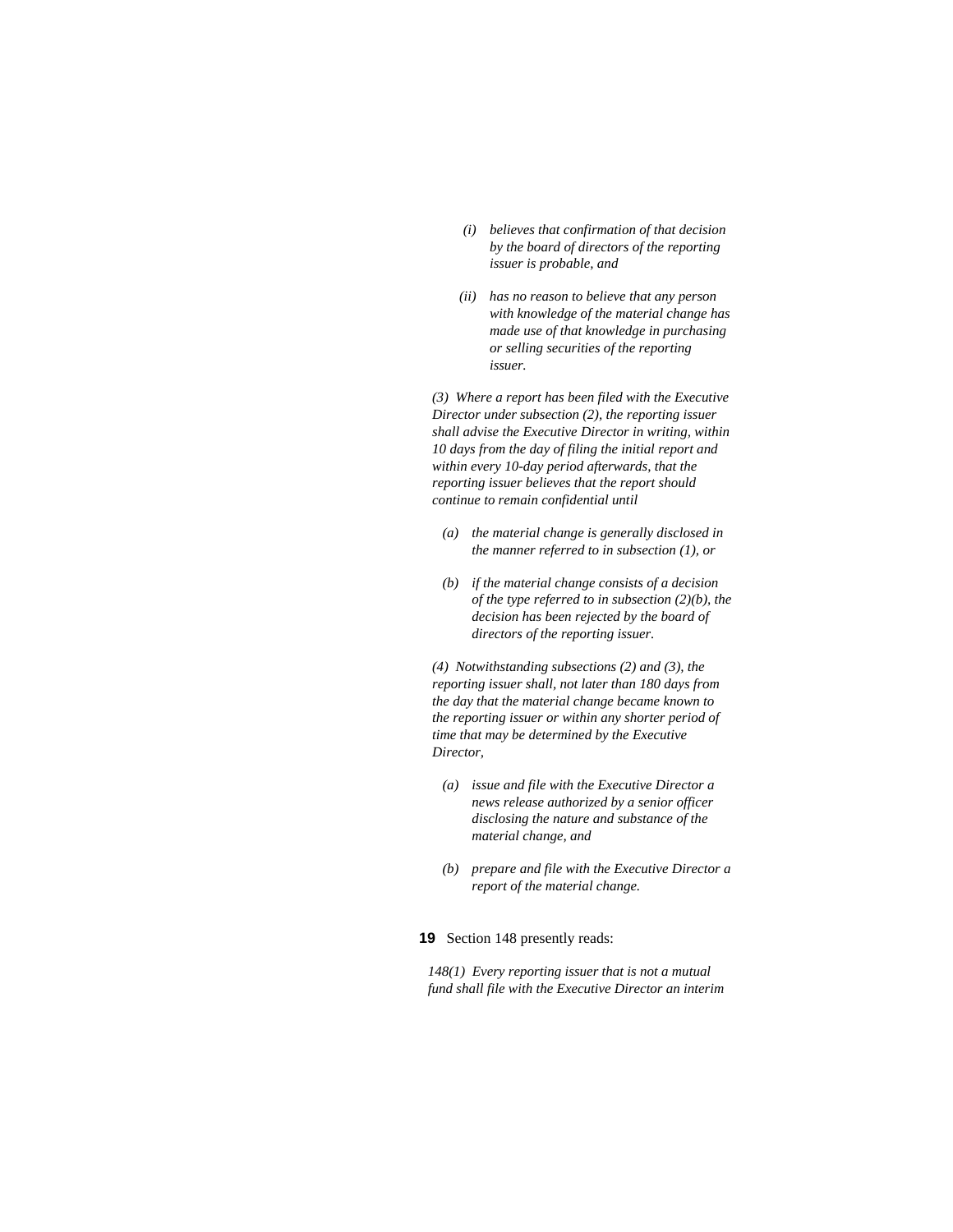*(i) believes that confirmation of that decision by the board of directors of the reporting issuer is probable, and*

*(ii) has no reason to believe that any person with knowledge of the material change has made use of that knowledge in purchasing or selling securities of the reporting issuer.*

*(3) Where a report has been filed with the Executive Director under subsection (2), the reporting issuer shall advise the Executive Director in writing, within 10 days from the day of filing the initial report and within every 10-day period afterwards, that the reporting issuer believes that the report should continue to remain confidential until*

*(a) the material change is generally disclosed in the manner referred to in subsection (1), or*

*(b) if the material change consists of a decision of the type referred to in subsection (2)(b), the decision has been rejected by the board of directors of the reporting issuer.*

*(4) Notwithstanding subsections (2) and (3), the reporting issuer shall, not later than 180 days from the day that the material change became known to the reporting issuer or within any shorter period of time that may be determined by the Executive Director,*

*(a) issue and file with the Executive Director a news release authorized by a senior officer disclosing the nature and substance of the material change, and*

*(b) prepare and file with the Executive Director a report of the material change.*

**19** Section 148 presently reads:

*148(1) Every reporting issuer that is not a mutual fund shall file with the Executive Director an interim*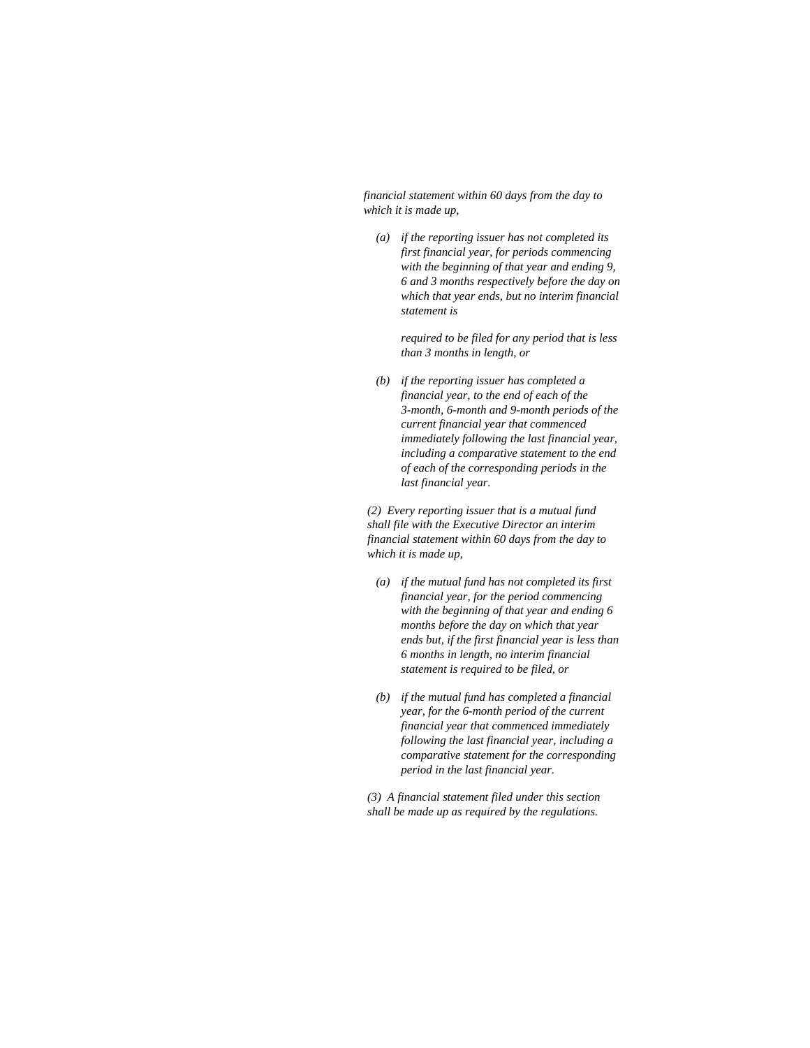*financial statement within 60 days from the day to which it is made up,*

*(a) if the reporting issuer has not completed its first financial year, for periods commencing with the beginning of that year and ending 9, 6 and 3 months respectively before the day on which that year ends, but no interim financial statement is*

*required to be filed for any period that is less than 3 months in length, or*

*(b) if the reporting issuer has completed a financial year, to the end of each of the 3-month, 6-month and 9-month periods of the current financial year that commenced immediately following the last financial year, including a comparative statement to the end of each of the corresponding periods in the last financial year.*

*(2) Every reporting issuer that is a mutual fund shall file with the Executive Director an interim financial statement within 60 days from the day to which it is made up,*

*(a) if the mutual fund has not completed its first financial year, for the period commencing with the beginning of that year and ending 6 months before the day on which that year ends but, if the first financial year is less than 6 months in length, no interim financial statement is required to be filed, or*

*(b) if the mutual fund has completed a financial year, for the 6-month period of the current financial year that commenced immediately following the last financial year, including a comparative statement for the corresponding period in the last financial year.*

*(3) A financial statement filed under this section shall be made up as required by the regulations.*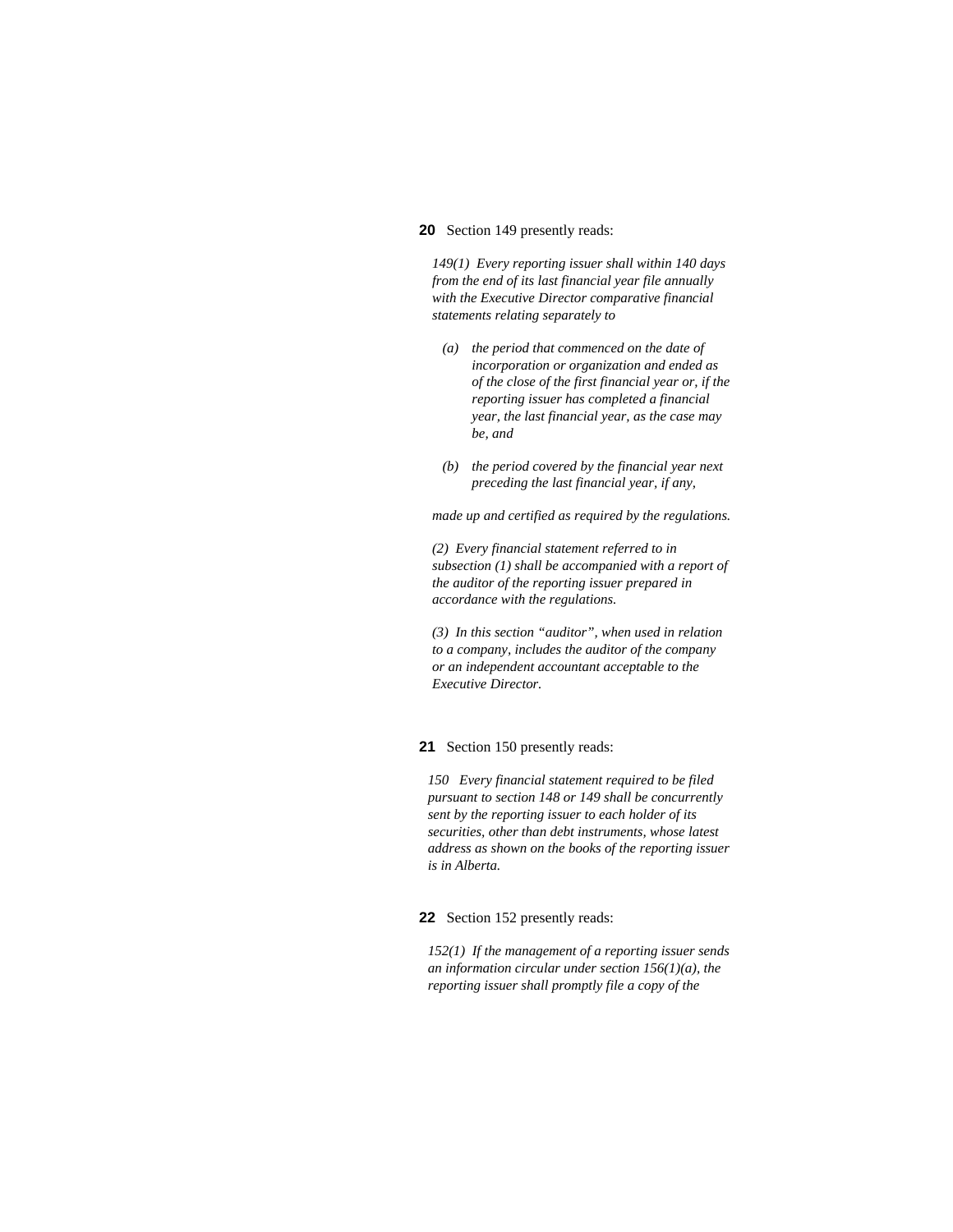**20** Section 149 presently reads:

*149(1) Every reporting issuer shall within 140 days from the end of its last financial year file annually with the Executive Director comparative financial statements relating separately to*

*(a) the period that commenced on the date of incorporation or organization and ended as of the close of the first financial year or, if the reporting issuer has completed a financial year, the last financial year, as the case may be, and*

*(b) the period covered by the financial year next preceding the last financial year, if any,*

*made up and certified as required by the regulations.*

*(2) Every financial statement referred to in subsection (1) shall be accompanied with a report of the auditor of the reporting issuer prepared in accordance with the regulations.*

*(3) In this section "auditor", when used in relation to a company, includes the auditor of the company or an independent accountant acceptable to the Executive Director.*

**21** Section 150 presently reads:

*150 Every financial statement required to be filed pursuant to section 148 or 149 shall be concurrently sent by the reporting issuer to each holder of its securities, other than debt instruments, whose latest address as shown on the books of the reporting issuer is in Alberta.*

**22** Section 152 presently reads:

*152(1) If the management of a reporting issuer sends an information circular under section 156(1)(a), the reporting issuer shall promptly file a copy of the*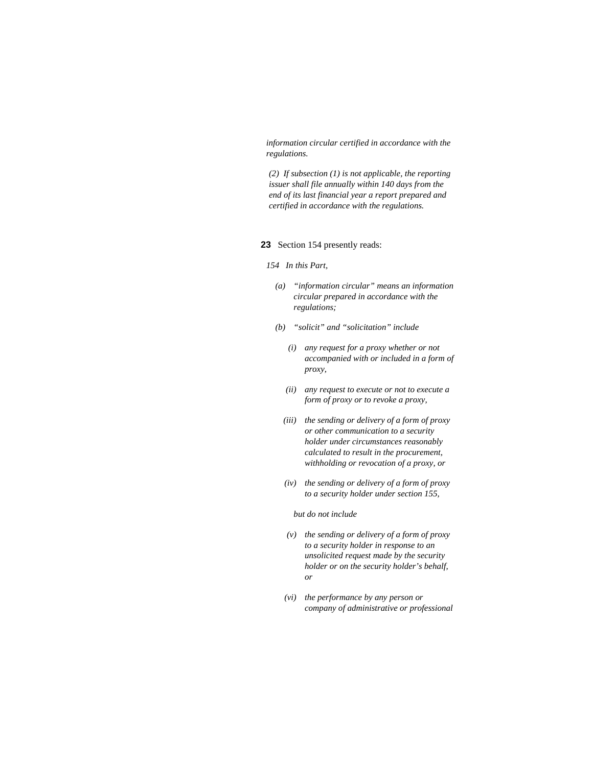*information circular certified in accordance with the regulations.*

*(2) If subsection (1) is not applicable, the reporting issuer shall file annually within 140 days from the end of its last financial year a report prepared and certified in accordance with the regulations.*

**23** Section 154 presently reads:

*154 In this Part,*

*(a) "information circular" means an information circular prepared in accordance with the regulations;*

*(b) "solicit" and "solicitation" include*

*(i) any request for a proxy whether or not accompanied with or included in a form of proxy,*

*(ii) any request to execute or not to execute a form of proxy or to revoke a proxy,*

*(iii) the sending or delivery of a form of proxy or other communication to a security holder under circumstances reasonably calculated to result in the procurement, withholding or revocation of a proxy, or*

*(iv) the sending or delivery of a form of proxy to a security holder under section 155,*

*but do not include*

*(v) the sending or delivery of a form of proxy to a security holder in response to an unsolicited request made by the security holder or on the security holder's behalf, or*

*(vi) the performance by any person or company of administrative or professional*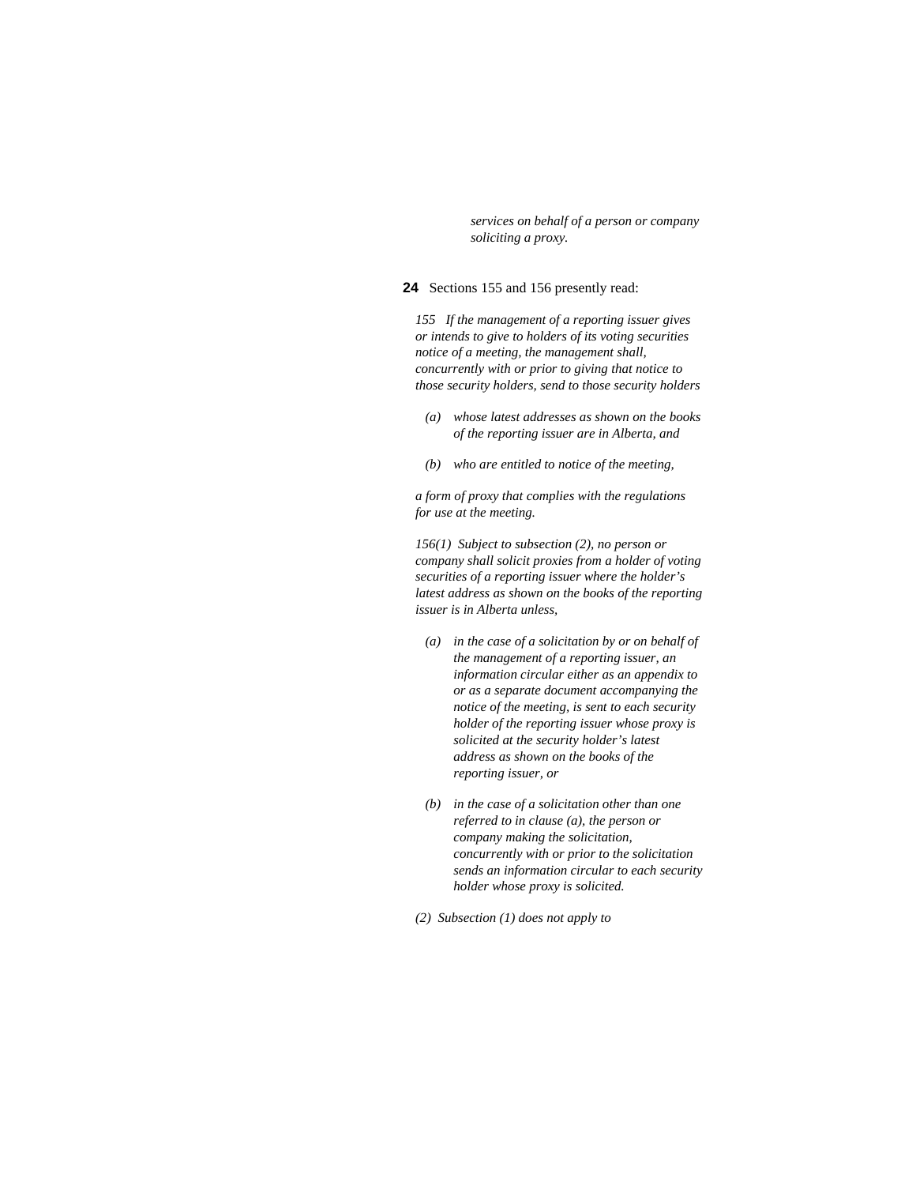*services on behalf of a person or company soliciting a proxy.*

**24** Sections 155 and 156 presently read:

*155 If the management of a reporting issuer gives or intends to give to holders of its voting securities notice of a meeting, the management shall, concurrently with or prior to giving that notice to those security holders, send to those security holders*

*(a) whose latest addresses as shown on the books of the reporting issuer are in Alberta, and*

*(b) who are entitled to notice of the meeting,*

*a form of proxy that complies with the regulations for use at the meeting.*

*156(1) Subject to subsection (2), no person or company shall solicit proxies from a holder of voting securities of a reporting issuer where the holder's latest address as shown on the books of the reporting issuer is in Alberta unless,*

*(a) in the case of a solicitation by or on behalf of the management of a reporting issuer, an information circular either as an appendix to or as a separate document accompanying the notice of the meeting, is sent to each security holder of the reporting issuer whose proxy is solicited at the security holder's latest address as shown on the books of the reporting issuer, or*

*(b) in the case of a solicitation other than one referred to in clause (a), the person or company making the solicitation, concurrently with or prior to the solicitation sends an information circular to each security holder whose proxy is solicited.*

*(2) Subsection (1) does not apply to*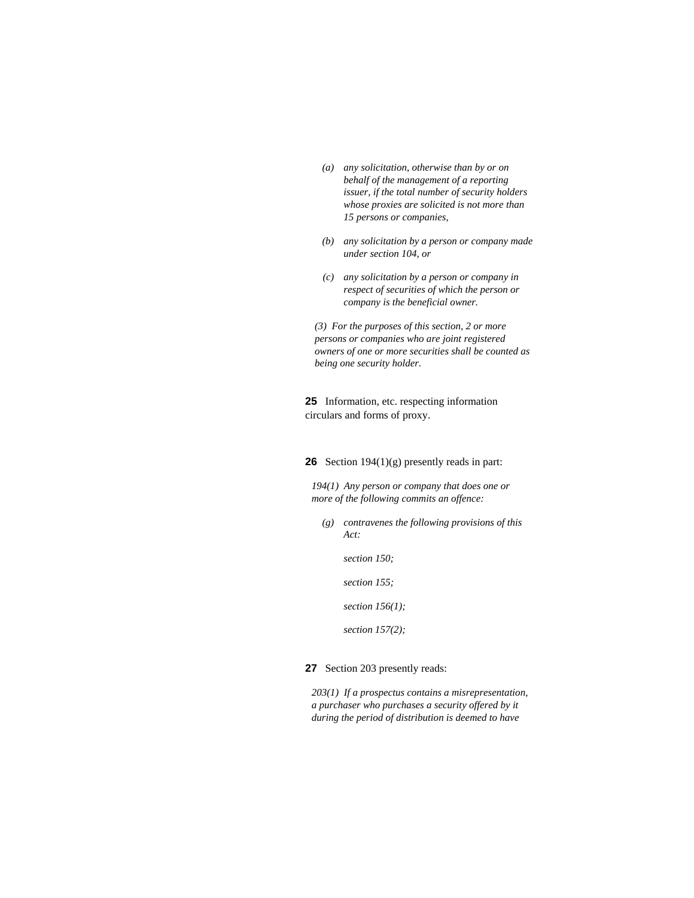*(a) any solicitation, otherwise than by or on behalf of the management of a reporting issuer, if the total number of security holders whose proxies are solicited is not more than 15 persons or companies,*

*(b) any solicitation by a person or company made under section 104, or*

*(c) any solicitation by a person or company in respect of securities of which the person or company is the beneficial owner.*

*(3) For the purposes of this section, 2 or more persons or companies who are joint registered owners of one or more securities shall be counted as being one security holder.*

**25** Information, etc. respecting information circulars and forms of proxy.

**26** Section 194(1)(g) presently reads in part:

*194(1) Any person or company that does one or more of the following commits an offence:*

*(g) contravenes the following provisions of this Act:*

*section 150;*

*section 155;*

*section 156(1);*

*section 157(2);*

**27** Section 203 presently reads:

*203(1) If a prospectus contains a misrepresentation, a purchaser who purchases a security offered by it during the period of distribution is deemed to have*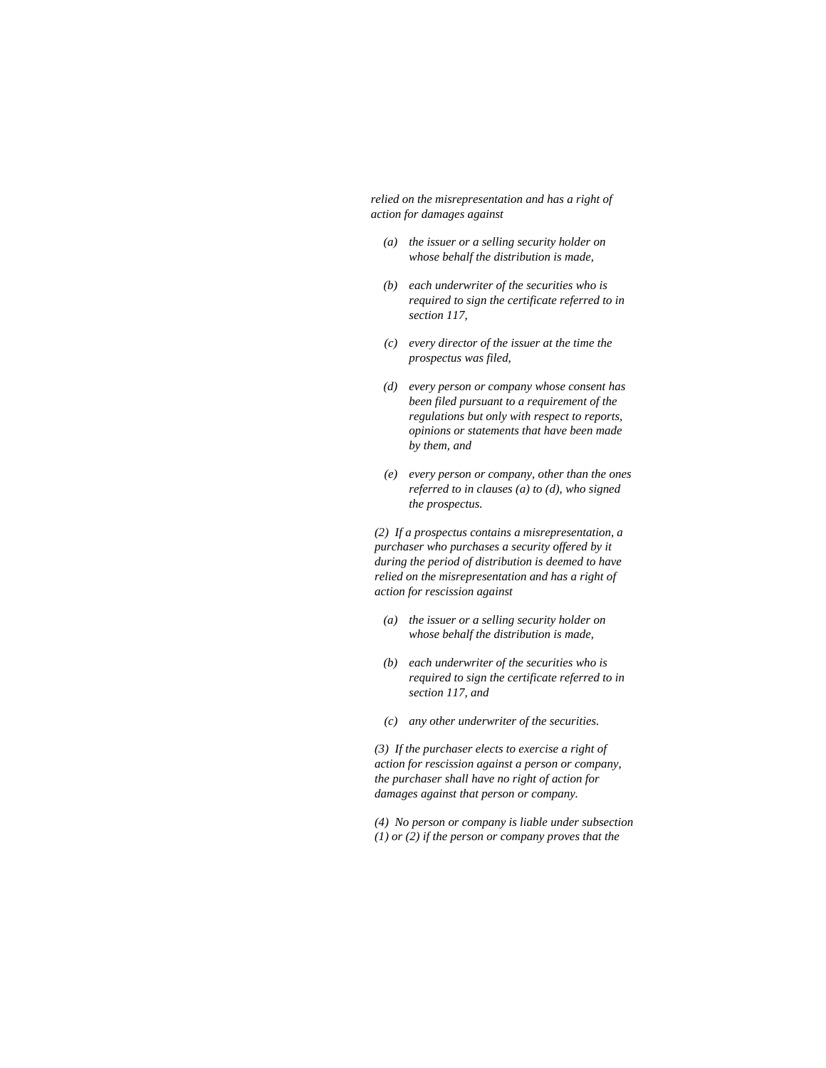*relied on the misrepresentation and has a right of action for damages against*

*(a) the issuer or a selling security holder on whose behalf the distribution is made,*

*(b) each underwriter of the securities who is required to sign the certificate referred to in section 117,*

*(c) every director of the issuer at the time the prospectus was filed,*

*(d) every person or company whose consent has been filed pursuant to a requirement of the regulations but only with respect to reports, opinions or statements that have been made by them, and*

*(e) every person or company, other than the ones referred to in clauses (a) to (d), who signed the prospectus.*

*(2) If a prospectus contains a misrepresentation, a purchaser who purchases a security offered by it during the period of distribution is deemed to have relied on the misrepresentation and has a right of action for rescission against*

*(a) the issuer or a selling security holder on whose behalf the distribution is made,*

*(b) each underwriter of the securities who is required to sign the certificate referred to in section 117, and*

*(c) any other underwriter of the securities.*

*(3) If the purchaser elects to exercise a right of action for rescission against a person or company, the purchaser shall have no right of action for damages against that person or company.*

*(4) No person or company is liable under subsection (1) or (2) if the person or company proves that the*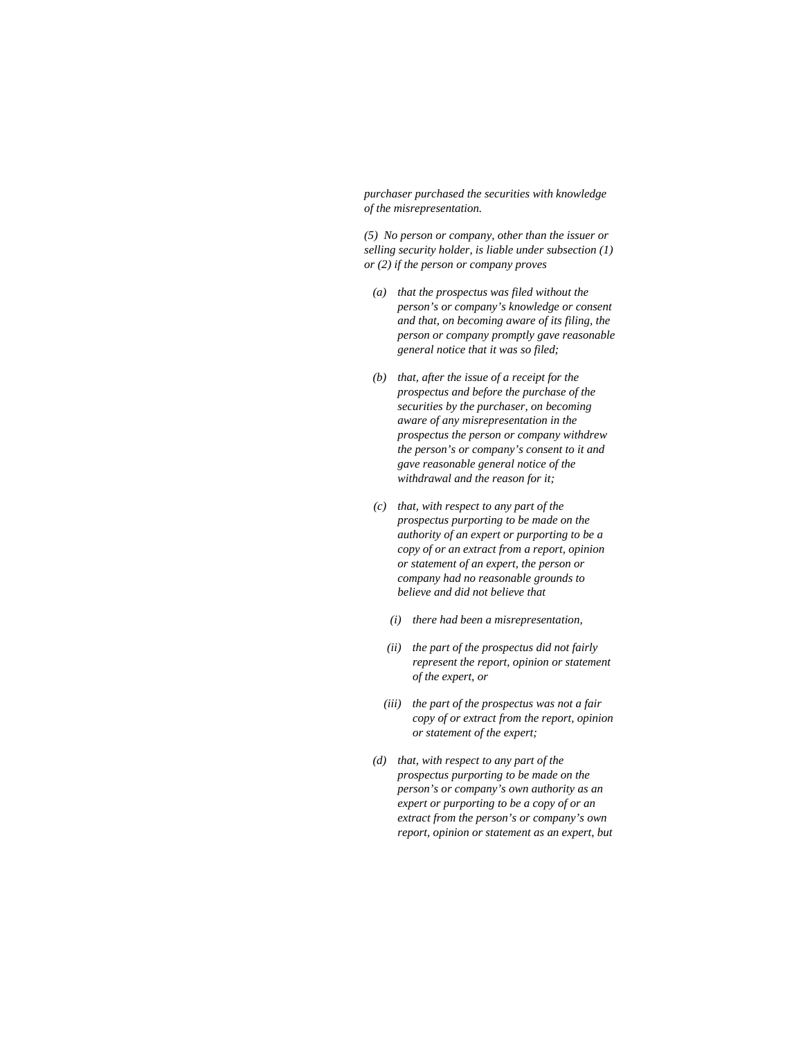*purchaser purchased the securities with knowledge of the misrepresentation.*

*(5) No person or company, other than the issuer or selling security holder, is liable under subsection (1) or (2) if the person or company proves*

- *(a) that the prospectus was filed without the person's or company's knowledge or consent and that, on becoming aware of its filing, the person or company promptly gave reasonable general notice that it was so filed;*

- *(b) that, after the issue of a receipt for the prospectus and before the purchase of the securities by the purchaser, on becoming aware of any misrepresentation in the prospectus the person or company withdrew the person's or company's consent to it and gave reasonable general notice of the withdrawal and the reason for it;*

- *(c) that, with respect to any part of the prospectus purporting to be made on the authority of an expert or purporting to be a copy of or an extract from a report, opinion or statement of an expert, the person or company had no reasonable grounds to believe and did not believe that*

  - *(i) there had been a misrepresentation,*

  - *(ii) the part of the prospectus did not fairly represent the report, opinion or statement of the expert, or*

  - *(iii) the part of the prospectus was not a fair copy of or extract from the report, opinion or statement of the expert;*

- *(d) that, with respect to any part of the prospectus purporting to be made on the person's or company's own authority as an expert or purporting to be a copy of or an extract from the person's or company's own report, opinion or statement as an expert, but*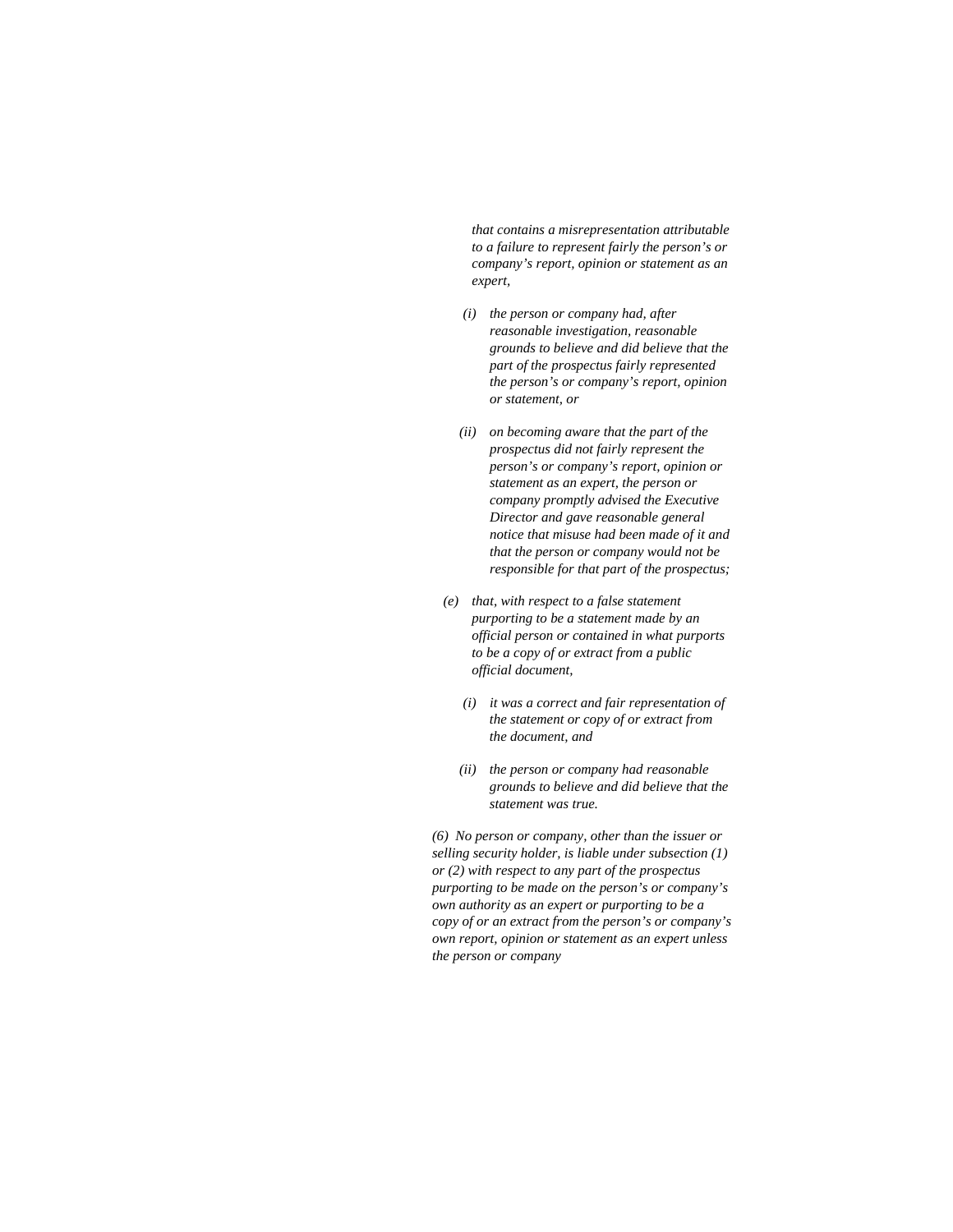*that contains a misrepresentation attributable to a failure to represent fairly the person's or company's report, opinion or statement as an expert,*

*(i) the person or company had, after reasonable investigation, reasonable grounds to believe and did believe that the part of the prospectus fairly represented the person's or company's report, opinion or statement, or*

*(ii) on becoming aware that the part of the prospectus did not fairly represent the person's or company's report, opinion or statement as an expert, the person or company promptly advised the Executive Director and gave reasonable general notice that misuse had been made of it and that the person or company would not be responsible for that part of the prospectus;*

*(e) that, with respect to a false statement purporting to be a statement made by an official person or contained in what purports to be a copy of or extract from a public official document,*

*(i) it was a correct and fair representation of the statement or copy of or extract from the document, and*

*(ii) the person or company had reasonable grounds to believe and did believe that the statement was true.*

*(6) No person or company, other than the issuer or selling security holder, is liable under subsection (1) or (2) with respect to any part of the prospectus purporting to be made on the person's or company's own authority as an expert or purporting to be a copy of or an extract from the person's or company's own report, opinion or statement as an expert unless the person or company*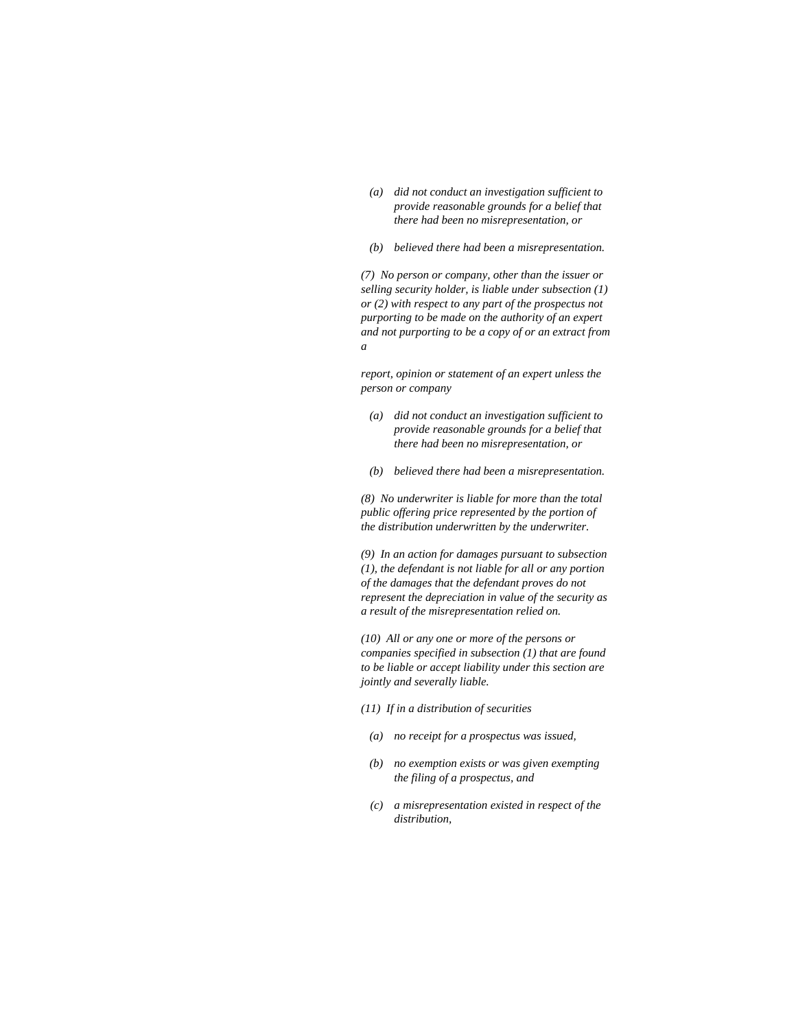*(a) did not conduct an investigation sufficient to provide reasonable grounds for a belief that there had been no misrepresentation, or*

*(b) believed there had been a misrepresentation.*

*(7) No person or company, other than the issuer or selling security holder, is liable under subsection (1) or (2) with respect to any part of the prospectus not purporting to be made on the authority of an expert and not purporting to be a copy of or an extract from a*

*report, opinion or statement of an expert unless the person or company*

*(a) did not conduct an investigation sufficient to provide reasonable grounds for a belief that there had been no misrepresentation, or*

*(b) believed there had been a misrepresentation.*

*(8) No underwriter is liable for more than the total public offering price represented by the portion of the distribution underwritten by the underwriter.*

*(9) In an action for damages pursuant to subsection (1), the defendant is not liable for all or any portion of the damages that the defendant proves do not represent the depreciation in value of the security as a result of the misrepresentation relied on.*

*(10) All or any one or more of the persons or companies specified in subsection (1) that are found to be liable or accept liability under this section are jointly and severally liable.*

*(11) If in a distribution of securities*

*(a) no receipt for a prospectus was issued,*

*(b) no exemption exists or was given exempting the filing of a prospectus, and*

*(c) a misrepresentation existed in respect of the distribution,*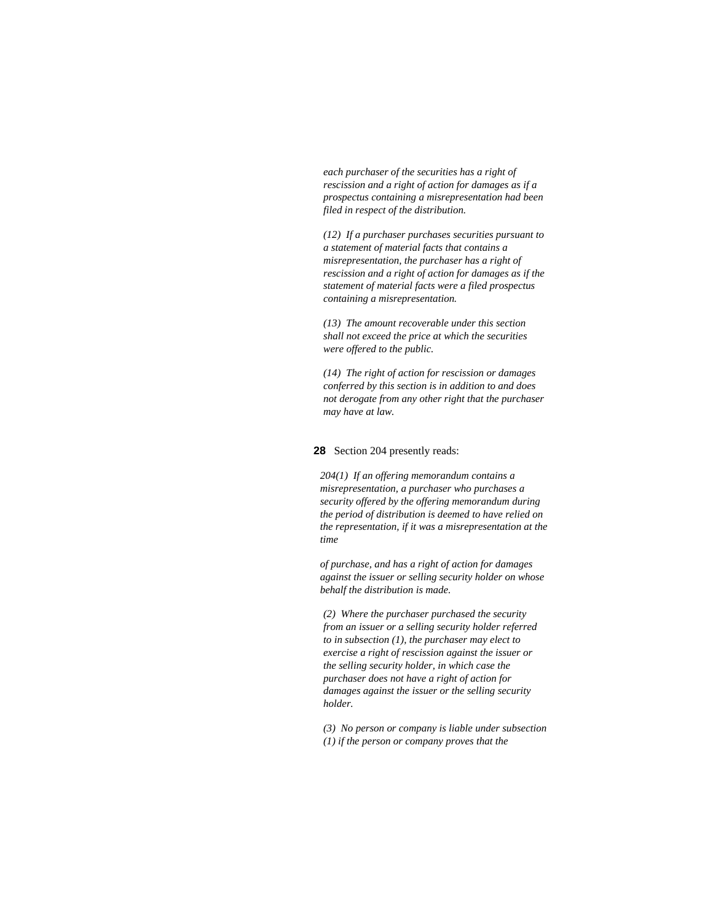*each purchaser of the securities has a right of rescission and a right of action for damages as if a prospectus containing a misrepresentation had been filed in respect of the distribution.*

*(12) If a purchaser purchases securities pursuant to a statement of material facts that contains a misrepresentation, the purchaser has a right of rescission and a right of action for damages as if the statement of material facts were a filed prospectus containing a misrepresentation.*

*(13) The amount recoverable under this section shall not exceed the price at which the securities were offered to the public.*

*(14) The right of action for rescission or damages conferred by this section is in addition to and does not derogate from any other right that the purchaser may have at law.*

**28** Section 204 presently reads:

*204(1) If an offering memorandum contains a misrepresentation, a purchaser who purchases a security offered by the offering memorandum during the period of distribution is deemed to have relied on the representation, if it was a misrepresentation at the time*

*of purchase, and has a right of action for damages against the issuer or selling security holder on whose behalf the distribution is made.*

*(2) Where the purchaser purchased the security from an issuer or a selling security holder referred to in subsection (1), the purchaser may elect to exercise a right of rescission against the issuer or the selling security holder, in which case the purchaser does not have a right of action for damages against the issuer or the selling security holder.*

*(3) No person or company is liable under subsection (1) if the person or company proves that the*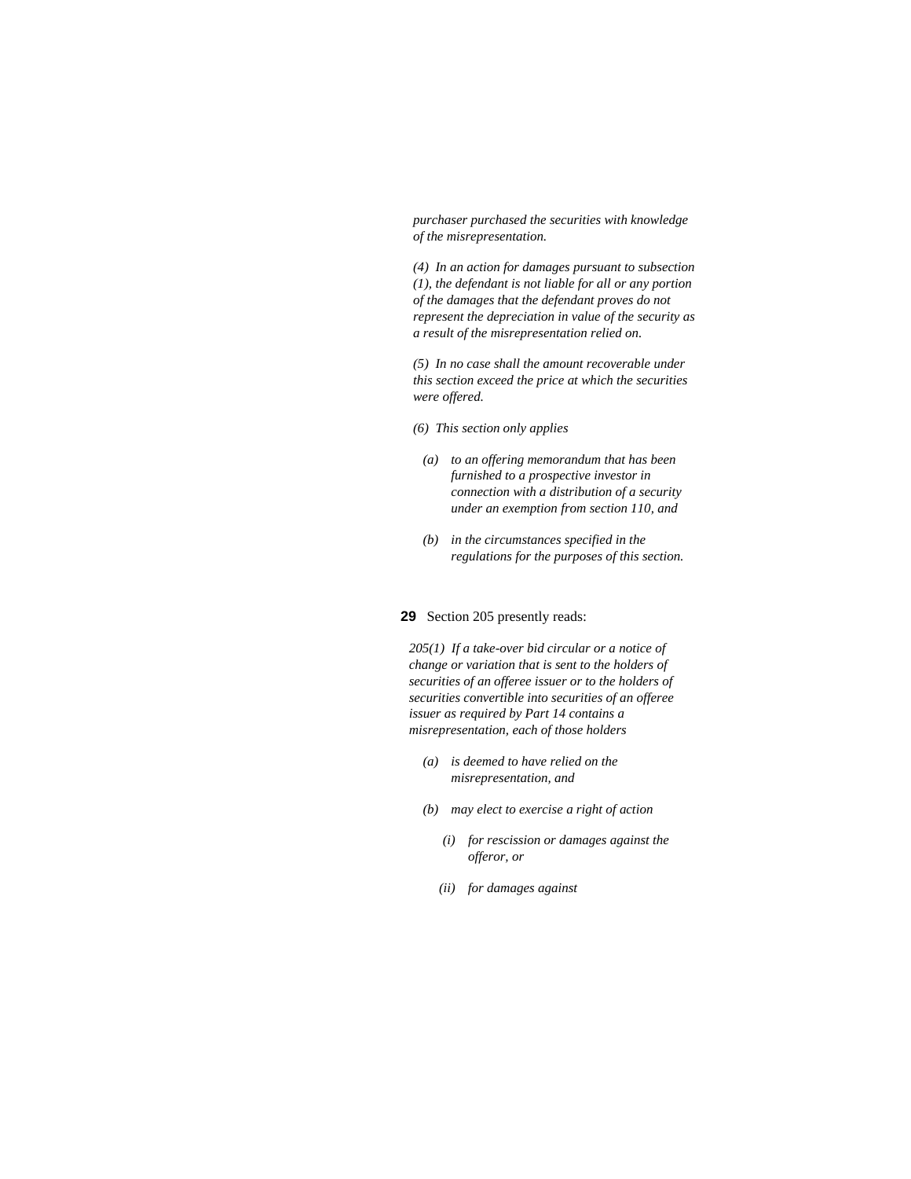*purchaser purchased the securities with knowledge of the misrepresentation.*

*(4) In an action for damages pursuant to subsection (1), the defendant is not liable for all or any portion of the damages that the defendant proves do not represent the depreciation in value of the security as a result of the misrepresentation relied on.*

*(5) In no case shall the amount recoverable under this section exceed the price at which the securities were offered.*

*(6) This section only applies*

- *(a) to an offering memorandum that has been furnished to a prospective investor in connection with a distribution of a security under an exemption from section 110, and*
- *(b) in the circumstances specified in the regulations for the purposes of this section.*

**29** Section 205 presently reads:

*205(1) If a take-over bid circular or a notice of change or variation that is sent to the holders of securities of an offeree issuer or to the holders of securities convertible into securities of an offeree issuer as required by Part 14 contains a misrepresentation, each of those holders*

- *(a) is deemed to have relied on the misrepresentation, and*
- *(b) may elect to exercise a right of action*
  - *(i) for rescission or damages against the offeror, or*
  - *(ii) for damages against*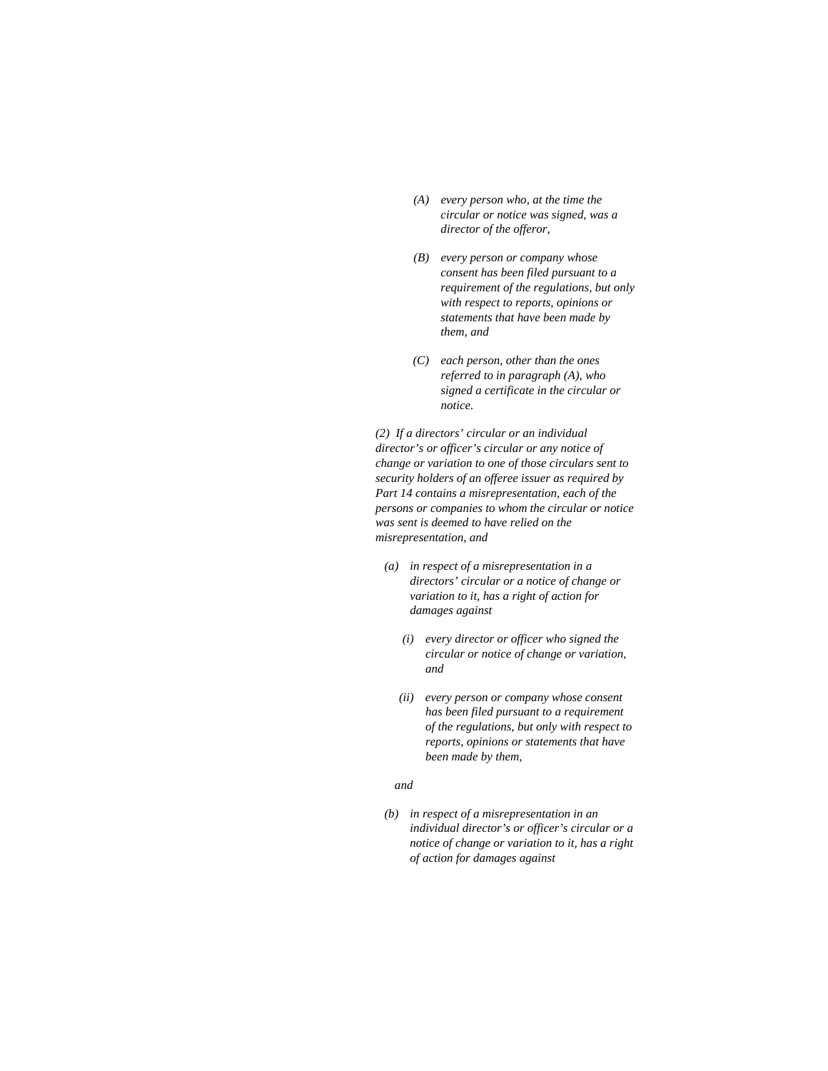*(A) every person who, at the time the circular or notice was signed, was a director of the offeror,*

*(B) every person or company whose consent has been filed pursuant to a requirement of the regulations, but only with respect to reports, opinions or statements that have been made by them, and*

*(C) each person, other than the ones referred to in paragraph (A), who signed a certificate in the circular or notice.*

*(2) If a directors' circular or an individual director's or officer's circular or any notice of change or variation to one of those circulars sent to security holders of an offeree issuer as required by Part 14 contains a misrepresentation, each of the persons or companies to whom the circular or notice was sent is deemed to have relied on the misrepresentation, and*

*(a) in respect of a misrepresentation in a directors' circular or a notice of change or variation to it, has a right of action for damages against*

*(i) every director or officer who signed the circular or notice of change or variation, and*

*(ii) every person or company whose consent has been filed pursuant to a requirement of the regulations, but only with respect to reports, opinions or statements that have been made by them,*

*and*

*(b) in respect of a misrepresentation in an individual director's or officer's circular or a notice of change or variation to it, has a right of action for damages against*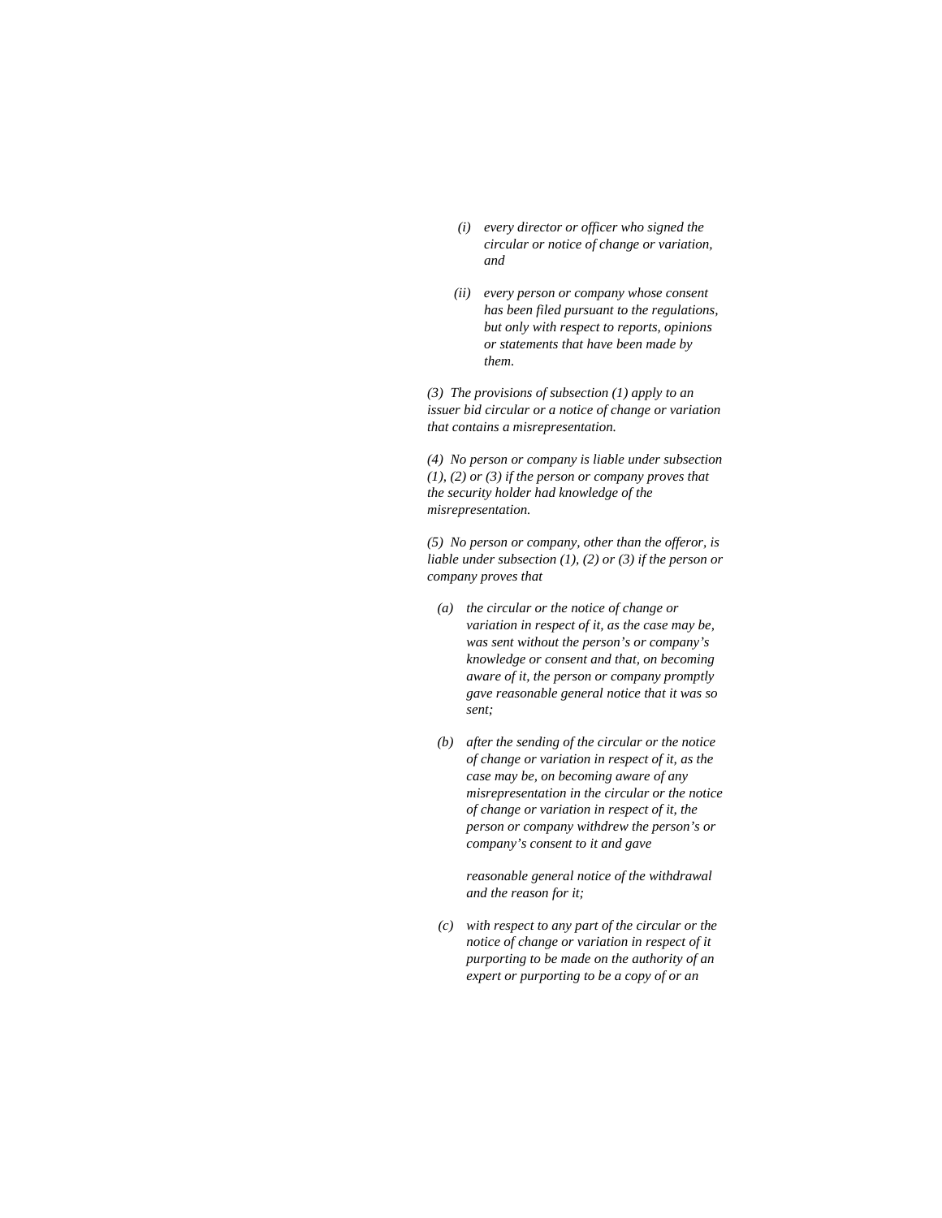*(i) every director or officer who signed the circular or notice of change or variation, and*

*(ii) every person or company whose consent has been filed pursuant to the regulations, but only with respect to reports, opinions or statements that have been made by them.*

*(3) The provisions of subsection (1) apply to an issuer bid circular or a notice of change or variation that contains a misrepresentation.*

*(4) No person or company is liable under subsection (1), (2) or (3) if the person or company proves that the security holder had knowledge of the misrepresentation.*

*(5) No person or company, other than the offeror, is liable under subsection (1), (2) or (3) if the person or company proves that*

*(a) the circular or the notice of change or variation in respect of it, as the case may be, was sent without the person's or company's knowledge or consent and that, on becoming aware of it, the person or company promptly gave reasonable general notice that it was so sent;*

*(b) after the sending of the circular or the notice of change or variation in respect of it, as the case may be, on becoming aware of any misrepresentation in the circular or the notice of change or variation in respect of it, the person or company withdrew the person's or company's consent to it and gave reasonable general notice of the withdrawal and the reason for it;*

*(c) with respect to any part of the circular or the notice of change or variation in respect of it purporting to be made on the authority of an expert or purporting to be a copy of or an*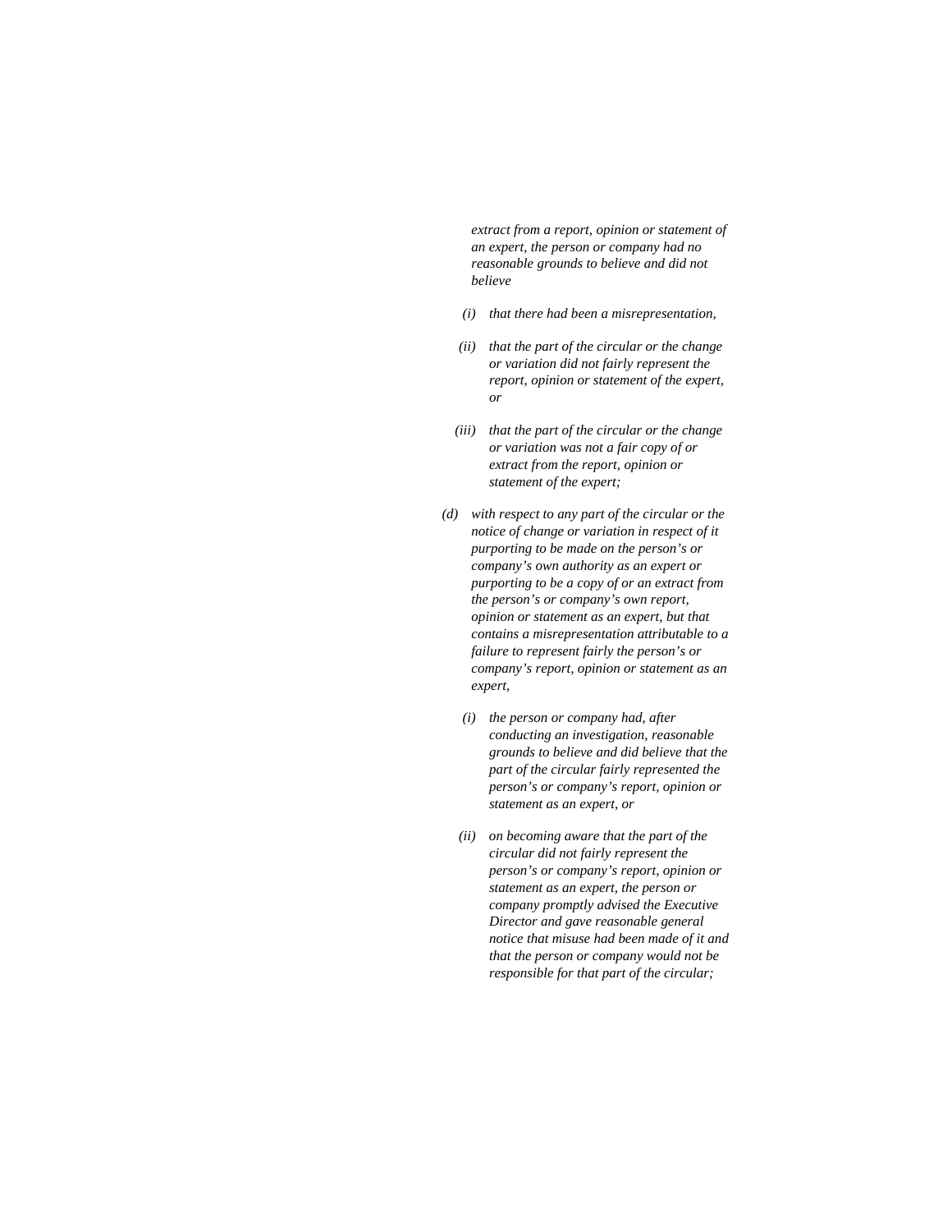*extract from a report, opinion or statement of an expert, the person or company had no reasonable grounds to believe and did not believe*

*(i) that there had been a misrepresentation,*

*(ii) that the part of the circular or the change or variation did not fairly represent the report, opinion or statement of the expert, or*

*(iii) that the part of the circular or the change or variation was not a fair copy of or extract from the report, opinion or statement of the expert;*

*(d) with respect to any part of the circular or the notice of change or variation in respect of it purporting to be made on the person's or company's own authority as an expert or purporting to be a copy of or an extract from the person's or company's own report, opinion or statement as an expert, but that contains a misrepresentation attributable to a failure to represent fairly the person's or company's report, opinion or statement as an expert,*

*(i) the person or company had, after conducting an investigation, reasonable grounds to believe and did believe that the part of the circular fairly represented the person's or company's report, opinion or statement as an expert, or*

*(ii) on becoming aware that the part of the circular did not fairly represent the person's or company's report, opinion or statement as an expert, the person or company promptly advised the Executive Director and gave reasonable general notice that misuse had been made of it and that the person or company would not be responsible for that part of the circular;*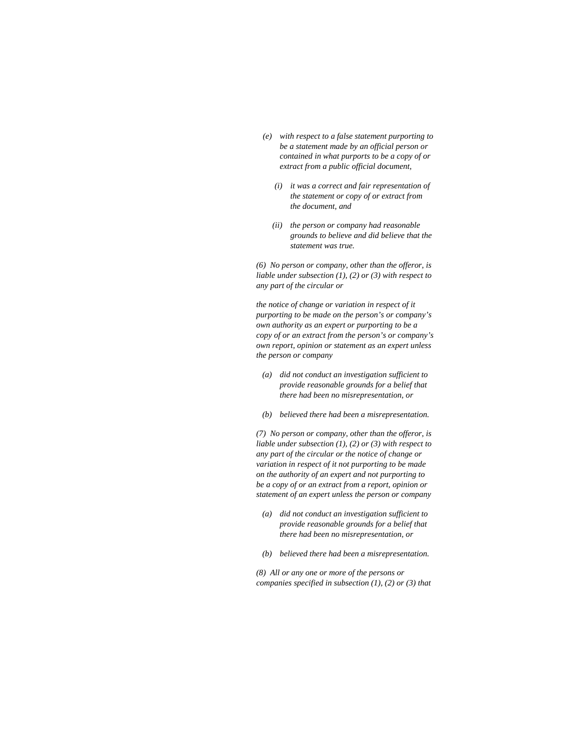*(e) with respect to a false statement purporting to be a statement made by an official person or contained in what purports to be a copy of or extract from a public official document,*

*(i) it was a correct and fair representation of the statement or copy of or extract from the document, and*

*(ii) the person or company had reasonable grounds to believe and did believe that the statement was true.*

*(6) No person or company, other than the offeror, is liable under subsection (1), (2) or (3) with respect to any part of the circular or*

*the notice of change or variation in respect of it purporting to be made on the person's or company's own authority as an expert or purporting to be a copy of or an extract from the person's or company's own report, opinion or statement as an expert unless the person or company*

*(a) did not conduct an investigation sufficient to provide reasonable grounds for a belief that there had been no misrepresentation, or*

*(b) believed there had been a misrepresentation.*

*(7) No person or company, other than the offeror, is liable under subsection (1), (2) or (3) with respect to any part of the circular or the notice of change or variation in respect of it not purporting to be made on the authority of an expert and not purporting to be a copy of or an extract from a report, opinion or statement of an expert unless the person or company*

*(a) did not conduct an investigation sufficient to provide reasonable grounds for a belief that there had been no misrepresentation, or*

*(b) believed there had been a misrepresentation.*

*(8) All or any one or more of the persons or companies specified in subsection (1), (2) or (3) that*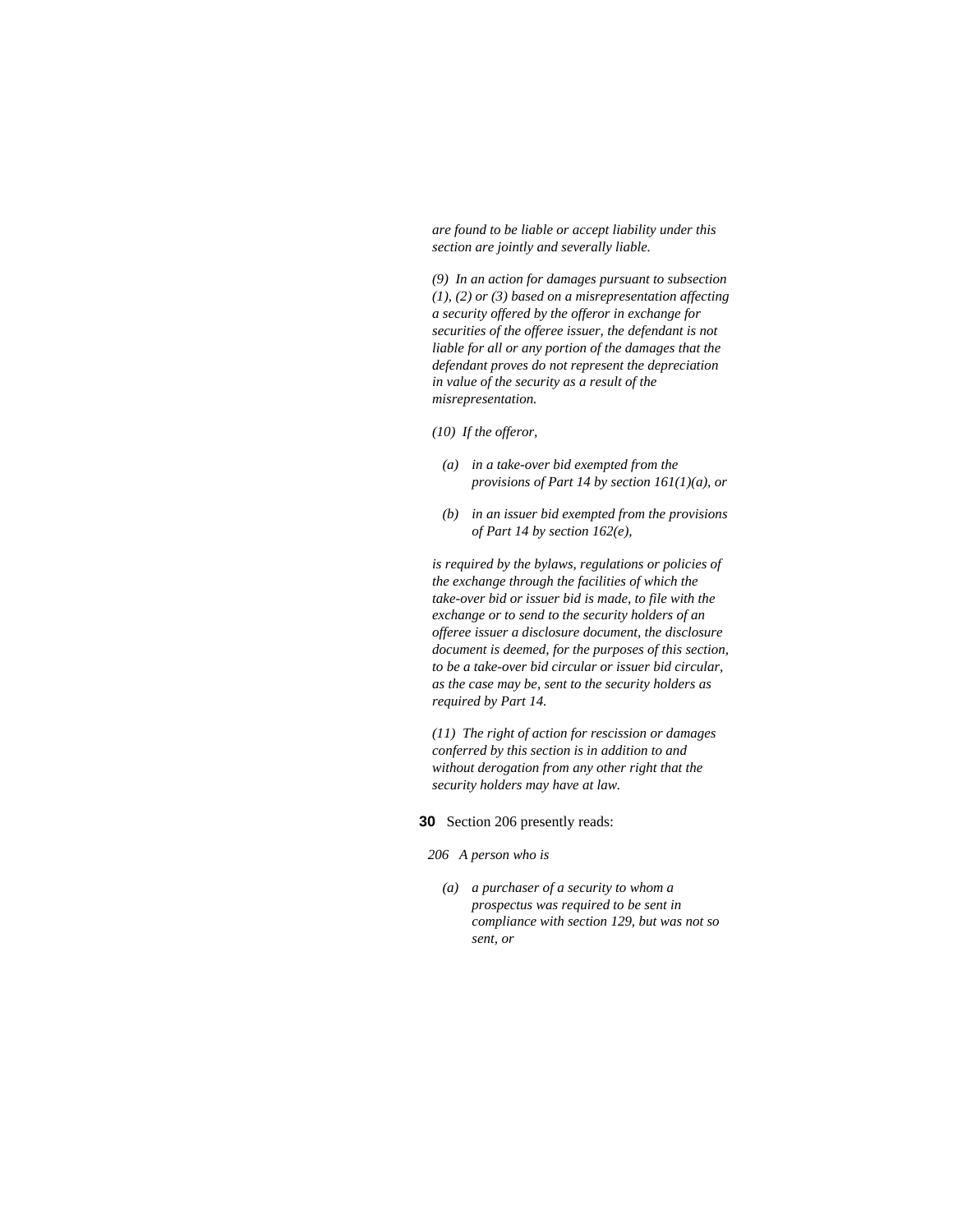*are found to be liable or accept liability under this section are jointly and severally liable.*

*(9) In an action for damages pursuant to subsection (1), (2) or (3) based on a misrepresentation affecting a security offered by the offeror in exchange for securities of the offeree issuer, the defendant is not liable for all or any portion of the damages that the defendant proves do not represent the depreciation in value of the security as a result of the misrepresentation.*

*(10) If the offeror,*

- *(a) in a take-over bid exempted from the provisions of Part 14 by section 161(1)(a), or*
- *(b) in an issuer bid exempted from the provisions of Part 14 by section 162(e),*

*is required by the bylaws, regulations or policies of the exchange through the facilities of which the take-over bid or issuer bid is made, to file with the exchange or to send to the security holders of an offeree issuer a disclosure document, the disclosure document is deemed, for the purposes of this section, to be a take-over bid circular or issuer bid circular, as the case may be, sent to the security holders as required by Part 14.*

*(11) The right of action for rescission or damages conferred by this section is in addition to and without derogation from any other right that the security holders may have at law.*

**30** Section 206 presently reads:

*206 A person who is*

- *(a) a purchaser of a security to whom a prospectus was required to be sent in compliance with section 129, but was not so sent, or*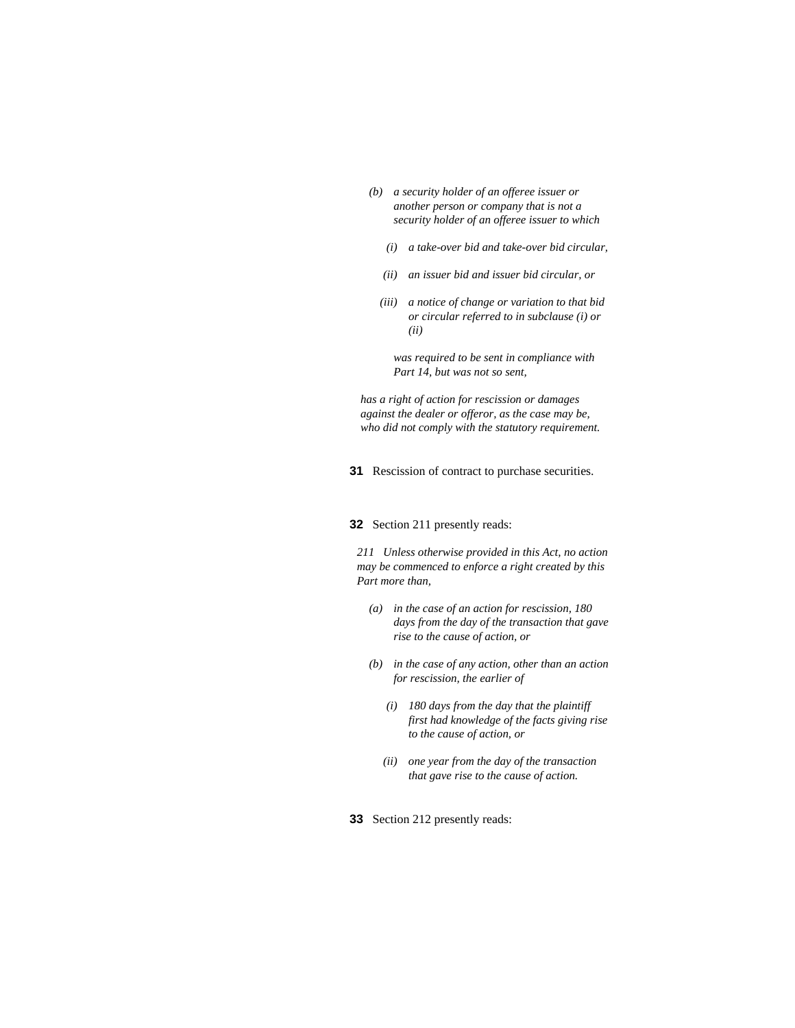*(b) a security holder of an offeree issuer or another person or company that is not a security holder of an offeree issuer to which*

*(i) a take-over bid and take-over bid circular,*

*(ii) an issuer bid and issuer bid circular, or*

*(iii) a notice of change or variation to that bid or circular referred to in subclause (i) or (ii)*

*was required to be sent in compliance with Part 14, but was not so sent,*

*has a right of action for rescission or damages against the dealer or offeror, as the case may be, who did not comply with the statutory requirement.*

**31** Rescission of contract to purchase securities.

**32** Section 211 presently reads:

*211 Unless otherwise provided in this Act, no action may be commenced to enforce a right created by this Part more than,*

*(a) in the case of an action for rescission, 180 days from the day of the transaction that gave rise to the cause of action, or*

*(b) in the case of any action, other than an action for rescission, the earlier of*

*(i) 180 days from the day that the plaintiff first had knowledge of the facts giving rise to the cause of action, or*

*(ii) one year from the day of the transaction that gave rise to the cause of action.*

**33** Section 212 presently reads: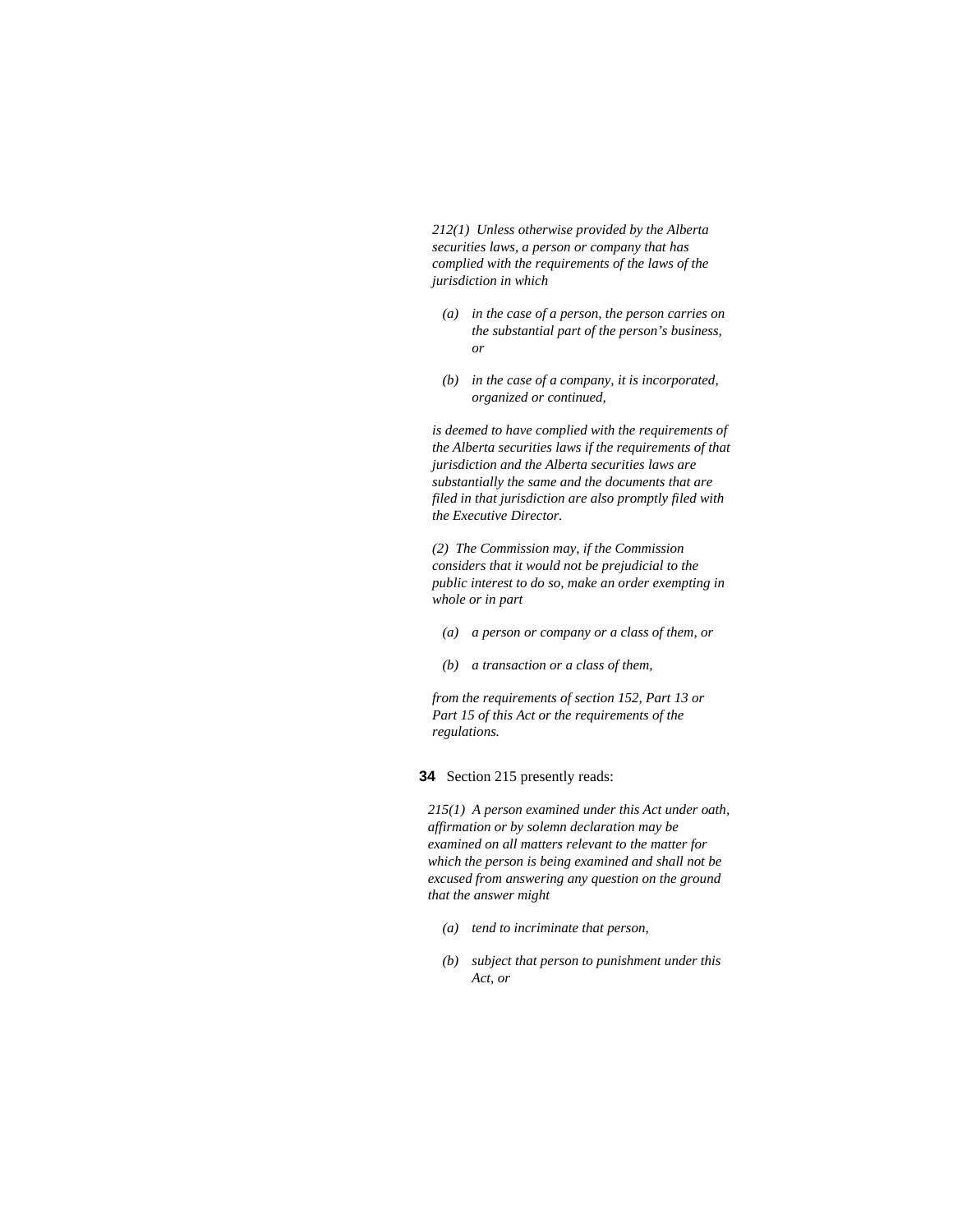*212(1) Unless otherwise provided by the Alberta securities laws, a person or company that has complied with the requirements of the laws of the jurisdiction in which*

- *(a) in the case of a person, the person carries on the substantial part of the person's business, or*
- *(b) in the case of a company, it is incorporated, organized or continued,*

*is deemed to have complied with the requirements of the Alberta securities laws if the requirements of that jurisdiction and the Alberta securities laws are substantially the same and the documents that are filed in that jurisdiction are also promptly filed with the Executive Director.*

*(2) The Commission may, if the Commission considers that it would not be prejudicial to the public interest to do so, make an order exempting in whole or in part*

- *(a) a person or company or a class of them, or*
- *(b) a transaction or a class of them,*

*from the requirements of section 152, Part 13 or Part 15 of this Act or the requirements of the regulations.*

**34** Section 215 presently reads:

*215(1) A person examined under this Act under oath, affirmation or by solemn declaration may be examined on all matters relevant to the matter for which the person is being examined and shall not be excused from answering any question on the ground that the answer might*

- *(a) tend to incriminate that person,*
- *(b) subject that person to punishment under this Act, or*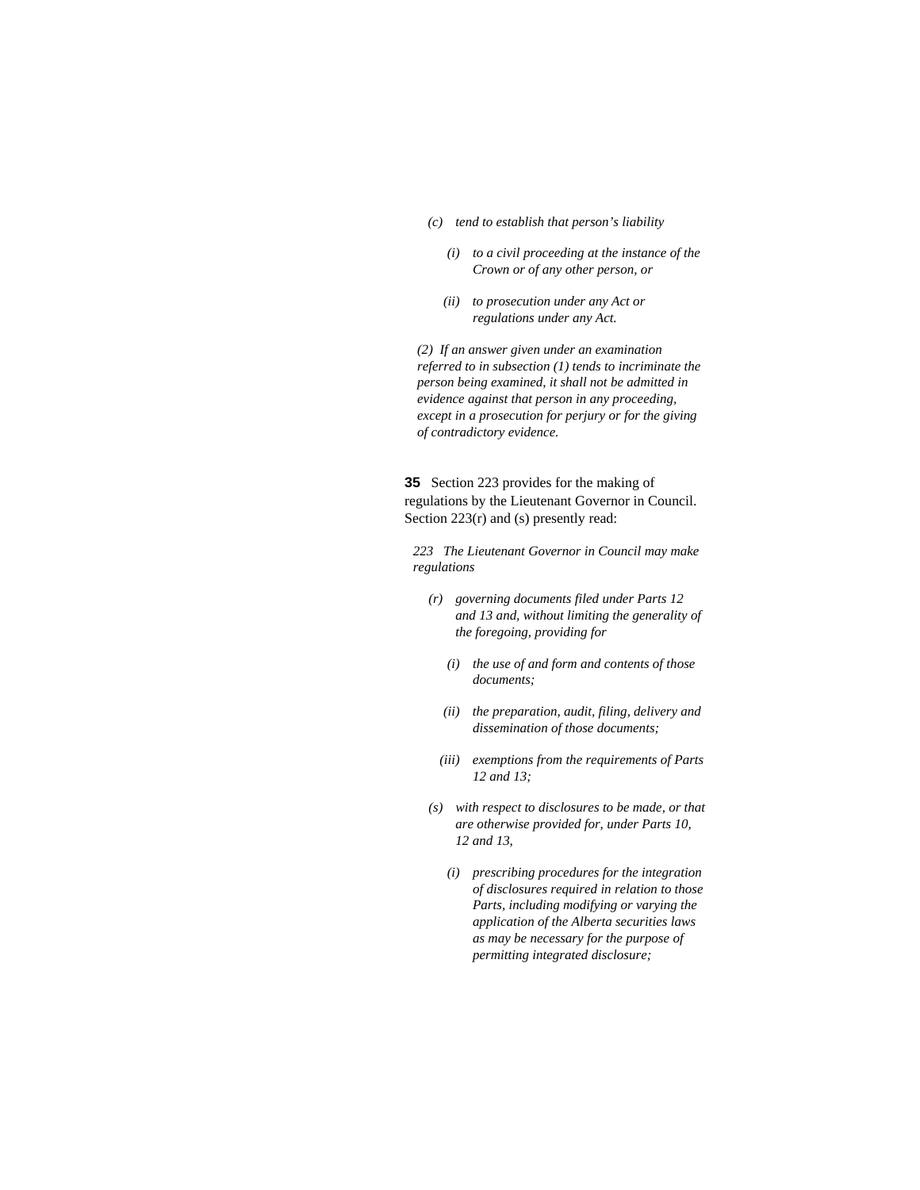*(c) tend to establish that person's liability*

*(i) to a civil proceeding at the instance of the Crown or of any other person, or*

*(ii) to prosecution under any Act or regulations under any Act.*

*(2) If an answer given under an examination referred to in subsection (1) tends to incriminate the person being examined, it shall not be admitted in evidence against that person in any proceeding, except in a prosecution for perjury or for the giving of contradictory evidence.*

**35** Section 223 provides for the making of regulations by the Lieutenant Governor in Council. Section 223(r) and (s) presently read:

*223 The Lieutenant Governor in Council may make regulations*

*(r) governing documents filed under Parts 12 and 13 and, without limiting the generality of the foregoing, providing for*

*(i) the use of and form and contents of those documents;*

*(ii) the preparation, audit, filing, delivery and dissemination of those documents;*

*(iii) exemptions from the requirements of Parts 12 and 13;*

*(s) with respect to disclosures to be made, or that are otherwise provided for, under Parts 10, 12 and 13,*

*(i) prescribing procedures for the integration of disclosures required in relation to those Parts, including modifying or varying the application of the Alberta securities laws as may be necessary for the purpose of permitting integrated disclosure;*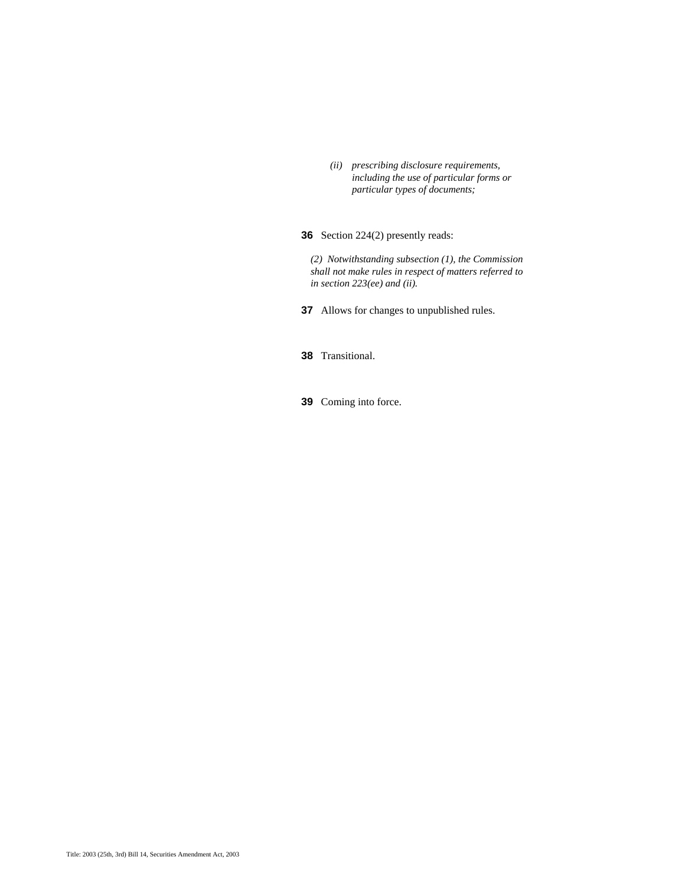*(ii) prescribing disclosure requirements, including the use of particular forms or particular types of documents;*

**36** Section 224(2) presently reads:

*(2) Notwithstanding subsection (1), the Commission shall not make rules in respect of matters referred to in section 223(ee) and (ii).*

**37** Allows for changes to unpublished rules.

**38** Transitional.

**39** Coming into force.